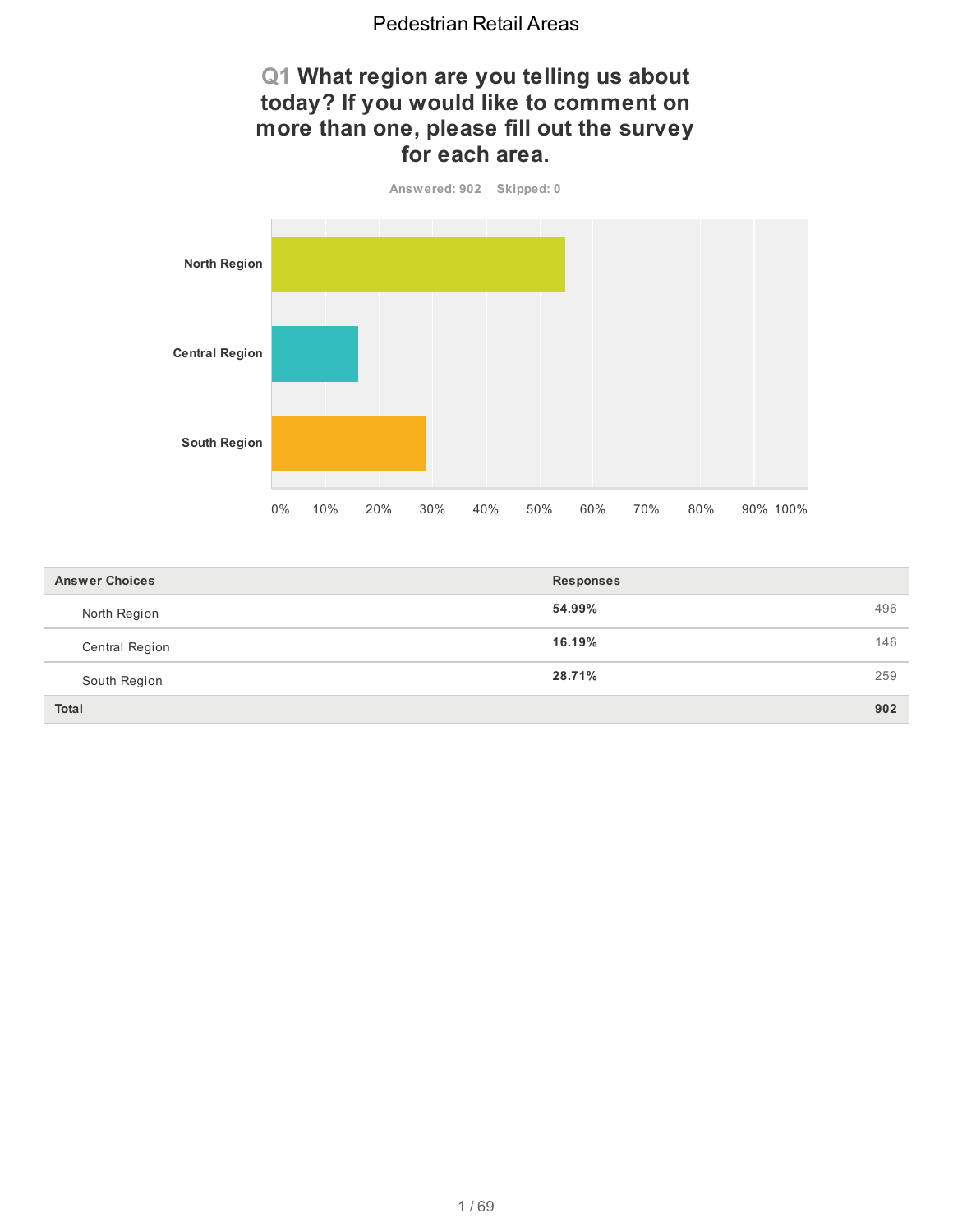# Pedestrian Retail Areas

## Q1 What region are you telling us about today? If you would like to comment on more than one, please fill out the survey for each area.

Answered: 902 Skipped: 0

| Answer Choices | Responses | |
|---|---|---|
| North Region | **54.99%** | 496 |
| Central Region | **16.19%** | 146 |
| South Region | **28.71%** | 259 |
| **Total** | | **902** |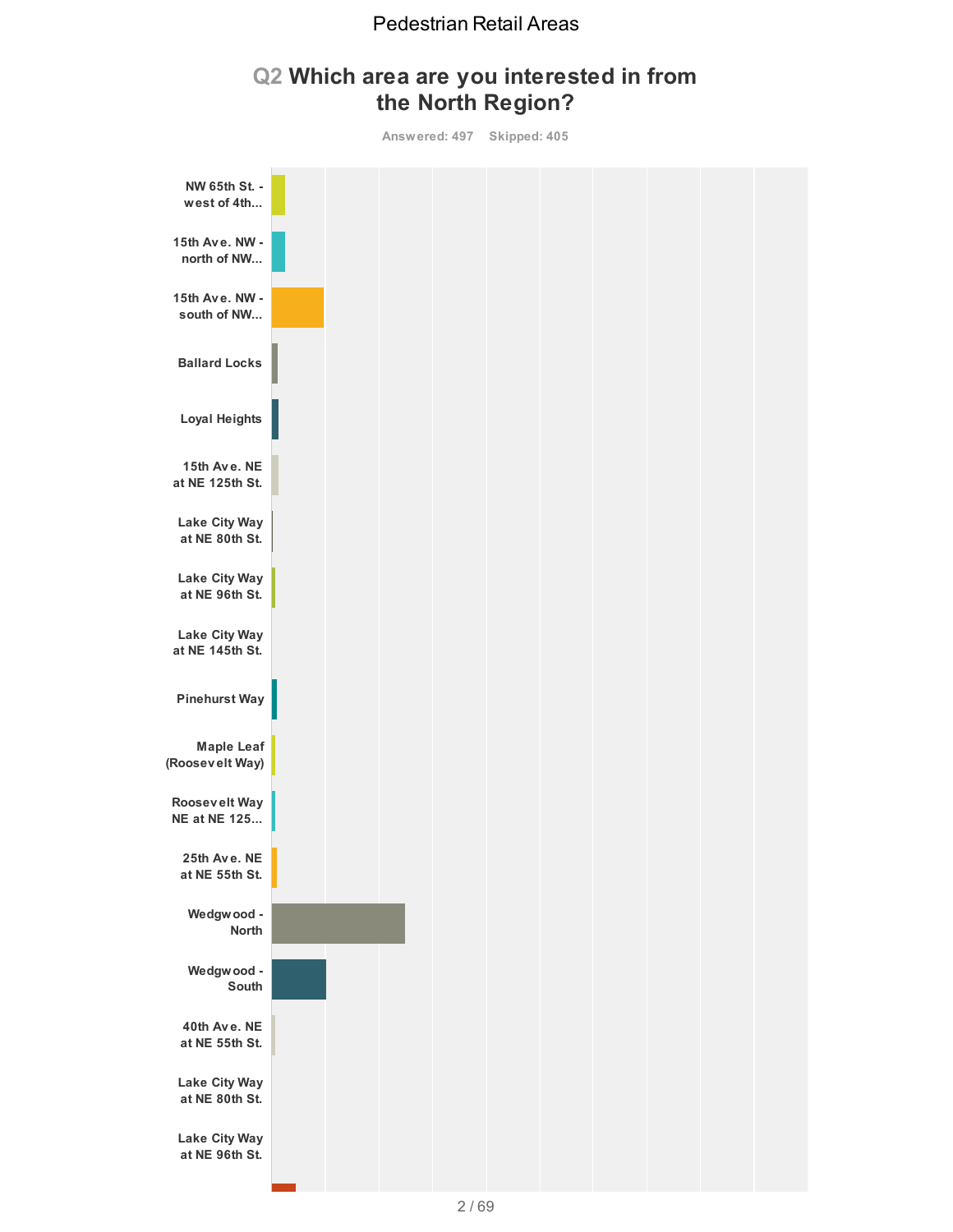# Pedestrian Retail Areas

## Q2 Which area are you interested in from the North Region?

Answered: 497 Skipped: 405

- NW 65th St. - west of 4th...
- 15th Ave. NW - north of NW...
- 15th Ave. NW - south of NW...
- Ballard Locks
- Loyal Heights
- 15th Ave. NE at NE 125th St.
- Lake City Way at NE 80th St.
- Lake City Way at NE 96th St.
- Lake City Way at NE 145th St.
- Pinehurst Way
- Maple Leaf (Roosevelt Way)
- Roosevelt Way NE at NE 125...
- 25th Ave. NE at NE 55th St.
- Wedgwood - North
- Wedgwood - South
- 40th Ave. NE at NE 55th St.
- Lake City Way at NE 80th St.
- Lake City Way at NE 96th St.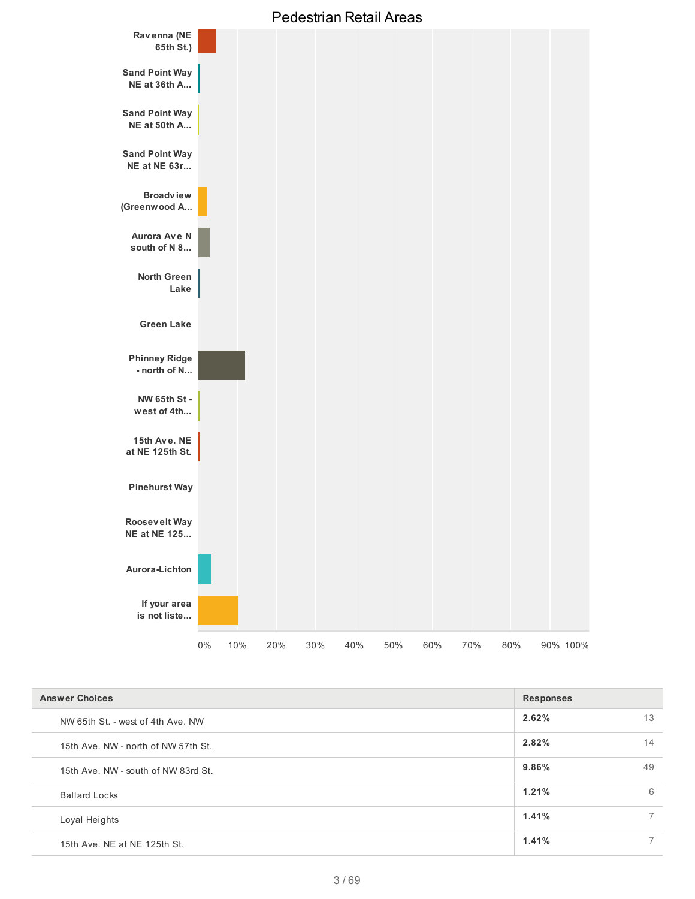## Pedestrian Retail Areas

Ravenna (NE 65th St.)
Sand Point Way NE at 36th A...
Sand Point Way NE at 50th A...
Sand Point Way NE at NE 63r...
Broadview (Greenwood A...
Aurora Ave N south of N 8...
North Green Lake
Green Lake
Phinney Ridge - north of N...
NW 65th St - west of 4th...
15th Ave. NE at NE 125th St.
Pinehurst Way
Roosevelt Way NE at NE 125...
Aurora-Lichton
If your area is not liste...

0% 10% 20% 30% 40% 50% 60% 70% 80% 90% 100%

| Answer Choices | Responses | |
|---|---|---|
| NW 65th St. - west of 4th Ave. NW | **2.62%** | 13 |
| 15th Ave. NW - north of NW 57th St. | **2.82%** | 14 |
| 15th Ave. NW - south of NW 83rd St. | **9.86%** | 49 |
| Ballard Locks | **1.21%** | 6 |
| Loyal Heights | **1.41%** | 7 |
| 15th Ave. NE at NE 125th St. | **1.41%** | 7 |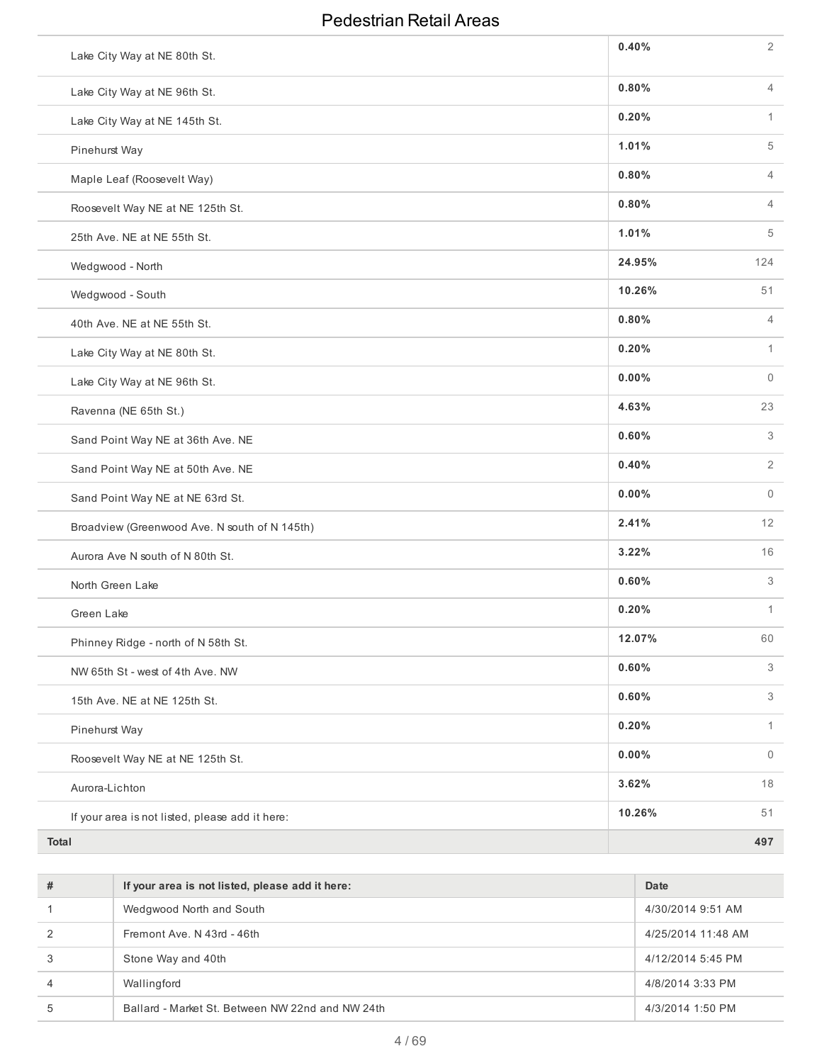## Pedestrian Retail Areas

| | | |
|---|---|---|
| Lake City Way at NE 80th St. | 0.40% | 2 |
| Lake City Way at NE 96th St. | 0.80% | 4 |
| Lake City Way at NE 145th St. | 0.20% | 1 |
| Pinehurst Way | 1.01% | 5 |
| Maple Leaf (Roosevelt Way) | 0.80% | 4 |
| Roosevelt Way NE at NE 125th St. | 0.80% | 4 |
| 25th Ave. NE at NE 55th St. | 1.01% | 5 |
| Wedgwood - North | 24.95% | 124 |
| Wedgwood - South | 10.26% | 51 |
| 40th Ave. NE at NE 55th St. | 0.80% | 4 |
| Lake City Way at NE 80th St. | 0.20% | 1 |
| Lake City Way at NE 96th St. | 0.00% | 0 |
| Ravenna (NE 65th St.) | 4.63% | 23 |
| Sand Point Way NE at 36th Ave. NE | 0.60% | 3 |
| Sand Point Way NE at 50th Ave. NE | 0.40% | 2 |
| Sand Point Way NE at NE 63rd St. | 0.00% | 0 |
| Broadview (Greenwood Ave. N south of N 145th) | 2.41% | 12 |
| Aurora Ave N south of N 80th St. | 3.22% | 16 |
| North Green Lake | 0.60% | 3 |
| Green Lake | 0.20% | 1 |
| Phinney Ridge - north of N 58th St. | 12.07% | 60 |
| NW 65th St - west of 4th Ave. NW | 0.60% | 3 |
| 15th Ave. NE at NE 125th St. | 0.60% | 3 |
| Pinehurst Way | 0.20% | 1 |
| Roosevelt Way NE at NE 125th St. | 0.00% | 0 |
| Aurora-Lichton | 3.62% | 18 |
| If your area is not listed, please add it here: | 10.26% | 51 |
| **Total** | | **497** |

| # | If your area is not listed, please add it here: | Date |
|---|---|---|
| 1 | Wedgwood North and South | 4/30/2014 9:51 AM |
| 2 | Fremont Ave. N 43rd - 46th | 4/25/2014 11:48 AM |
| 3 | Stone Way and 40th | 4/12/2014 5:45 PM |
| 4 | Wallingford | 4/8/2014 3:33 PM |
| 5 | Ballard - Market St. Between NW 22nd and NW 24th | 4/3/2014 1:50 PM |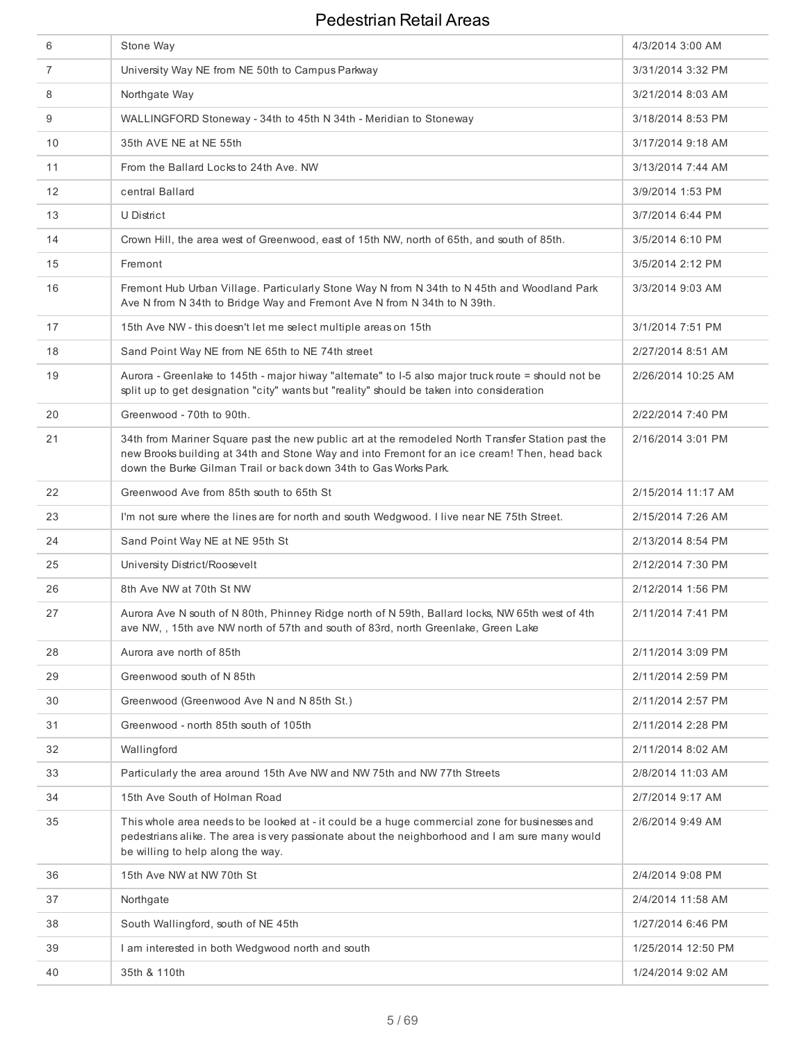# Pedestrian Retail Areas

| | | |
|---|---|---|
| 6 | Stone Way | 4/3/2014 3:00 AM |
| 7 | University Way NE from NE 50th to Campus Parkway | 3/31/2014 3:32 PM |
| 8 | Northgate Way | 3/21/2014 8:03 AM |
| 9 | WALLINGFORD Stoneway - 34th to 45th N 34th - Meridian to Stoneway | 3/18/2014 8:53 PM |
| 10 | 35th AVE NE at NE 55th | 3/17/2014 9:18 AM |
| 11 | From the Ballard Locks to 24th Ave. NW | 3/13/2014 7:44 AM |
| 12 | central Ballard | 3/9/2014 1:53 PM |
| 13 | U District | 3/7/2014 6:44 PM |
| 14 | Crown Hill, the area west of Greenwood, east of 15th NW, north of 65th, and south of 85th. | 3/5/2014 6:10 PM |
| 15 | Fremont | 3/5/2014 2:12 PM |
| 16 | Fremont Hub Urban Village. Particularly Stone Way N from N 34th to N 45th and Woodland Park Ave N from N 34th to Bridge Way and Fremont Ave N from N 34th to N 39th. | 3/3/2014 9:03 AM |
| 17 | 15th Ave NW - this doesn't let me select multiple areas on 15th | 3/1/2014 7:51 PM |
| 18 | Sand Point Way NE from NE 65th to NE 74th street | 2/27/2014 8:51 AM |
| 19 | Aurora - Greenlake to 145th - major hiway "alternate" to I-5 also major truck route = should not be split up to get designation "city" wants but "reality" should be taken into consideration | 2/26/2014 10:25 AM |
| 20 | Greenwood - 70th to 90th. | 2/22/2014 7:40 PM |
| 21 | 34th from Mariner Square past the new public art at the remodeled North Transfer Station past the new Brooks building at 34th and Stone Way and into Fremont for an ice cream! Then, head back down the Burke Gilman Trail or back down 34th to Gas Works Park. | 2/16/2014 3:01 PM |
| 22 | Greenwood Ave from 85th south to 65th St | 2/15/2014 11:17 AM |
| 23 | I'm not sure where the lines are for north and south Wedgwood. I live near NE 75th Street. | 2/15/2014 7:26 AM |
| 24 | Sand Point Way NE at NE 95th St | 2/13/2014 8:54 PM |
| 25 | University District/Roosevelt | 2/12/2014 7:30 PM |
| 26 | 8th Ave NW at 70th St NW | 2/12/2014 1:56 PM |
| 27 | Aurora Ave N south of N 80th, Phinney Ridge north of N 59th, Ballard locks, NW 65th west of 4th ave NW, , 15th ave NW north of 57th and south of 83rd, north Greenlake, Green Lake | 2/11/2014 7:41 PM |
| 28 | Aurora ave north of 85th | 2/11/2014 3:09 PM |
| 29 | Greenwood south of N 85th | 2/11/2014 2:59 PM |
| 30 | Greenwood (Greenwood Ave N and N 85th St.) | 2/11/2014 2:57 PM |
| 31 | Greenwood - north 85th south of 105th | 2/11/2014 2:28 PM |
| 32 | Wallingford | 2/11/2014 8:02 AM |
| 33 | Particularly the area around 15th Ave NW and NW 75th and NW 77th Streets | 2/8/2014 11:03 AM |
| 34 | 15th Ave South of Holman Road | 2/7/2014 9:17 AM |
| 35 | This whole area needs to be looked at - it could be a huge commercial zone for businesses and pedestrians alike. The area is very passionate about the neighborhood and I am sure many would be willing to help along the way. | 2/6/2014 9:49 AM |
| 36 | 15th Ave NW at NW 70th St | 2/4/2014 9:08 PM |
| 37 | Northgate | 2/4/2014 11:58 AM |
| 38 | South Wallingford, south of NE 45th | 1/27/2014 6:46 PM |
| 39 | I am interested in both Wedgwood north and south | 1/25/2014 12:50 PM |
| 40 | 35th & 110th | 1/24/2014 9:02 AM |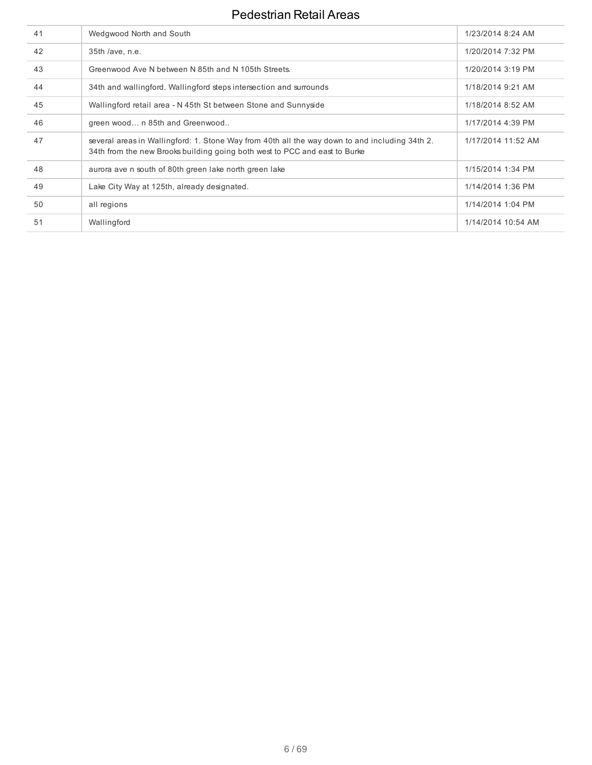# Pedestrian Retail Areas

| | | |
|---|---|---|
| 41 | Wedgwood North and South | 1/23/2014 8:24 AM |
| 42 | 35th /ave, n.e. | 1/20/2014 7:32 PM |
| 43 | Greenwood Ave N between N 85th and N 105th Streets. | 1/20/2014 3:19 PM |
| 44 | 34th and wallingford. Wallingford steps intersection and surrounds | 1/18/2014 9:21 AM |
| 45 | Wallingford retail area - N 45th St between Stone and Sunnyside | 1/18/2014 8:52 AM |
| 46 | green wood… n 85th and Greenwood.. | 1/17/2014 4:39 PM |
| 47 | several areas in Wallingford: 1. Stone Way from 40th all the way down to and including 34th 2. 34th from the new Brooks building going both west to PCC and east to Burke | 1/17/2014 11:52 AM |
| 48 | aurora ave n south of 80th green lake north green lake | 1/15/2014 1:34 PM |
| 49 | Lake City Way at 125th, already designated. | 1/14/2014 1:36 PM |
| 50 | all regions | 1/14/2014 1:04 PM |
| 51 | Wallingford | 1/14/2014 10:54 AM |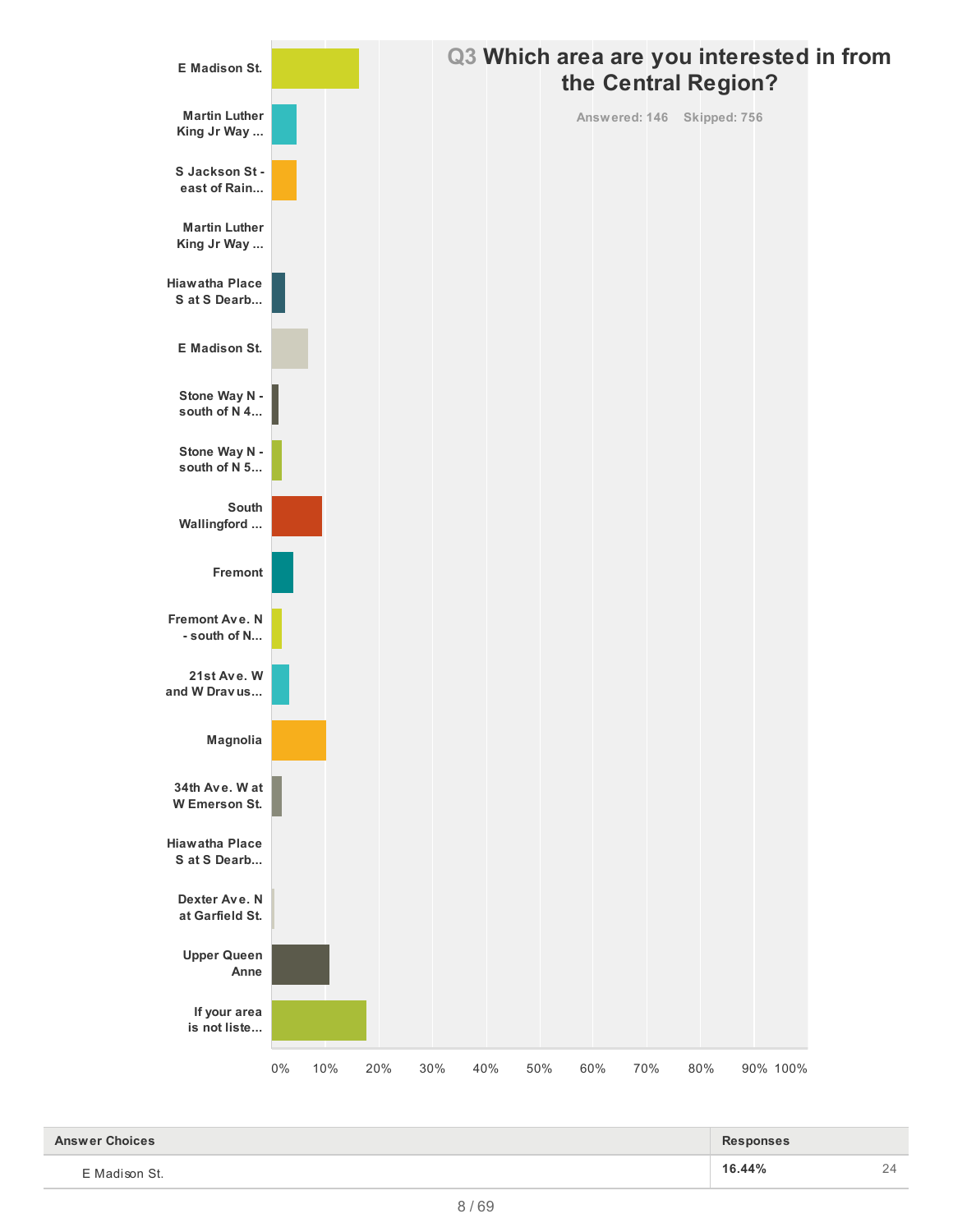## Q3 Which area are you interested in from the Central Region?

Answered: 146 Skipped: 756

| Answer Choices | Responses | |
|---|---|---|
| E Madison St. | 16.44% | 24 |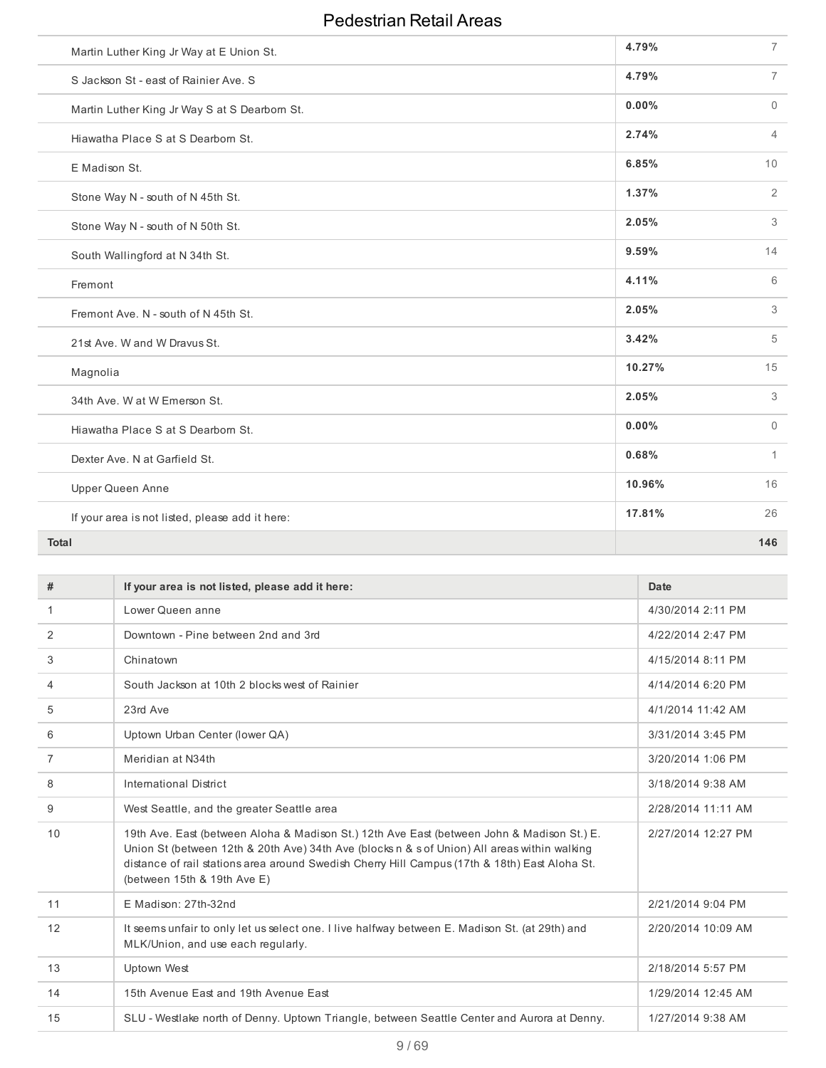# Pedestrian Retail Areas

| | | |
|---|---|---|
| Martin Luther King Jr Way at E Union St. | **4.79%** | 7 |
| S Jackson St - east of Rainier Ave. S | **4.79%** | 7 |
| Martin Luther King Jr Way S at S Dearborn St. | **0.00%** | 0 |
| Hiawatha Place S at S Dearborn St. | **2.74%** | 4 |
| E Madison St. | **6.85%** | 10 |
| Stone Way N - south of N 45th St. | **1.37%** | 2 |
| Stone Way N - south of N 50th St. | **2.05%** | 3 |
| South Wallingford at N 34th St. | **9.59%** | 14 |
| Fremont | **4.11%** | 6 |
| Fremont Ave. N - south of N 45th St. | **2.05%** | 3 |
| 21st Ave. W and W Dravus St. | **3.42%** | 5 |
| Magnolia | **10.27%** | 15 |
| 34th Ave. W at W Emerson St. | **2.05%** | 3 |
| Hiawatha Place S at S Dearborn St. | **0.00%** | 0 |
| Dexter Ave. N at Garfield St. | **0.68%** | 1 |
| Upper Queen Anne | **10.96%** | 16 |
| If your area is not listed, please add it here: | **17.81%** | 26 |
| **Total** | | **146** |

| # | If your area is not listed, please add it here: | Date |
|---|---|---|
| 1 | Lower Queen anne | 4/30/2014 2:11 PM |
| 2 | Downtown - Pine between 2nd and 3rd | 4/22/2014 2:47 PM |
| 3 | Chinatown | 4/15/2014 8:11 PM |
| 4 | South Jackson at 10th 2 blocks west of Rainier | 4/14/2014 6:20 PM |
| 5 | 23rd Ave | 4/1/2014 11:42 AM |
| 6 | Uptown Urban Center (lower QA) | 3/31/2014 3:45 PM |
| 7 | Meridian at N34th | 3/20/2014 1:06 PM |
| 8 | International District | 3/18/2014 9:38 AM |
| 9 | West Seattle, and the greater Seattle area | 2/28/2014 11:11 AM |
| 10 | 19th Ave. East (between Aloha & Madison St.) 12th Ave East (between John & Madison St.) E. Union St (between 12th & 20th Ave) 34th Ave (blocks n & s of Union) All areas within walking distance of rail stations area around Swedish Cherry Hill Campus (17th & 18th) East Aloha St. (between 15th & 19th Ave E) | 2/27/2014 12:27 PM |
| 11 | E Madison: 27th-32nd | 2/21/2014 9:04 PM |
| 12 | It seems unfair to only let us select one. I live halfway between E. Madison St. (at 29th) and MLK/Union, and use each regularly. | 2/20/2014 10:09 AM |
| 13 | Uptown West | 2/18/2014 5:57 PM |
| 14 | 15th Avenue East and 19th Avenue East | 1/29/2014 12:45 AM |
| 15 | SLU - Westlake north of Denny. Uptown Triangle, between Seattle Center and Aurora at Denny. | 1/27/2014 9:38 AM |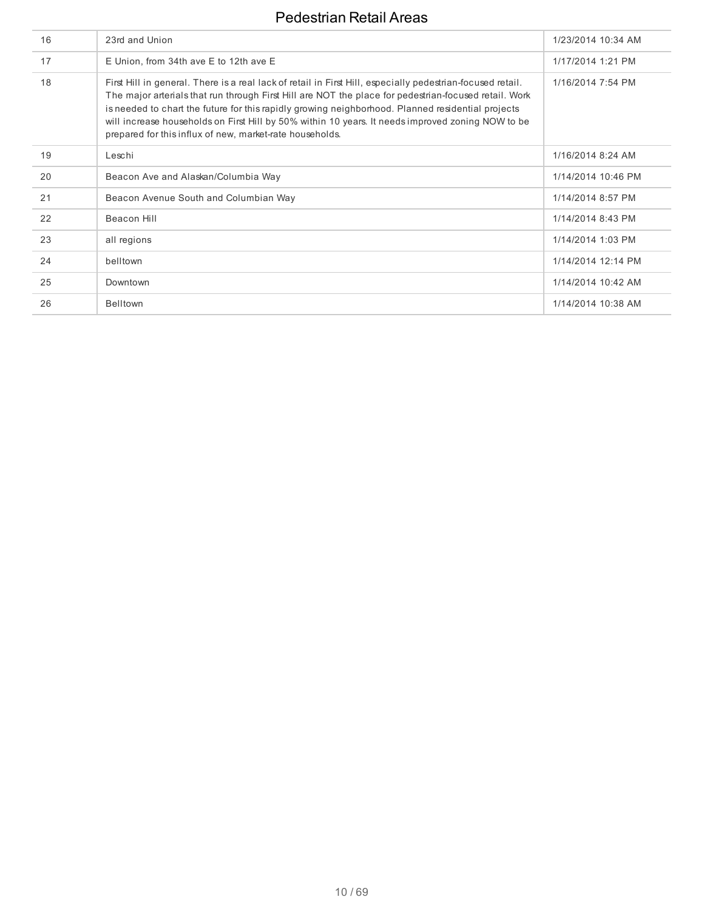# Pedestrian Retail Areas

| | | |
|---|---|---|
| 16 | 23rd and Union | 1/23/2014 10:34 AM |
| 17 | E Union, from 34th ave E to 12th ave E | 1/17/2014 1:21 PM |
| 18 | First Hill in general. There is a real lack of retail in First Hill, especially pedestrian-focused retail. The major arterials that run through First Hill are NOT the place for pedestrian-focused retail. Work is needed to chart the future for this rapidly growing neighborhood. Planned residential projects will increase households on First Hill by 50% within 10 years. It needs improved zoning NOW to be prepared for this influx of new, market-rate households. | 1/16/2014 7:54 PM |
| 19 | Leschi | 1/16/2014 8:24 AM |
| 20 | Beacon Ave and Alaskan/Columbia Way | 1/14/2014 10:46 PM |
| 21 | Beacon Avenue South and Columbian Way | 1/14/2014 8:57 PM |
| 22 | Beacon Hill | 1/14/2014 8:43 PM |
| 23 | all regions | 1/14/2014 1:03 PM |
| 24 | belltown | 1/14/2014 12:14 PM |
| 25 | Downtown | 1/14/2014 10:42 AM |
| 26 | Belltown | 1/14/2014 10:38 AM |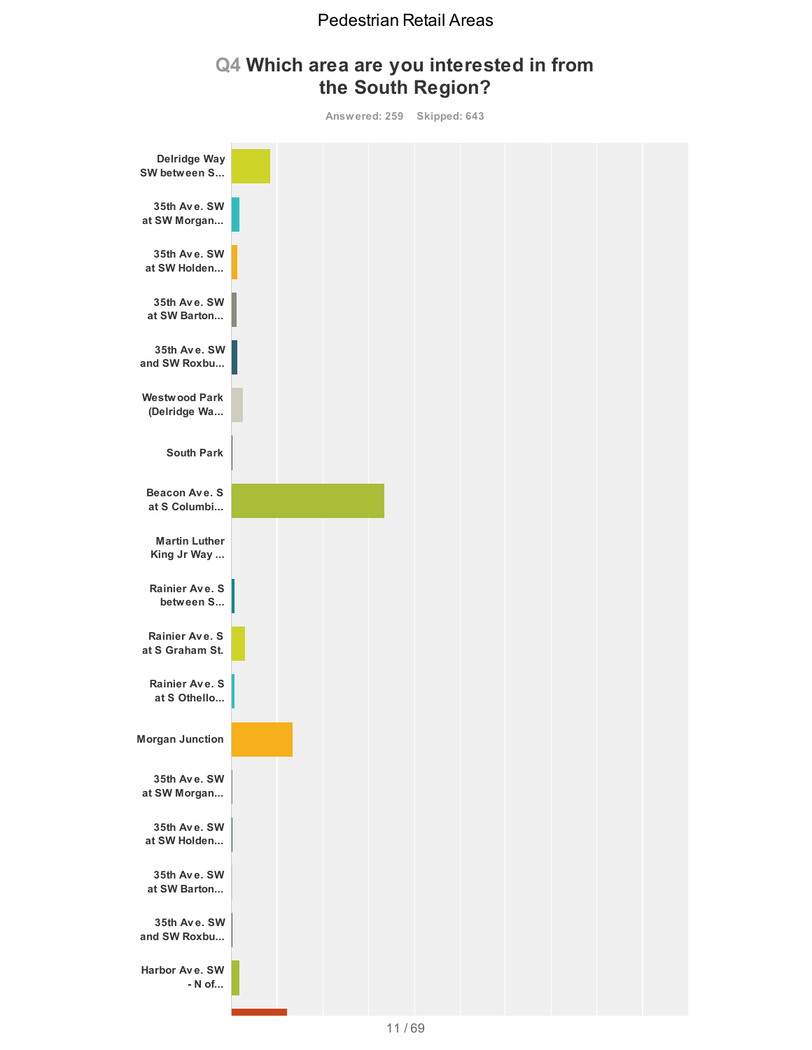Pedestrian Retail Areas

## Q4 Which area are you interested in from the South Region?

Answered: 259 Skipped: 643

- Delridge Way SW between S...
- 35th Ave. SW at SW Morgan...
- 35th Ave. SW at SW Holden...
- 35th Ave. SW at SW Barton...
- 35th Ave. SW and SW Roxbu...
- Westwood Park (Delridge Wa...
- South Park
- Beacon Ave. S at S Columbi...
- Martin Luther King Jr Way ...
- Rainier Ave. S between S...
- Rainier Ave. S at S Graham St.
- Rainier Ave. S at S Othello...
- Morgan Junction
- 35th Ave. SW at SW Morgan...
- 35th Ave. SW at SW Holden...
- 35th Ave. SW at SW Barton...
- 35th Ave. SW and SW Roxbu...
- Harbor Ave. SW - N of...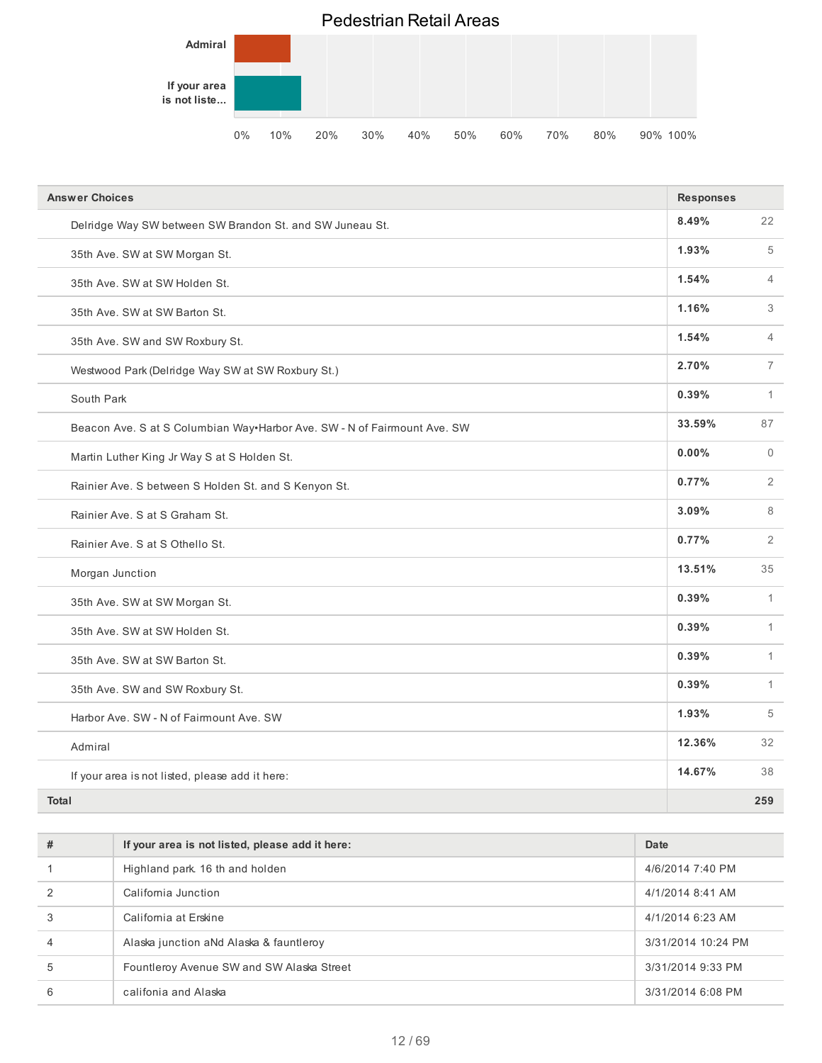## Pedestrian Retail Areas

| Answer Choices | Responses | |
|---|---|---|
| Delridge Way SW between SW Brandon St. and SW Juneau St. | 8.49% | 22 |
| 35th Ave. SW at SW Morgan St. | 1.93% | 5 |
| 35th Ave. SW at SW Holden St. | 1.54% | 4 |
| 35th Ave. SW at SW Barton St. | 1.16% | 3 |
| 35th Ave. SW and SW Roxbury St. | 1.54% | 4 |
| Westwood Park (Delridge Way SW at SW Roxbury St.) | 2.70% | 7 |
| South Park | 0.39% | 1 |
| Beacon Ave. S at S Columbian Way•Harbor Ave. SW - N of Fairmount Ave. SW | 33.59% | 87 |
| Martin Luther King Jr Way S at S Holden St. | 0.00% | 0 |
| Rainier Ave. S between S Holden St. and S Kenyon St. | 0.77% | 2 |
| Rainier Ave. S at S Graham St. | 3.09% | 8 |
| Rainier Ave. S at S Othello St. | 0.77% | 2 |
| Morgan Junction | 13.51% | 35 |
| 35th Ave. SW at SW Morgan St. | 0.39% | 1 |
| 35th Ave. SW at SW Holden St. | 0.39% | 1 |
| 35th Ave. SW at SW Barton St. | 0.39% | 1 |
| 35th Ave. SW and SW Roxbury St. | 0.39% | 1 |
| Harbor Ave. SW - N of Fairmount Ave. SW | 1.93% | 5 |
| Admiral | 12.36% | 32 |
| If your area is not listed, please add it here: | 14.67% | 38 |
| **Total** | | **259** |

| # | If your area is not listed, please add it here: | Date |
|---|---|---|
| 1 | Highland park. 16 th and holden | 4/6/2014 7:40 PM |
| 2 | California Junction | 4/1/2014 8:41 AM |
| 3 | California at Erskine | 4/1/2014 6:23 AM |
| 4 | Alaska junction aNd Alaska & fauntleroy | 3/31/2014 10:24 PM |
| 5 | Fountleroy Avenue SW and SW Alaska Street | 3/31/2014 9:33 PM |
| 6 | califonia and Alaska | 3/31/2014 6:08 PM |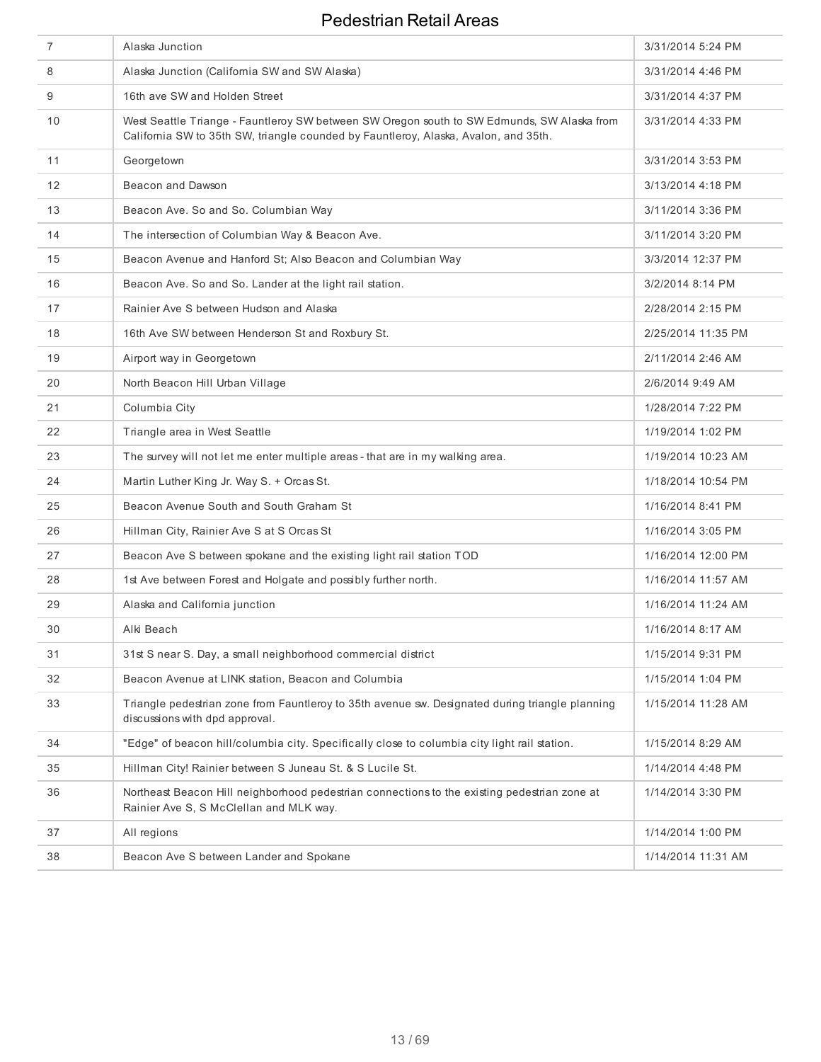# Pedestrian Retail Areas

| | | |
|---|---|---|
| 7 | Alaska Junction | 3/31/2014 5:24 PM |
| 8 | Alaska Junction (California SW and SW Alaska) | 3/31/2014 4:46 PM |
| 9 | 16th ave SW and Holden Street | 3/31/2014 4:37 PM |
| 10 | West Seattle Triange - Fauntleroy SW between SW Oregon south to SW Edmunds, SW Alaska from California SW to 35th SW, triangle counded by Fauntleroy, Alaska, Avalon, and 35th. | 3/31/2014 4:33 PM |
| 11 | Georgetown | 3/31/2014 3:53 PM |
| 12 | Beacon and Dawson | 3/13/2014 4:18 PM |
| 13 | Beacon Ave. So and So. Columbian Way | 3/11/2014 3:36 PM |
| 14 | The intersection of Columbian Way & Beacon Ave. | 3/11/2014 3:20 PM |
| 15 | Beacon Avenue and Hanford St; Also Beacon and Columbian Way | 3/3/2014 12:37 PM |
| 16 | Beacon Ave. So and So. Lander at the light rail station. | 3/2/2014 8:14 PM |
| 17 | Rainier Ave S between Hudson and Alaska | 2/28/2014 2:15 PM |
| 18 | 16th Ave SW between Henderson St and Roxbury St. | 2/25/2014 11:35 PM |
| 19 | Airport way in Georgetown | 2/11/2014 2:46 AM |
| 20 | North Beacon Hill Urban Village | 2/6/2014 9:49 AM |
| 21 | Columbia City | 1/28/2014 7:22 PM |
| 22 | Triangle area in West Seattle | 1/19/2014 1:02 PM |
| 23 | The survey will not let me enter multiple areas - that are in my walking area. | 1/19/2014 10:23 AM |
| 24 | Martin Luther King Jr. Way S. + Orcas St. | 1/18/2014 10:54 PM |
| 25 | Beacon Avenue South and South Graham St | 1/16/2014 8:41 PM |
| 26 | Hillman City, Rainier Ave S at S Orcas St | 1/16/2014 3:05 PM |
| 27 | Beacon Ave S between spokane and the existing light rail station TOD | 1/16/2014 12:00 PM |
| 28 | 1st Ave between Forest and Holgate and possibly further north. | 1/16/2014 11:57 AM |
| 29 | Alaska and California junction | 1/16/2014 11:24 AM |
| 30 | Alki Beach | 1/16/2014 8:17 AM |
| 31 | 31st S near S. Day, a small neighborhood commercial district | 1/15/2014 9:31 PM |
| 32 | Beacon Avenue at LINK station, Beacon and Columbia | 1/15/2014 1:04 PM |
| 33 | Triangle pedestrian zone from Fauntleroy to 35th avenue sw. Designated during triangle planning discussions with dpd approval. | 1/15/2014 11:28 AM |
| 34 | "Edge" of beacon hill/columbia city. Specifically close to columbia city light rail station. | 1/15/2014 8:29 AM |
| 35 | Hillman City! Rainier between S Juneau St. & S Lucile St. | 1/14/2014 4:48 PM |
| 36 | Northeast Beacon Hill neighborhood pedestrian connections to the existing pedestrian zone at Rainier Ave S, S McClellan and MLK way. | 1/14/2014 3:30 PM |
| 37 | All regions | 1/14/2014 1:00 PM |
| 38 | Beacon Ave S between Lander and Spokane | 1/14/2014 11:31 AM |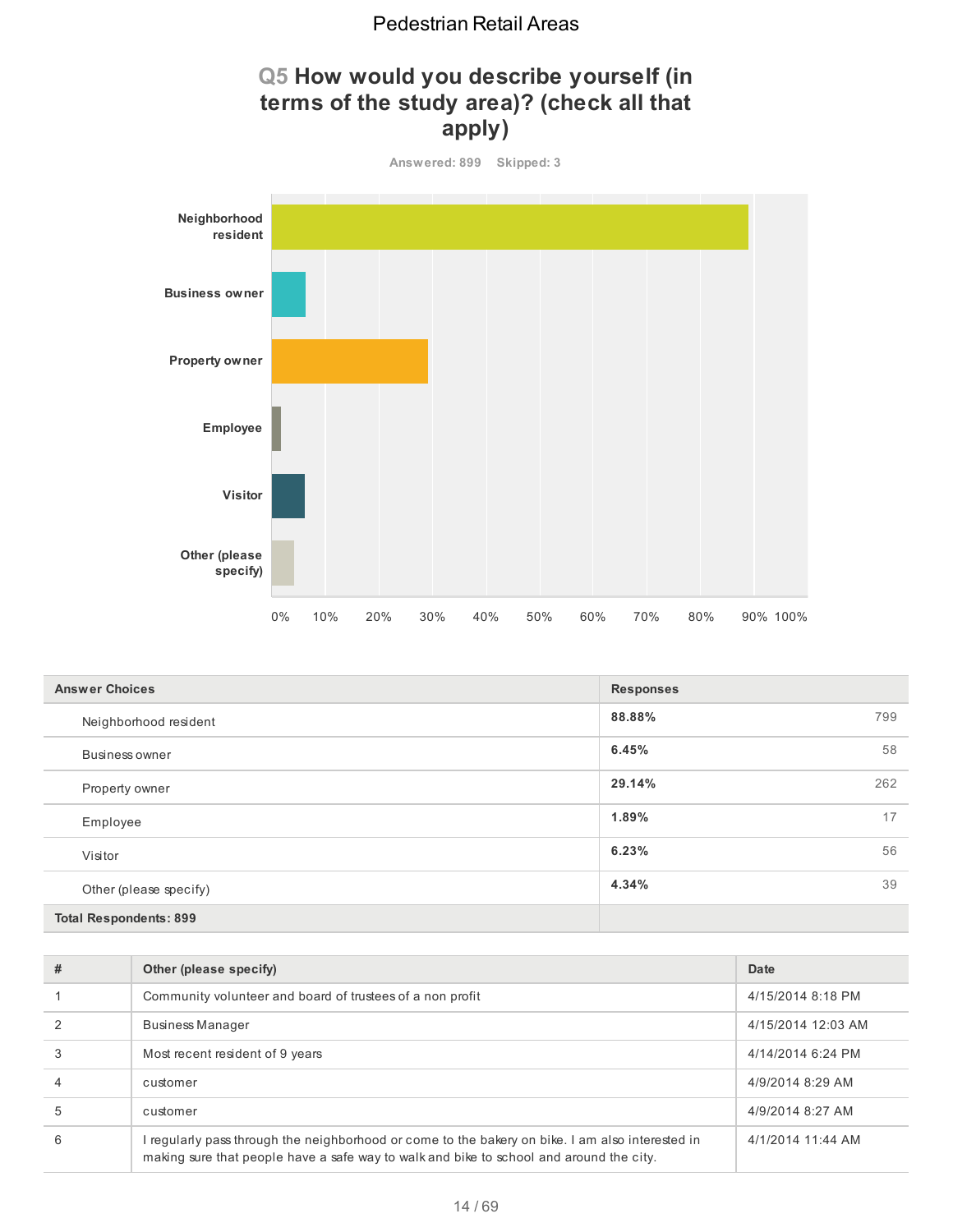## Q5 How would you describe yourself (in terms of the study area)? (check all that apply)

Answered: 899 Skipped: 3

| Answer Choices | Responses | |
|---|---|---|
| Neighborhood resident | **88.88%** | 799 |
| Business owner | **6.45%** | 58 |
| Property owner | **29.14%** | 262 |
| Employee | **1.89%** | 17 |
| Visitor | **6.23%** | 56 |
| Other (please specify) | **4.34%** | 39 |
| **Total Respondents: 899** | | |

| # | Other (please specify) | Date |
|---|---|---|
| 1 | Community volunteer and board of trustees of a non profit | 4/15/2014 8:18 PM |
| 2 | Business Manager | 4/15/2014 12:03 AM |
| 3 | Most recent resident of 9 years | 4/14/2014 6:24 PM |
| 4 | customer | 4/9/2014 8:29 AM |
| 5 | customer | 4/9/2014 8:27 AM |
| 6 | I regularly pass through the neighborhood or come to the bakery on bike. I am also interested in making sure that people have a safe way to walk and bike to school and around the city. | 4/1/2014 11:44 AM |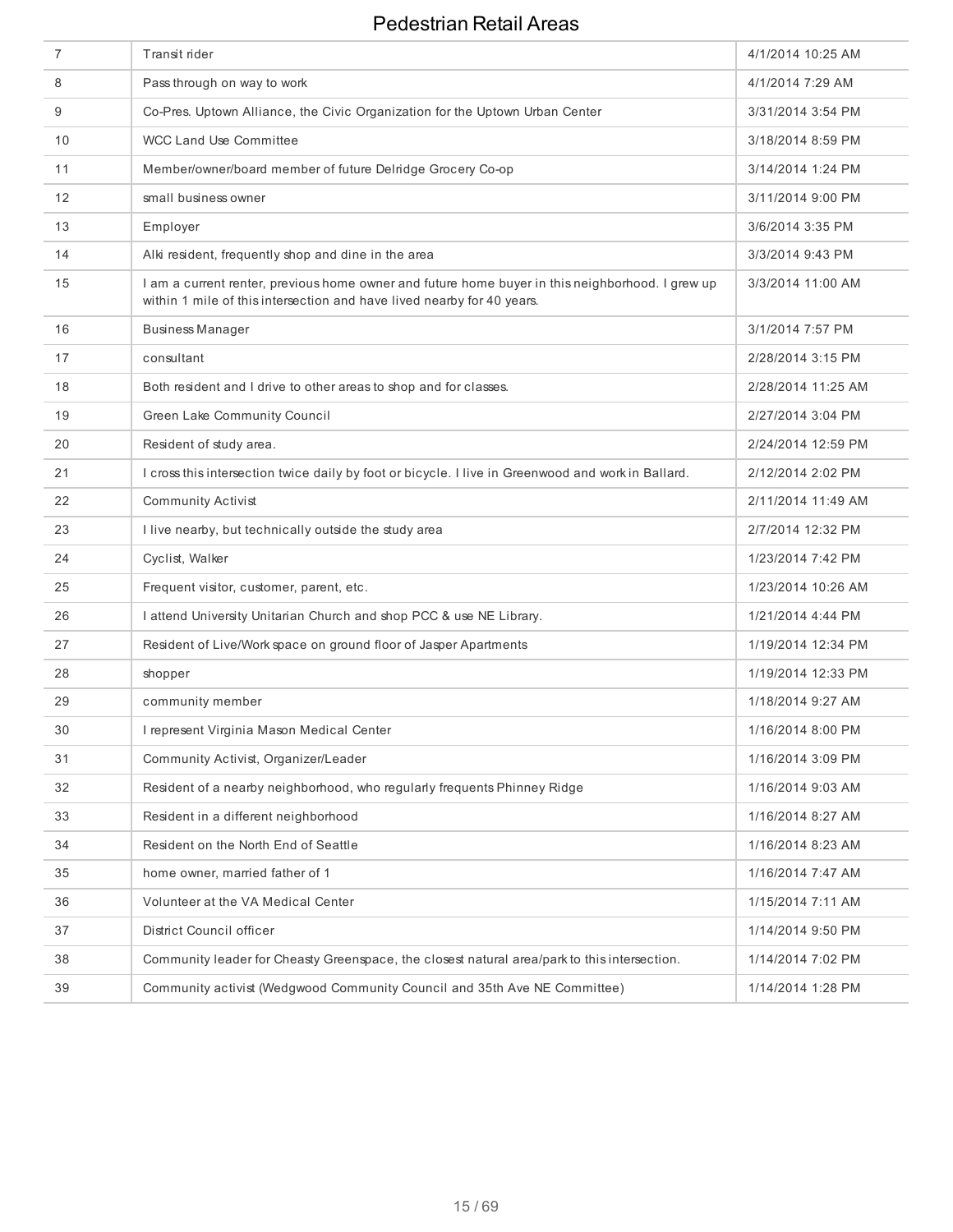| 7 | Transit rider | 4/1/2014 10:25 AM |
|---|---|---|
| 8 | Pass through on way to work | 4/1/2014 7:29 AM |
| 9 | Co-Pres. Uptown Alliance, the Civic Organization for the Uptown Urban Center | 3/31/2014 3:54 PM |
| 10 | WCC Land Use Committee | 3/18/2014 8:59 PM |
| 11 | Member/owner/board member of future Delridge Grocery Co-op | 3/14/2014 1:24 PM |
| 12 | small business owner | 3/11/2014 9:00 PM |
| 13 | Employer | 3/6/2014 3:35 PM |
| 14 | Alki resident, frequently shop and dine in the area | 3/3/2014 9:43 PM |
| 15 | I am a current renter, previous home owner and future home buyer in this neighborhood. I grew up within 1 mile of this intersection and have lived nearby for 40 years. | 3/3/2014 11:00 AM |
| 16 | Business Manager | 3/1/2014 7:57 PM |
| 17 | consultant | 2/28/2014 3:15 PM |
| 18 | Both resident and I drive to other areas to shop and for classes. | 2/28/2014 11:25 AM |
| 19 | Green Lake Community Council | 2/27/2014 3:04 PM |
| 20 | Resident of study area. | 2/24/2014 12:59 PM |
| 21 | I cross this intersection twice daily by foot or bicycle. I live in Greenwood and work in Ballard. | 2/12/2014 2:02 PM |
| 22 | Community Activist | 2/11/2014 11:49 AM |
| 23 | I live nearby, but technically outside the study area | 2/7/2014 12:32 PM |
| 24 | Cyclist, Walker | 1/23/2014 7:42 PM |
| 25 | Frequent visitor, customer, parent, etc. | 1/23/2014 10:26 AM |
| 26 | I attend University Unitarian Church and shop PCC & use NE Library. | 1/21/2014 4:44 PM |
| 27 | Resident of Live/Work space on ground floor of Jasper Apartments | 1/19/2014 12:34 PM |
| 28 | shopper | 1/19/2014 12:33 PM |
| 29 | community member | 1/18/2014 9:27 AM |
| 30 | I represent Virginia Mason Medical Center | 1/16/2014 8:00 PM |
| 31 | Community Activist, Organizer/Leader | 1/16/2014 3:09 PM |
| 32 | Resident of a nearby neighborhood, who regularly frequents Phinney Ridge | 1/16/2014 9:03 AM |
| 33 | Resident in a different neighborhood | 1/16/2014 8:27 AM |
| 34 | Resident on the North End of Seattle | 1/16/2014 8:23 AM |
| 35 | home owner, married father of 1 | 1/16/2014 7:47 AM |
| 36 | Volunteer at the VA Medical Center | 1/15/2014 7:11 AM |
| 37 | District Council officer | 1/14/2014 9:50 PM |
| 38 | Community leader for Cheasty Greenspace, the closest natural area/park to this intersection. | 1/14/2014 7:02 PM |
| 39 | Community activist (Wedgwood Community Council and 35th Ave NE Committee) | 1/14/2014 1:28 PM |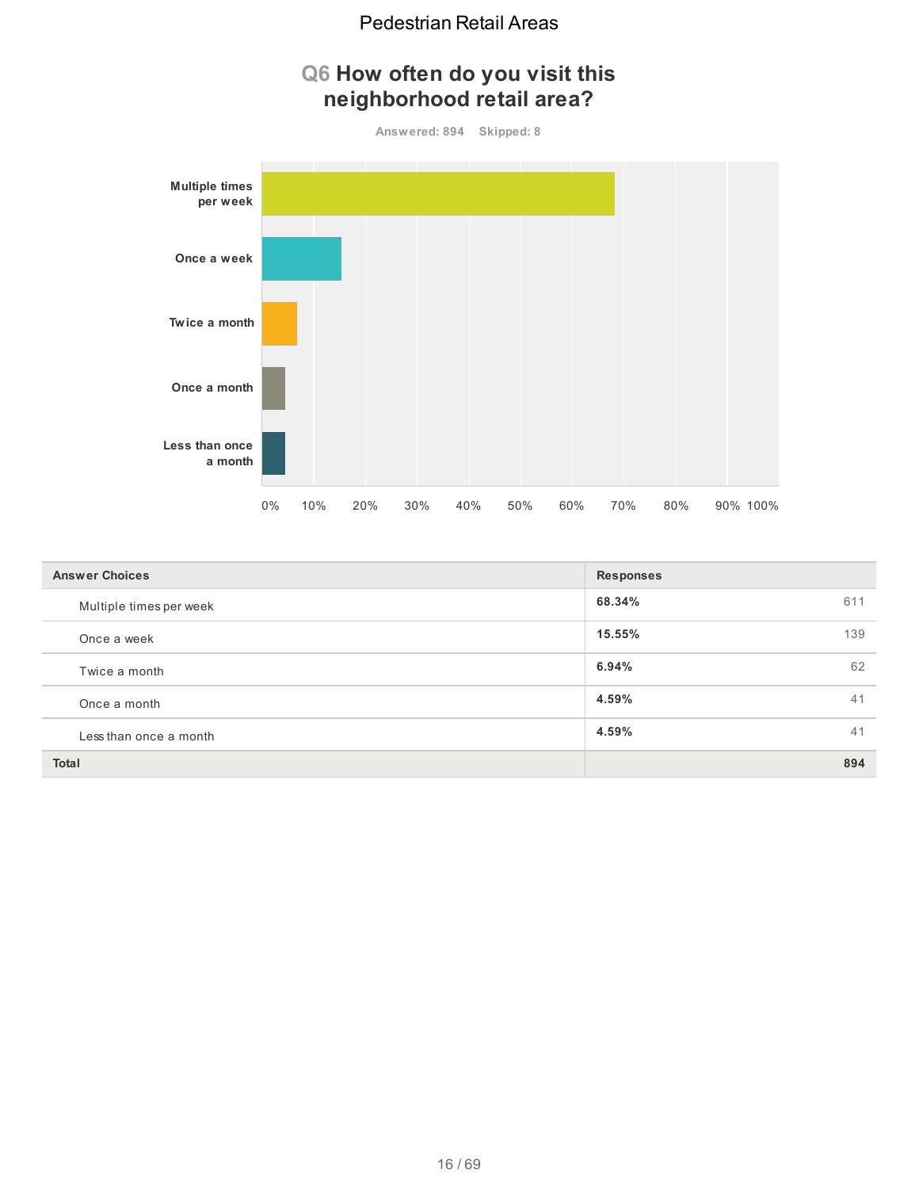## Q6 How often do you visit this neighborhood retail area?

Answered: 894 Skipped: 8

| Answer Choices | Responses | |
|---|---|---|
| Multiple times per week | 68.34% | 611 |
| Once a week | 15.55% | 139 |
| Twice a month | 6.94% | 62 |
| Once a month | 4.59% | 41 |
| Less than once a month | 4.59% | 41 |
| **Total** | | **894** |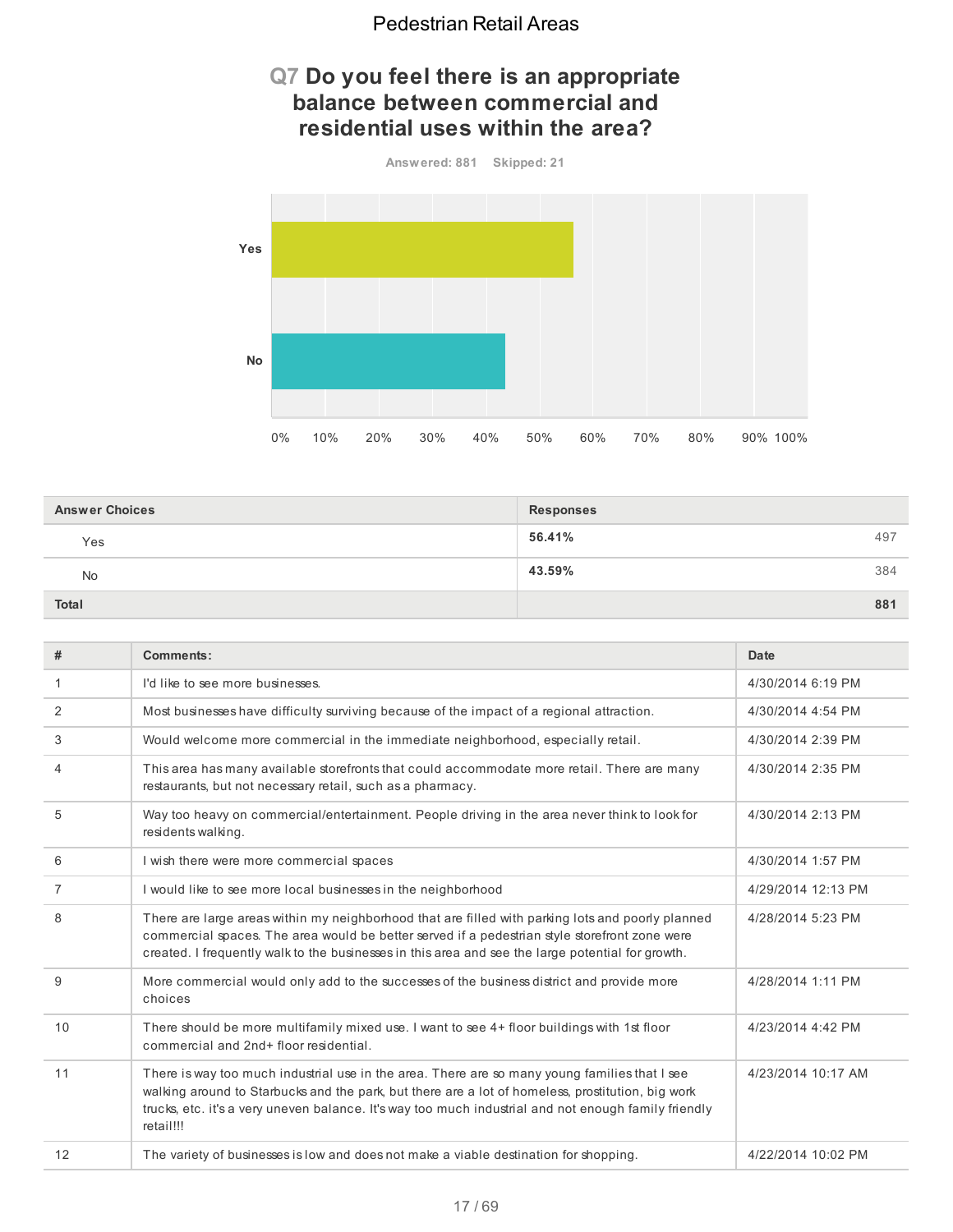# Pedestrian Retail Areas

## Q7 Do you feel there is an appropriate balance between commercial and residential uses within the area?

Answered: 881 Skipped: 21

| Answer Choices | Responses | |
|---|---|---|
| Yes | 56.41% | 497 |
| No | 43.59% | 384 |
| Total | | 881 |

| # | Comments: | Date |
|---|---|---|
| 1 | I'd like to see more businesses. | 4/30/2014 6:19 PM |
| 2 | Most businesses have difficulty surviving because of the impact of a regional attraction. | 4/30/2014 4:54 PM |
| 3 | Would welcome more commercial in the immediate neighborhood, especially retail. | 4/30/2014 2:39 PM |
| 4 | This area has many available storefronts that could accommodate more retail. There are many restaurants, but not necessary retail, such as a pharmacy. | 4/30/2014 2:35 PM |
| 5 | Way too heavy on commercial/entertainment. People driving in the area never think to look for residents walking. | 4/30/2014 2:13 PM |
| 6 | I wish there were more commercial spaces | 4/30/2014 1:57 PM |
| 7 | I would like to see more local businesses in the neighborhood | 4/29/2014 12:13 PM |
| 8 | There are large areas within my neighborhood that are filled with parking lots and poorly planned commercial spaces. The area would be better served if a pedestrian style storefront zone were created. I frequently walk to the businesses in this area and see the large potential for growth. | 4/28/2014 5:23 PM |
| 9 | More commercial would only add to the successes of the business district and provide more choices | 4/28/2014 1:11 PM |
| 10 | There should be more multifamily mixed use. I want to see 4+ floor buildings with 1st floor commercial and 2nd+ floor residential. | 4/23/2014 4:42 PM |
| 11 | There is way too much industrial use in the area. There are so many young families that I see walking around to Starbucks and the park, but there are a lot of homeless, prostitution, big work trucks, etc. it's a very uneven balance. It's way too much industrial and not enough family friendly retail!!! | 4/23/2014 10:17 AM |
| 12 | The variety of businesses is low and does not make a viable destination for shopping. | 4/22/2014 10:02 PM |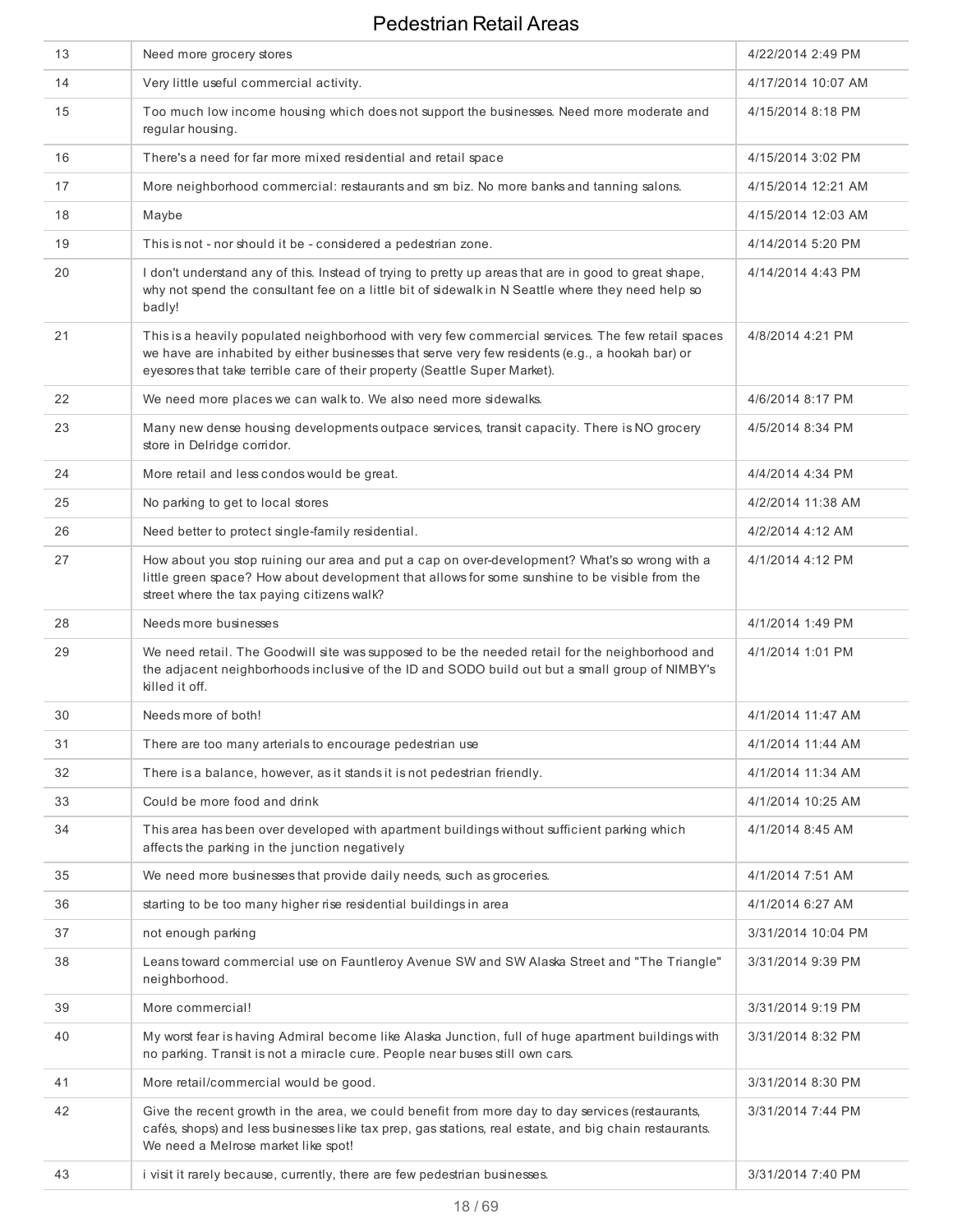# Pedestrian Retail Areas

| | | |
|---|---|---|
| 13 | Need more grocery stores | 4/22/2014 2:49 PM |
| 14 | Very little useful commercial activity. | 4/17/2014 10:07 AM |
| 15 | Too much low income housing which does not support the businesses. Need more moderate and regular housing. | 4/15/2014 8:18 PM |
| 16 | There's a need for far more mixed residential and retail space | 4/15/2014 3:02 PM |
| 17 | More neighborhood commercial: restaurants and sm biz. No more banks and tanning salons. | 4/15/2014 12:21 AM |
| 18 | Maybe | 4/15/2014 12:03 AM |
| 19 | This is not - nor should it be - considered a pedestrian zone. | 4/14/2014 5:20 PM |
| 20 | I don't understand any of this. Instead of trying to pretty up areas that are in good to great shape, why not spend the consultant fee on a little bit of sidewalk in N Seattle where they need help so badly! | 4/14/2014 4:43 PM |
| 21 | This is a heavily populated neighborhood with very few commercial services. The few retail spaces we have are inhabited by either businesses that serve very few residents (e.g., a hookah bar) or eyesores that take terrible care of their property (Seattle Super Market). | 4/8/2014 4:21 PM |
| 22 | We need more places we can walk to. We also need more sidewalks. | 4/6/2014 8:17 PM |
| 23 | Many new dense housing developments outpace services, transit capacity. There is NO grocery store in Delridge corridor. | 4/5/2014 8:34 PM |
| 24 | More retail and less condos would be great. | 4/4/2014 4:34 PM |
| 25 | No parking to get to local stores | 4/2/2014 11:38 AM |
| 26 | Need better to protect single-family residential. | 4/2/2014 4:12 AM |
| 27 | How about you stop ruining our area and put a cap on over-development? What's so wrong with a little green space? How about development that allows for some sunshine to be visible from the street where the tax paying citizens walk? | 4/1/2014 4:12 PM |
| 28 | Needs more businesses | 4/1/2014 1:49 PM |
| 29 | We need retail. The Goodwill site was supposed to be the needed retail for the neighborhood and the adjacent neighborhoods inclusive of the ID and SODO build out but a small group of NIMBY's killed it off. | 4/1/2014 1:01 PM |
| 30 | Needs more of both! | 4/1/2014 11:47 AM |
| 31 | There are too many arterials to encourage pedestrian use | 4/1/2014 11:44 AM |
| 32 | There is a balance, however, as it stands it is not pedestrian friendly. | 4/1/2014 11:34 AM |
| 33 | Could be more food and drink | 4/1/2014 10:25 AM |
| 34 | This area has been over developed with apartment buildings without sufficient parking which affects the parking in the junction negatively | 4/1/2014 8:45 AM |
| 35 | We need more businesses that provide daily needs, such as groceries. | 4/1/2014 7:51 AM |
| 36 | starting to be too many higher rise residential buildings in area | 4/1/2014 6:27 AM |
| 37 | not enough parking | 3/31/2014 10:04 PM |
| 38 | Leans toward commercial use on Fauntleroy Avenue SW and SW Alaska Street and "The Triangle" neighborhood. | 3/31/2014 9:39 PM |
| 39 | More commercial! | 3/31/2014 9:19 PM |
| 40 | My worst fear is having Admiral become like Alaska Junction, full of huge apartment buildings with no parking. Transit is not a miracle cure. People near buses still own cars. | 3/31/2014 8:32 PM |
| 41 | More retail/commercial would be good. | 3/31/2014 8:30 PM |
| 42 | Give the recent growth in the area, we could benefit from more day to day services (restaurants, cafés, shops) and less businesses like tax prep, gas stations, real estate, and big chain restaurants. We need a Melrose market like spot! | 3/31/2014 7:44 PM |
| 43 | i visit it rarely because, currently, there are few pedestrian businesses. | 3/31/2014 7:40 PM |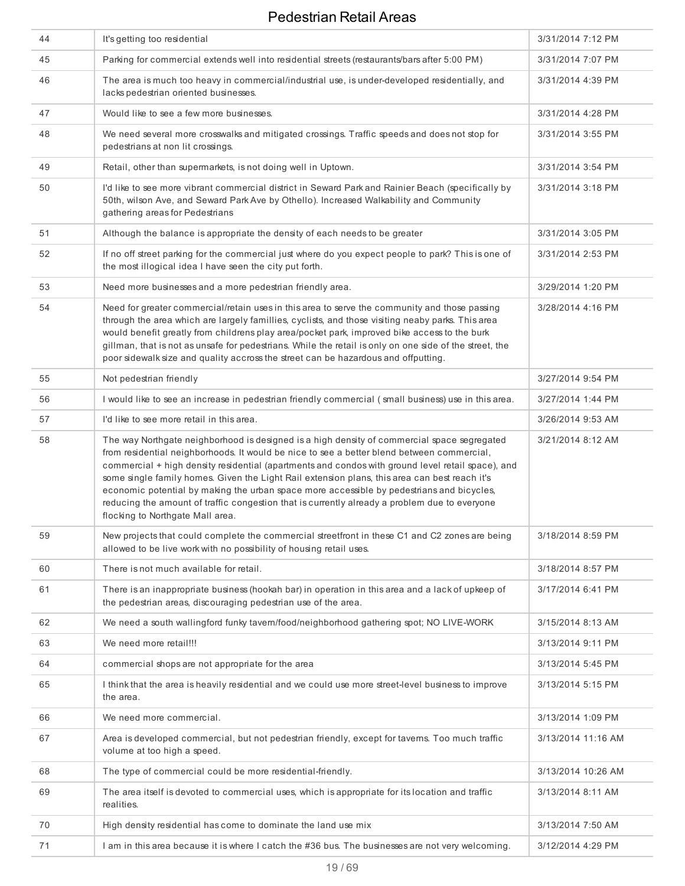# Pedestrian Retail Areas

| | | |
|---|---|---|
| 44 | It's getting too residential | 3/31/2014 7:12 PM |
| 45 | Parking for commercial extends well into residential streets (restaurants/bars after 5:00 PM) | 3/31/2014 7:07 PM |
| 46 | The area is much too heavy in commercial/industrial use, is under-developed residentially, and lacks pedestrian oriented businesses. | 3/31/2014 4:39 PM |
| 47 | Would like to see a few more businesses. | 3/31/2014 4:28 PM |
| 48 | We need several more crosswalks and mitigated crossings. Traffic speeds and does not stop for pedestrians at non lit crossings. | 3/31/2014 3:55 PM |
| 49 | Retail, other than supermarkets, is not doing well in Uptown. | 3/31/2014 3:54 PM |
| 50 | I'd like to see more vibrant commercial district in Seward Park and Rainier Beach (specifically by 50th, wilson Ave, and Seward Park Ave by Othello). Increased Walkability and Community gathering areas for Pedestrians | 3/31/2014 3:18 PM |
| 51 | Although the balance is appropriate the density of each needs to be greater | 3/31/2014 3:05 PM |
| 52 | If no off street parking for the commercial just where do you expect people to park? This is one of the most illogical idea I have seen the city put forth. | 3/31/2014 2:53 PM |
| 53 | Need more businesses and a more pedestrian friendly area. | 3/29/2014 1:20 PM |
| 54 | Need for greater commercial/retain uses in this area to serve the community and those passing through the area which are largely famillies, cyclists, and those visiting neaby parks. This area would benefit greatly from childrens play area/pocket park, improved bike access to the burk gillman, that is not as unsafe for pedestrians. While the retail is only on one side of the street, the poor sidewalk size and quality accross the street can be hazardous and offputting. | 3/28/2014 4:16 PM |
| 55 | Not pedestrian friendly | 3/27/2014 9:54 PM |
| 56 | I would like to see an increase in pedestrian friendly commercial ( small business) use in this area. | 3/27/2014 1:44 PM |
| 57 | I'd like to see more retail in this area. | 3/26/2014 9:53 AM |
| 58 | The way Northgate neighborhood is designed is a high density of commercial space segregated from residential neighborhoods. It would be nice to see a better blend between commercial, commercial + high density residential (apartments and condos with ground level retail space), and some single family homes. Given the Light Rail extension plans, this area can best reach it's economic potential by making the urban space more accessible by pedestrians and bicycles, reducing the amount of traffic congestion that is currently already a problem due to everyone flocking to Northgate Mall area. | 3/21/2014 8:12 AM |
| 59 | New projects that could complete the commercial streetfront in these C1 and C2 zones are being allowed to be live work with no possibility of housing retail uses. | 3/18/2014 8:59 PM |
| 60 | There is not much available for retail. | 3/18/2014 8:57 PM |
| 61 | There is an inappropriate business (hookah bar) in operation in this area and a lack of upkeep of the pedestrian areas, discouraging pedestrian use of the area. | 3/17/2014 6:41 PM |
| 62 | We need a south wallingford funky tavern/food/neighborhood gathering spot; NO LIVE-WORK | 3/15/2014 8:13 AM |
| 63 | We need more retail!!! | 3/13/2014 9:11 PM |
| 64 | commercial shops are not appropriate for the area | 3/13/2014 5:45 PM |
| 65 | I think that the area is heavily residential and we could use more street-level business to improve the area. | 3/13/2014 5:15 PM |
| 66 | We need more commercial. | 3/13/2014 1:09 PM |
| 67 | Area is developed commercial, but not pedestrian friendly, except for taverns. Too much traffic volume at too high a speed. | 3/13/2014 11:16 AM |
| 68 | The type of commercial could be more residential-friendly. | 3/13/2014 10:26 AM |
| 69 | The area itself is devoted to commercial uses, which is appropriate for its location and traffic realities. | 3/13/2014 8:11 AM |
| 70 | High density residential has come to dominate the land use mix | 3/13/2014 7:50 AM |
| 71 | I am in this area because it is where I catch the #36 bus. The businesses are not very welcoming. | 3/12/2014 4:29 PM |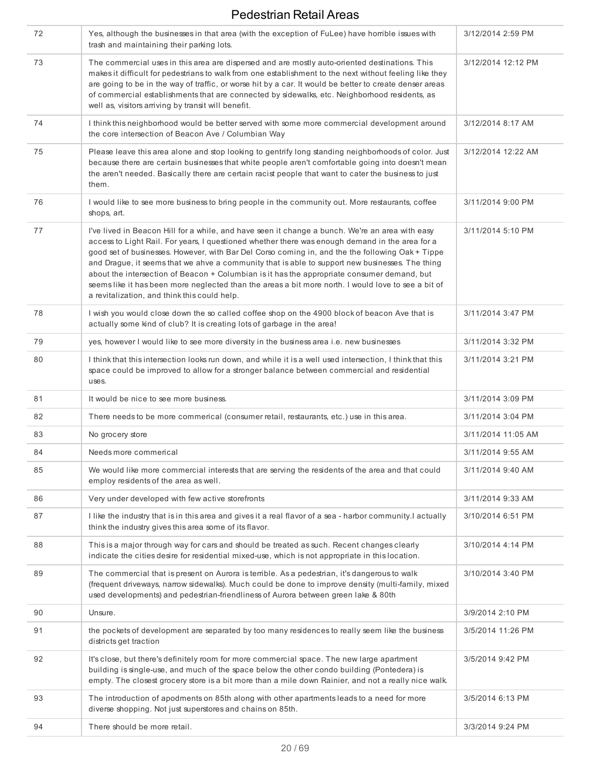| | | |
|---|---|---|
| 72 | Yes, although the businesses in that area (with the exception of FuLee) have horrible issues with trash and maintaining their parking lots. | 3/12/2014 2:59 PM |
| 73 | The commercial uses in this area are dispersed and are mostly auto-oriented destinations. This makes it difficult for pedestrians to walk from one establishment to the next without feeling like they are going to be in the way of traffic, or worse hit by a car. It would be better to create denser areas of commercial establishments that are connected by sidewalks, etc. Neighborhood residents, as well as, visitors arriving by transit will benefit. | 3/12/2014 12:12 PM |
| 74 | I think this neighborhood would be better served with some more commercial development around the core intersection of Beacon Ave / Columbian Way | 3/12/2014 8:17 AM |
| 75 | Please leave this area alone and stop looking to gentrify long standing neighborhoods of color. Just because there are certain businesses that white people aren't comfortable going into doesn't mean the aren't needed. Basically there are certain racist people that want to cater the business to just them. | 3/12/2014 12:22 AM |
| 76 | I would like to see more business to bring people in the community out. More restaurants, coffee shops, art. | 3/11/2014 9:00 PM |
| 77 | I've lived in Beacon Hill for a while, and have seen it change a bunch. We're an area with easy access to Light Rail. For years, I questioned whether there was enough demand in the area for a good set of businesses. However, with Bar Del Corso coming in, and the the following Oak + Tippe and Drague, it seems that we ahve a community that is able to support new businesses. The thing about the intersection of Beacon + Columbian is it has the appropriate consumer demand, but seems like it has been more neglected than the areas a bit more north. I would love to see a bit of a revitalization, and think this could help. | 3/11/2014 5:10 PM |
| 78 | I wish you would close down the so called coffee shop on the 4900 block of beacon Ave that is actually some kind of club? It is creating lots of garbage in the area! | 3/11/2014 3:47 PM |
| 79 | yes, however I would like to see more diversity in the business area i.e. new businesses | 3/11/2014 3:32 PM |
| 80 | I think that this intersection looks run down, and while it is a well used intersection, I think that this space could be improved to allow for a stronger balance between commercial and residential uses. | 3/11/2014 3:21 PM |
| 81 | It would be nice to see more business. | 3/11/2014 3:09 PM |
| 82 | There needs to be more commerical (consumer retail, restaurants, etc.) use in this area. | 3/11/2014 3:04 PM |
| 83 | No grocery store | 3/11/2014 11:05 AM |
| 84 | Needs more commerical | 3/11/2014 9:55 AM |
| 85 | We would like more commercial interests that are serving the residents of the area and that could employ residents of the area as well. | 3/11/2014 9:40 AM |
| 86 | Very under developed with few active storefronts | 3/11/2014 9:33 AM |
| 87 | I like the industry that is in this area and gives it a real flavor of a sea - harbor community.I actually think the industry gives this area some of its flavor. | 3/10/2014 6:51 PM |
| 88 | This is a major through way for cars and should be treated as such. Recent changes clearly indicate the cities desire for residential mixed-use, which is not appropriate in this location. | 3/10/2014 4:14 PM |
| 89 | The commercial that is present on Aurora is terrible. As a pedestrian, it's dangerous to walk (frequent driveways, narrow sidewalks). Much could be done to improve density (multi-family, mixed used developments) and pedestrian-friendliness of Aurora between green lake & 80th | 3/10/2014 3:40 PM |
| 90 | Unsure. | 3/9/2014 2:10 PM |
| 91 | the pockets of development are separated by too many residences to really seem like the business districts get traction | 3/5/2014 11:26 PM |
| 92 | It's close, but there's definitely room for more commercial space. The new large apartment building is single-use, and much of the space below the other condo building (Pontedera) is empty. The closest grocery store is a bit more than a mile down Rainier, and not a really nice walk. | 3/5/2014 9:42 PM |
| 93 | The introduction of apodments on 85th along with other apartments leads to a need for more diverse shopping. Not just superstores and chains on 85th. | 3/5/2014 6:13 PM |
| 94 | There should be more retail. | 3/3/2014 9:24 PM |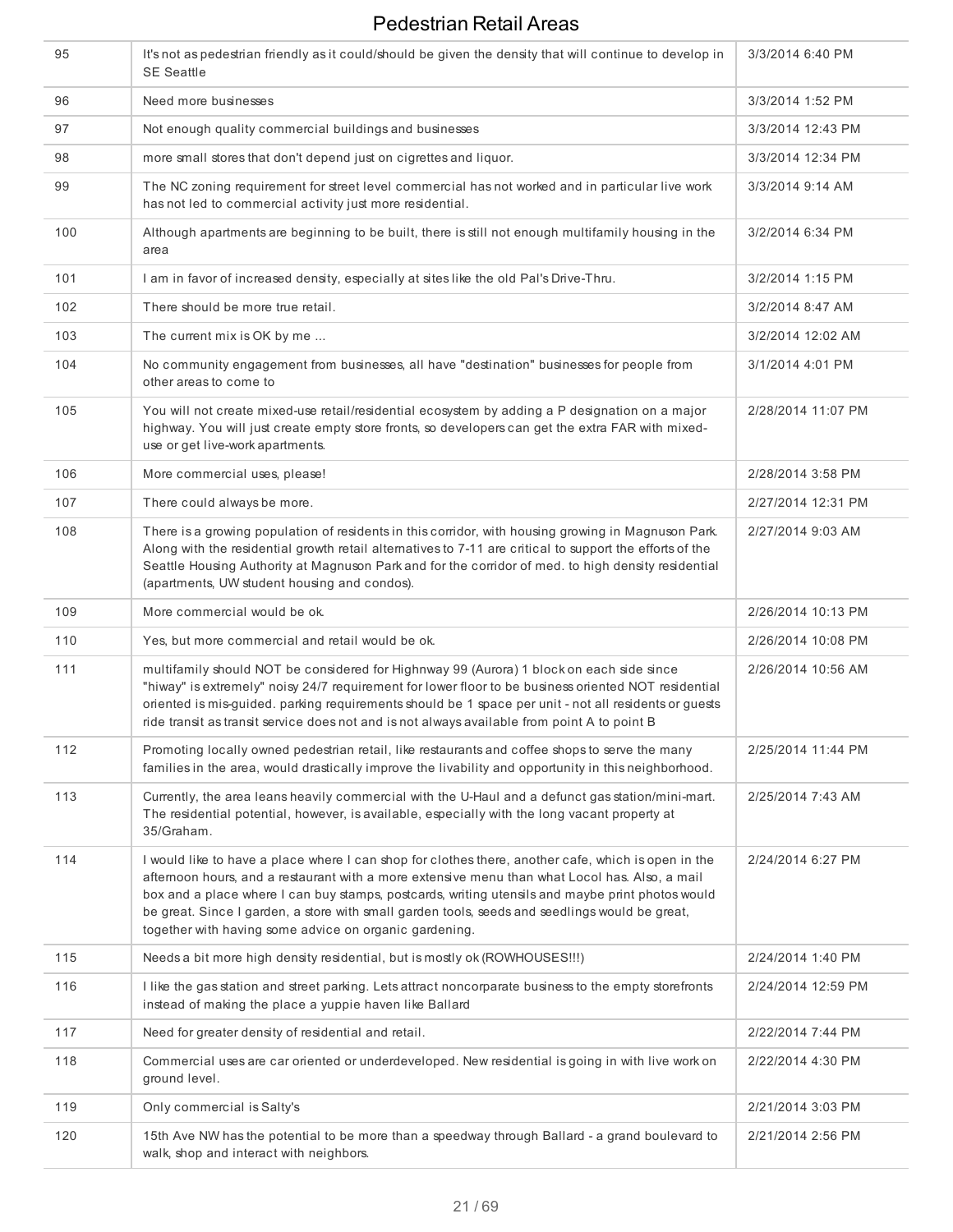# Pedestrian Retail Areas

| | | |
|---|---|---|
| 95 | It's not as pedestrian friendly as it could/should be given the density that will continue to develop in SE Seattle | 3/3/2014 6:40 PM |
| 96 | Need more businesses | 3/3/2014 1:52 PM |
| 97 | Not enough quality commercial buildings and businesses | 3/3/2014 12:43 PM |
| 98 | more small stores that don't depend just on cigrettes and liquor. | 3/3/2014 12:34 PM |
| 99 | The NC zoning requirement for street level commercial has not worked and in particular live work has not led to commercial activity just more residential. | 3/3/2014 9:14 AM |
| 100 | Although apartments are beginning to be built, there is still not enough multifamily housing in the area | 3/2/2014 6:34 PM |
| 101 | I am in favor of increased density, especially at sites like the old Pal's Drive-Thru. | 3/2/2014 1:15 PM |
| 102 | There should be more true retail. | 3/2/2014 8:47 AM |
| 103 | The current mix is OK by me ... | 3/2/2014 12:02 AM |
| 104 | No community engagement from businesses, all have "destination" businesses for people from other areas to come to | 3/1/2014 4:01 PM |
| 105 | You will not create mixed-use retail/residential ecosystem by adding a P designation on a major highway. You will just create empty store fronts, so developers can get the extra FAR with mixed-use or get live-work apartments. | 2/28/2014 11:07 PM |
| 106 | More commercial uses, please! | 2/28/2014 3:58 PM |
| 107 | There could always be more. | 2/27/2014 12:31 PM |
| 108 | There is a growing population of residents in this corridor, with housing growing in Magnuson Park. Along with the residential growth retail alternatives to 7-11 are critical to support the efforts of the Seattle Housing Authority at Magnuson Park and for the corridor of med. to high density residential (apartments, UW student housing and condos). | 2/27/2014 9:03 AM |
| 109 | More commercial would be ok. | 2/26/2014 10:13 PM |
| 110 | Yes, but more commercial and retail would be ok. | 2/26/2014 10:08 PM |
| 111 | multifamily should NOT be considered for Highnway 99 (Aurora) 1 block on each side since "hiway" is extremely" noisy 24/7 requirement for lower floor to be business oriented NOT residential oriented is mis-guided. parking requirements should be 1 space per unit - not all residents or guests ride transit as transit service does not and is not always available from point A to point B | 2/26/2014 10:56 AM |
| 112 | Promoting locally owned pedestrian retail, like restaurants and coffee shops to serve the many families in the area, would drastically improve the livability and opportunity in this neighborhood. | 2/25/2014 11:44 PM |
| 113 | Currently, the area leans heavily commercial with the U-Haul and a defunct gas station/mini-mart. The residential potential, however, is available, especially with the long vacant property at 35/Graham. | 2/25/2014 7:43 AM |
| 114 | I would like to have a place where I can shop for clothes there, another cafe, which is open in the afternoon hours, and a restaurant with a more extensive menu than what Locol has. Also, a mail box and a place where I can buy stamps, postcards, writing utensils and maybe print photos would be great. Since I garden, a store with small garden tools, seeds and seedlings would be great, together with having some advice on organic gardening. | 2/24/2014 6:27 PM |
| 115 | Needs a bit more high density residential, but is mostly ok (ROWHOUSES!!!) | 2/24/2014 1:40 PM |
| 116 | I like the gas station and street parking. Lets attract noncorparate business to the empty storefronts instead of making the place a yuppie haven like Ballard | 2/24/2014 12:59 PM |
| 117 | Need for greater density of residential and retail. | 2/22/2014 7:44 PM |
| 118 | Commercial uses are car oriented or underdeveloped. New residential is going in with live work on ground level. | 2/22/2014 4:30 PM |
| 119 | Only commercial is Salty's | 2/21/2014 3:03 PM |
| 120 | 15th Ave NW has the potential to be more than a speedway through Ballard - a grand boulevard to walk, shop and interact with neighbors. | 2/21/2014 2:56 PM |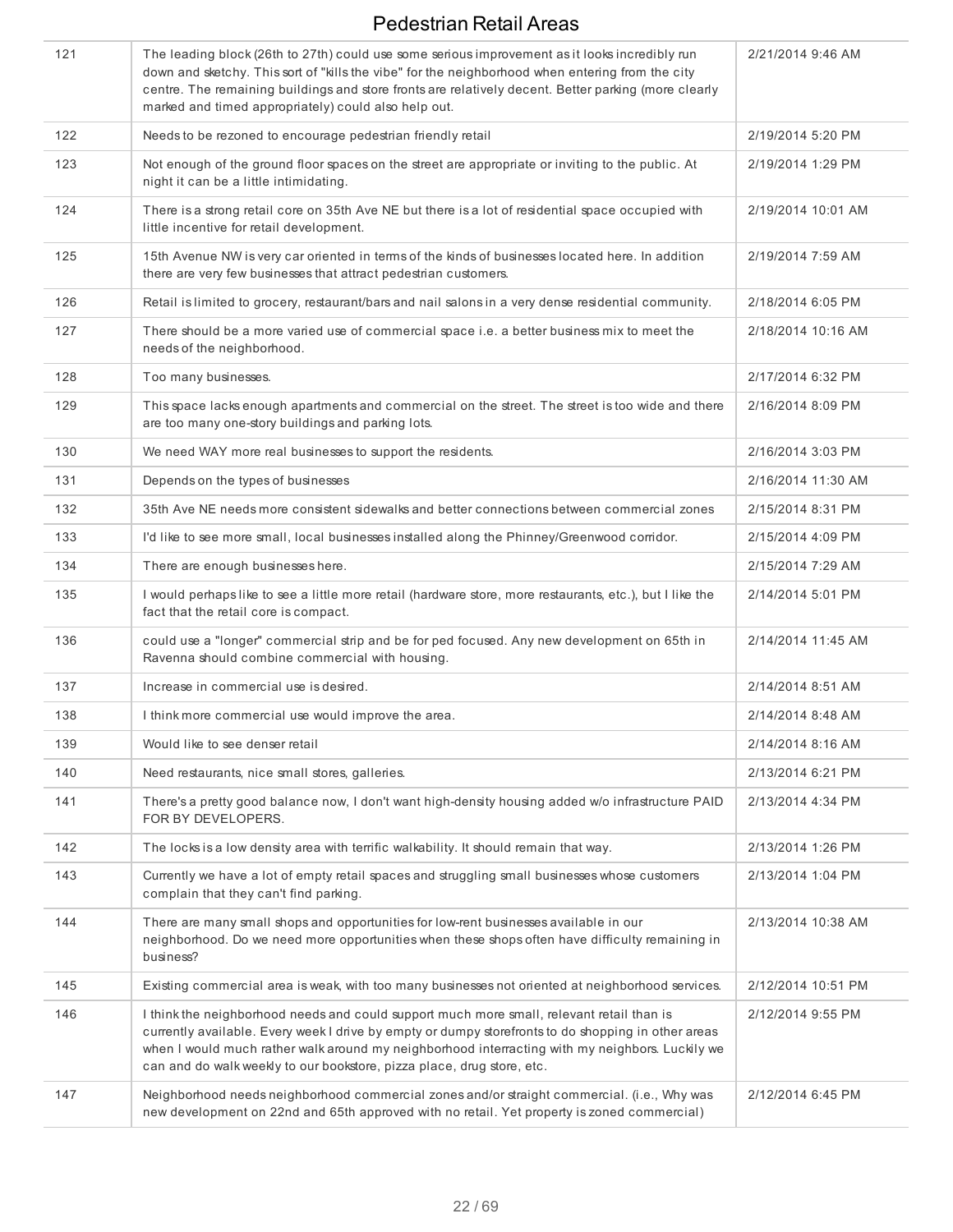# Pedestrian Retail Areas

| | | |
|---|---|---|
| 121 | The leading block (26th to 27th) could use some serious improvement as it looks incredibly run down and sketchy. This sort of "kills the vibe" for the neighborhood when entering from the city centre. The remaining buildings and store fronts are relatively decent. Better parking (more clearly marked and timed appropriately) could also help out. | 2/21/2014 9:46 AM |
| 122 | Needs to be rezoned to encourage pedestrian friendly retail | 2/19/2014 5:20 PM |
| 123 | Not enough of the ground floor spaces on the street are appropriate or inviting to the public. At night it can be a little intimidating. | 2/19/2014 1:29 PM |
| 124 | There is a strong retail core on 35th Ave NE but there is a lot of residential space occupied with little incentive for retail development. | 2/19/2014 10:01 AM |
| 125 | 15th Avenue NW is very car oriented in terms of the kinds of businesses located here. In addition there are very few businesses that attract pedestrian customers. | 2/19/2014 7:59 AM |
| 126 | Retail is limited to grocery, restaurant/bars and nail salons in a very dense residential community. | 2/18/2014 6:05 PM |
| 127 | There should be a more varied use of commercial space i.e. a better business mix to meet the needs of the neighborhood. | 2/18/2014 10:16 AM |
| 128 | Too many businesses. | 2/17/2014 6:32 PM |
| 129 | This space lacks enough apartments and commercial on the street. The street is too wide and there are too many one-story buildings and parking lots. | 2/16/2014 8:09 PM |
| 130 | We need WAY more real businesses to support the residents. | 2/16/2014 3:03 PM |
| 131 | Depends on the types of businesses | 2/16/2014 11:30 AM |
| 132 | 35th Ave NE needs more consistent sidewalks and better connections between commercial zones | 2/15/2014 8:31 PM |
| 133 | I'd like to see more small, local businesses installed along the Phinney/Greenwood corridor. | 2/15/2014 4:09 PM |
| 134 | There are enough businesses here. | 2/15/2014 7:29 AM |
| 135 | I would perhaps like to see a little more retail (hardware store, more restaurants, etc.), but I like the fact that the retail core is compact. | 2/14/2014 5:01 PM |
| 136 | could use a "longer" commercial strip and be for ped focused. Any new development on 65th in Ravenna should combine commercial with housing. | 2/14/2014 11:45 AM |
| 137 | Increase in commercial use is desired. | 2/14/2014 8:51 AM |
| 138 | I think more commercial use would improve the area. | 2/14/2014 8:48 AM |
| 139 | Would like to see denser retail | 2/14/2014 8:16 AM |
| 140 | Need restaurants, nice small stores, galleries. | 2/13/2014 6:21 PM |
| 141 | There's a pretty good balance now, I don't want high-density housing added w/o infrastructure PAID FOR BY DEVELOPERS. | 2/13/2014 4:34 PM |
| 142 | The locks is a low density area with terrific walkability. It should remain that way. | 2/13/2014 1:26 PM |
| 143 | Currently we have a lot of empty retail spaces and struggling small businesses whose customers complain that they can't find parking. | 2/13/2014 1:04 PM |
| 144 | There are many small shops and opportunities for low-rent businesses available in our neighborhood. Do we need more opportunities when these shops often have difficulty remaining in business? | 2/13/2014 10:38 AM |
| 145 | Existing commercial area is weak, with too many businesses not oriented at neighborhood services. | 2/12/2014 10:51 PM |
| 146 | I think the neighborhood needs and could support much more small, relevant retail than is currently available. Every week I drive by empty or dumpy storefronts to do shopping in other areas when I would much rather walk around my neighborhood interracting with my neighbors. Luckily we can and do walk weekly to our bookstore, pizza place, drug store, etc. | 2/12/2014 9:55 PM |
| 147 | Neighborhood needs neighborhood commercial zones and/or straight commercial. (i.e., Why was new development on 22nd and 65th approved with no retail. Yet property is zoned commercial) | 2/12/2014 6:45 PM |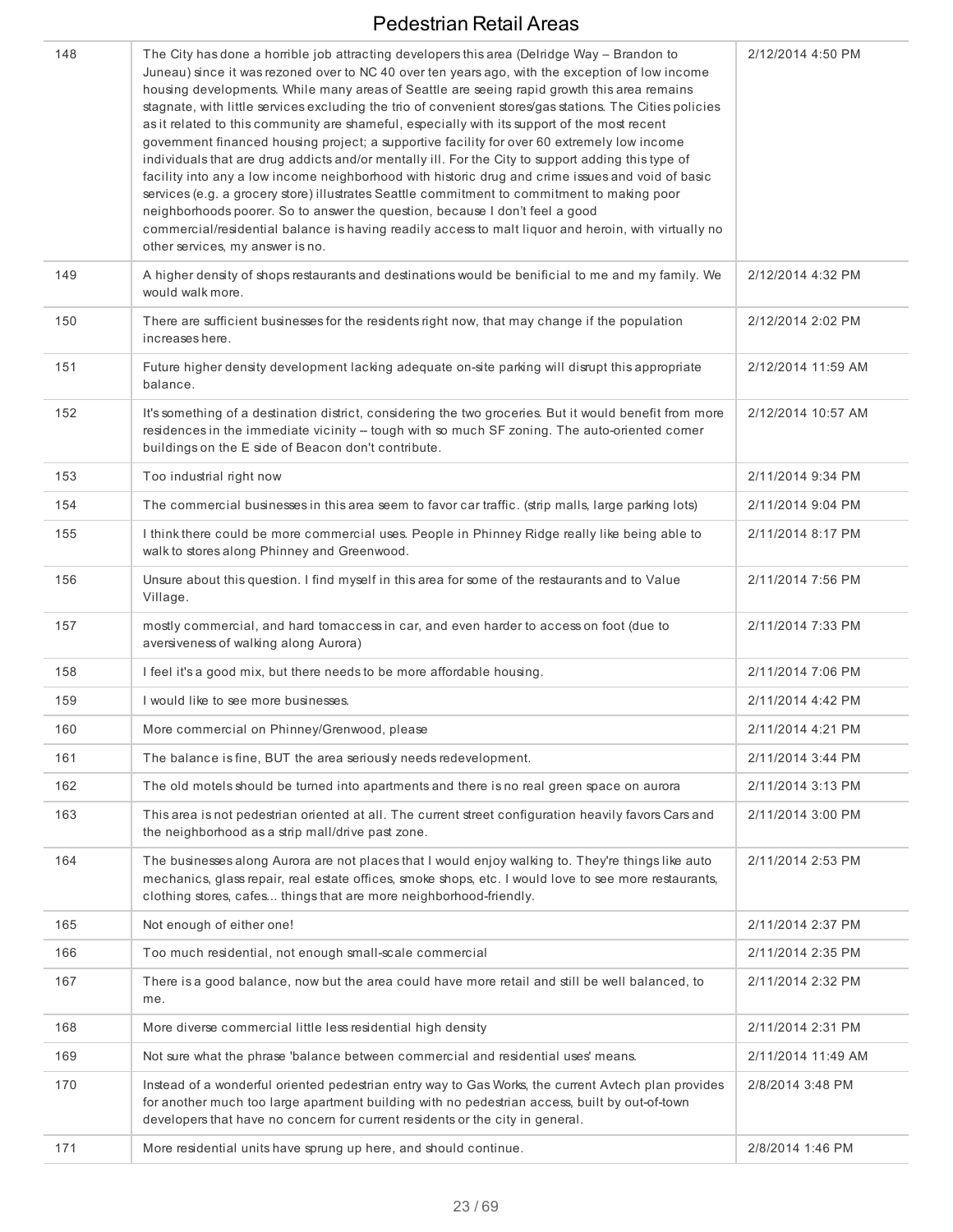| | | |
|---|---|---|
| 148 | The City has done a horrible job attracting developers this area (Delridge Way – Brandon to Juneau) since it was rezoned over to NC 40 over ten years ago, with the exception of low income housing developments. While many areas of Seattle are seeing rapid growth this area remains stagnate, with little services excluding the trio of convenient stores/gas stations. The Cities policies as it related to this community are shameful, especially with its support of the most recent government financed housing project; a supportive facility for over 60 extremely low income individuals that are drug addicts and/or mentally ill. For the City to support adding this type of facility into any a low income neighborhood with historic drug and crime issues and void of basic services (e.g. a grocery store) illustrates Seattle commitment to commitment to making poor neighborhoods poorer. So to answer the question, because I don't feel a good commercial/residential balance is having readily access to malt liquor and heroin, with virtually no other services, my answer is no. | 2/12/2014 4:50 PM |
| 149 | A higher density of shops restaurants and destinations would be benificial to me and my family. We would walk more. | 2/12/2014 4:32 PM |
| 150 | There are sufficient businesses for the residents right now, that may change if the population increases here. | 2/12/2014 2:02 PM |
| 151 | Future higher density development lacking adequate on-site parking will disrupt this appropriate balance. | 2/12/2014 11:59 AM |
| 152 | It's something of a destination district, considering the two groceries. But it would benefit from more residences in the immediate vicinity -- tough with so much SF zoning. The auto-oriented corner buildings on the E side of Beacon don't contribute. | 2/12/2014 10:57 AM |
| 153 | Too industrial right now | 2/11/2014 9:34 PM |
| 154 | The commercial businesses in this area seem to favor car traffic. (strip malls, large parking lots) | 2/11/2014 9:04 PM |
| 155 | I think there could be more commercial uses. People in Phinney Ridge really like being able to walk to stores along Phinney and Greenwood. | 2/11/2014 8:17 PM |
| 156 | Unsure about this question. I find myself in this area for some of the restaurants and to Value Village. | 2/11/2014 7:56 PM |
| 157 | mostly commercial, and hard tomaccess in car, and even harder to access on foot (due to aversiveness of walking along Aurora) | 2/11/2014 7:33 PM |
| 158 | I feel it's a good mix, but there needs to be more affordable housing. | 2/11/2014 7:06 PM |
| 159 | I would like to see more businesses. | 2/11/2014 4:42 PM |
| 160 | More commercial on Phinney/Grenwood, please | 2/11/2014 4:21 PM |
| 161 | The balance is fine, BUT the area seriously needs redevelopment. | 2/11/2014 3:44 PM |
| 162 | The old motels should be turned into apartments and there is no real green space on aurora | 2/11/2014 3:13 PM |
| 163 | This area is not pedestrian oriented at all. The current street configuration heavily favors Cars and the neighborhood as a strip mall/drive past zone. | 2/11/2014 3:00 PM |
| 164 | The businesses along Aurora are not places that I would enjoy walking to. They're things like auto mechanics, glass repair, real estate offices, smoke shops, etc. I would love to see more restaurants, clothing stores, cafes... things that are more neighborhood-friendly. | 2/11/2014 2:53 PM |
| 165 | Not enough of either one! | 2/11/2014 2:37 PM |
| 166 | Too much residential, not enough small-scale commercial | 2/11/2014 2:35 PM |
| 167 | There is a good balance, now but the area could have more retail and still be well balanced, to me. | 2/11/2014 2:32 PM |
| 168 | More diverse commercial little less residential high density | 2/11/2014 2:31 PM |
| 169 | Not sure what the phrase 'balance between commercial and residential uses' means. | 2/11/2014 11:49 AM |
| 170 | Instead of a wonderful oriented pedestrian entry way to Gas Works, the current Avtech plan provides for another much too large apartment building with no pedestrian access, built by out-of-town developers that have no concern for current residents or the city in general. | 2/8/2014 3:48 PM |
| 171 | More residential units have sprung up here, and should continue. | 2/8/2014 1:46 PM |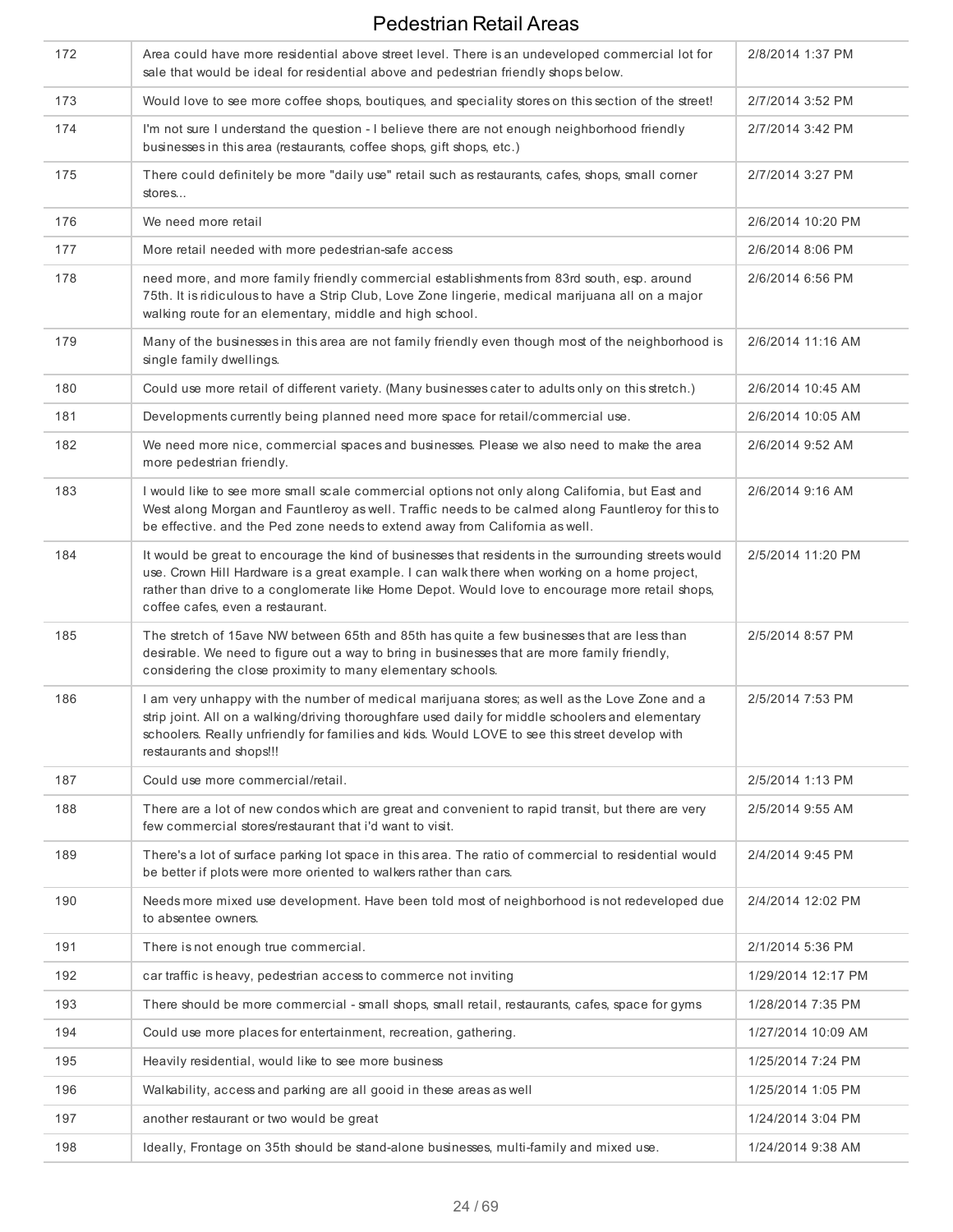# Pedestrian Retail Areas

| | | |
|---|---|---|
| 172 | Area could have more residential above street level. There is an undeveloped commercial lot for sale that would be ideal for residential above and pedestrian friendly shops below. | 2/8/2014 1:37 PM |
| 173 | Would love to see more coffee shops, boutiques, and speciality stores on this section of the street! | 2/7/2014 3:52 PM |
| 174 | I'm not sure I understand the question - I believe there are not enough neighborhood friendly businesses in this area (restaurants, coffee shops, gift shops, etc.) | 2/7/2014 3:42 PM |
| 175 | There could definitely be more "daily use" retail such as restaurants, cafes, shops, small corner stores... | 2/7/2014 3:27 PM |
| 176 | We need more retail | 2/6/2014 10:20 PM |
| 177 | More retail needed with more pedestrian-safe access | 2/6/2014 8:06 PM |
| 178 | need more, and more family friendly commercial establishments from 83rd south, esp. around 75th. It is ridiculous to have a Strip Club, Love Zone lingerie, medical marijuana all on a major walking route for an elementary, middle and high school. | 2/6/2014 6:56 PM |
| 179 | Many of the businesses in this area are not family friendly even though most of the neighborhood is single family dwellings. | 2/6/2014 11:16 AM |
| 180 | Could use more retail of different variety. (Many businesses cater to adults only on this stretch.) | 2/6/2014 10:45 AM |
| 181 | Developments currently being planned need more space for retail/commercial use. | 2/6/2014 10:05 AM |
| 182 | We need more nice, commercial spaces and businesses. Please we also need to make the area more pedestrian friendly. | 2/6/2014 9:52 AM |
| 183 | I would like to see more small scale commercial options not only along California, but East and West along Morgan and Fauntleroy as well. Traffic needs to be calmed along Fauntleroy for this to be effective. and the Ped zone needs to extend away from California as well. | 2/6/2014 9:16 AM |
| 184 | It would be great to encourage the kind of businesses that residents in the surrounding streets would use. Crown Hill Hardware is a great example. I can walk there when working on a home project, rather than drive to a conglomerate like Home Depot. Would love to encourage more retail shops, coffee cafes, even a restaurant. | 2/5/2014 11:20 PM |
| 185 | The stretch of 15ave NW between 65th and 85th has quite a few businesses that are less than desirable. We need to figure out a way to bring in businesses that are more family friendly, considering the close proximity to many elementary schools. | 2/5/2014 8:57 PM |
| 186 | I am very unhappy with the number of medical marijuana stores; as well as the Love Zone and a strip joint. All on a walking/driving thoroughfare used daily for middle schoolers and elementary schoolers. Really unfriendly for families and kids. Would LOVE to see this street develop with restaurants and shops!!! | 2/5/2014 7:53 PM |
| 187 | Could use more commercial/retail. | 2/5/2014 1:13 PM |
| 188 | There are a lot of new condos which are great and convenient to rapid transit, but there are very few commercial stores/restaurant that i'd want to visit. | 2/5/2014 9:55 AM |
| 189 | There's a lot of surface parking lot space in this area. The ratio of commercial to residential would be better if plots were more oriented to walkers rather than cars. | 2/4/2014 9:45 PM |
| 190 | Needs more mixed use development. Have been told most of neighborhood is not redeveloped due to absentee owners. | 2/4/2014 12:02 PM |
| 191 | There is not enough true commercial. | 2/1/2014 5:36 PM |
| 192 | car traffic is heavy, pedestrian access to commerce not inviting | 1/29/2014 12:17 PM |
| 193 | There should be more commercial - small shops, small retail, restaurants, cafes, space for gyms | 1/28/2014 7:35 PM |
| 194 | Could use more places for entertainment, recreation, gathering. | 1/27/2014 10:09 AM |
| 195 | Heavily residential, would like to see more business | 1/25/2014 7:24 PM |
| 196 | Walkability, access and parking are all gooid in these areas as well | 1/25/2014 1:05 PM |
| 197 | another restaurant or two would be great | 1/24/2014 3:04 PM |
| 198 | Ideally, Frontage on 35th should be stand-alone businesses, multi-family and mixed use. | 1/24/2014 9:38 AM |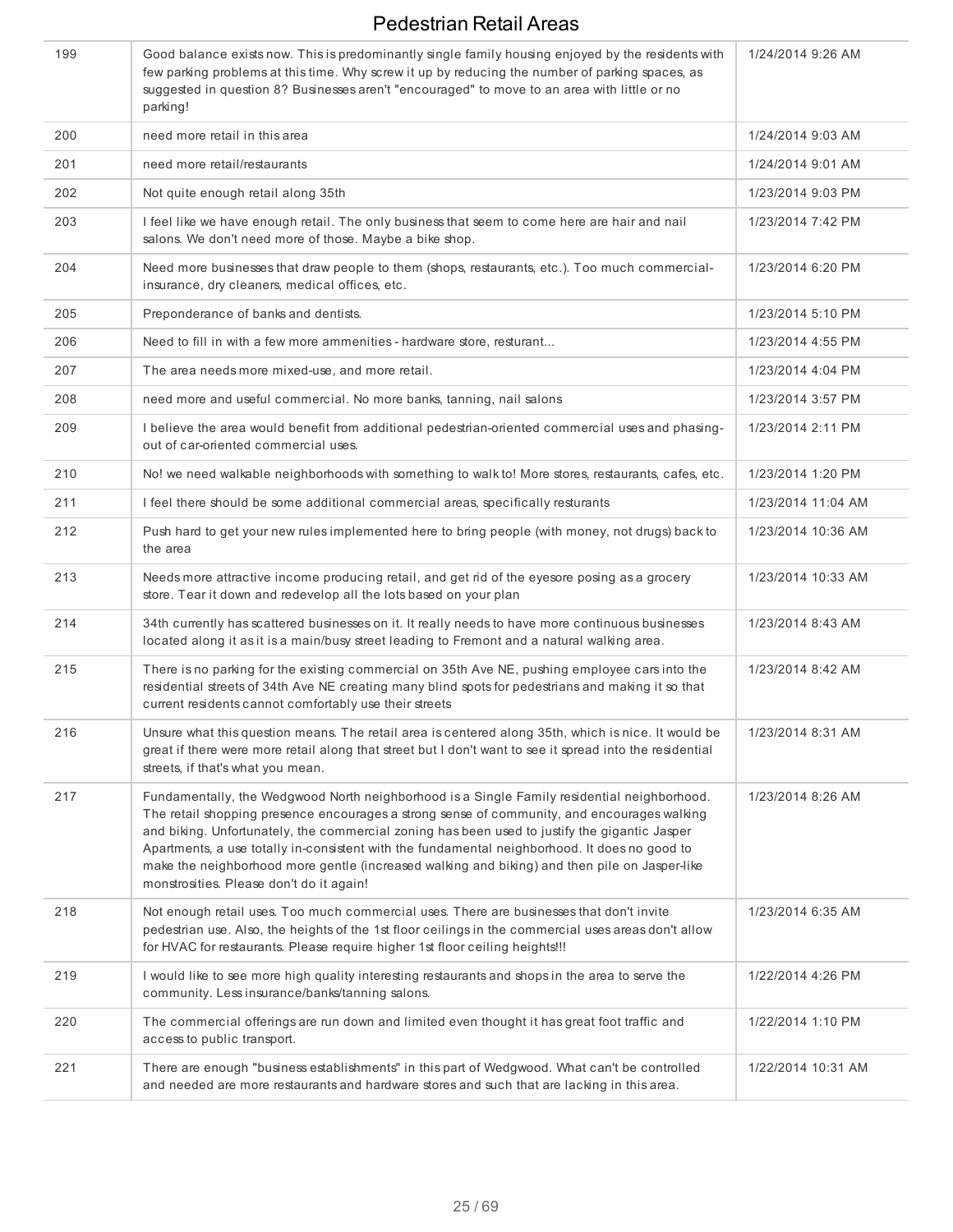# Pedestrian Retail Areas

| | | |
|---|---|---|
| 199 | Good balance exists now. This is predominantly single family housing enjoyed by the residents with few parking problems at this time. Why screw it up by reducing the number of parking spaces, as suggested in question 8? Businesses aren't "encouraged" to move to an area with little or no parking! | 1/24/2014 9:26 AM |
| 200 | need more retail in this area | 1/24/2014 9:03 AM |
| 201 | need more retail/restaurants | 1/24/2014 9:01 AM |
| 202 | Not quite enough retail along 35th | 1/23/2014 9:03 PM |
| 203 | I feel like we have enough retail. The only business that seem to come here are hair and nail salons. We don't need more of those. Maybe a bike shop. | 1/23/2014 7:42 PM |
| 204 | Need more businesses that draw people to them (shops, restaurants, etc.). Too much commercial- insurance, dry cleaners, medical offices, etc. | 1/23/2014 6:20 PM |
| 205 | Preponderance of banks and dentists. | 1/23/2014 5:10 PM |
| 206 | Need to fill in with a few more ammenities - hardware store, resturant... | 1/23/2014 4:55 PM |
| 207 | The area needs more mixed-use, and more retail. | 1/23/2014 4:04 PM |
| 208 | need more and useful commercial. No more banks, tanning, nail salons | 1/23/2014 3:57 PM |
| 209 | I believe the area would benefit from additional pedestrian-oriented commercial uses and phasing-out of car-oriented commercial uses. | 1/23/2014 2:11 PM |
| 210 | No! we need walkable neighborhoods with something to walk to! More stores, restaurants, cafes, etc. | 1/23/2014 1:20 PM |
| 211 | I feel there should be some additional commercial areas, specifically resturants | 1/23/2014 11:04 AM |
| 212 | Push hard to get your new rules implemented here to bring people (with money, not drugs) back to the area | 1/23/2014 10:36 AM |
| 213 | Needs more attractive income producing retail, and get rid of the eyesore posing as a grocery store. Tear it down and redevelop all the lots based on your plan | 1/23/2014 10:33 AM |
| 214 | 34th currently has scattered businesses on it. It really needs to have more continuous businesses located along it as it is a main/busy street leading to Fremont and a natural walking area. | 1/23/2014 8:43 AM |
| 215 | There is no parking for the existing commercial on 35th Ave NE, pushing employee cars into the residential streets of 34th Ave NE creating many blind spots for pedestrians and making it so that current residents cannot comfortably use their streets | 1/23/2014 8:42 AM |
| 216 | Unsure what this question means. The retail area is centered along 35th, which is nice. It would be great if there were more retail along that street but I don't want to see it spread into the residential streets, if that's what you mean. | 1/23/2014 8:31 AM |
| 217 | Fundamentally, the Wedgwood North neighborhood is a Single Family residential neighborhood. The retail shopping presence encourages a strong sense of community, and encourages walking and biking. Unfortunately, the commercial zoning has been used to justify the gigantic Jasper Apartments, a use totally in-consistent with the fundamental neighborhood. It does no good to make the neighborhood more gentle (increased walking and biking) and then pile on Jasper-like monstrosities. Please don't do it again! | 1/23/2014 8:26 AM |
| 218 | Not enough retail uses. Too much commercial uses. There are businesses that don't invite pedestrian use. Also, the heights of the 1st floor ceilings in the commercial uses areas don't allow for HVAC for restaurants. Please require higher 1st floor ceiling heights!!! | 1/23/2014 6:35 AM |
| 219 | I would like to see more high quality interesting restaurants and shops in the area to serve the community. Less insurance/banks/tanning salons. | 1/22/2014 4:26 PM |
| 220 | The commercial offerings are run down and limited even thought it has great foot traffic and access to public transport. | 1/22/2014 1:10 PM |
| 221 | There are enough "business establishments" in this part of Wedgwood. What can't be controlled and needed are more restaurants and hardware stores and such that are lacking in this area. | 1/22/2014 10:31 AM |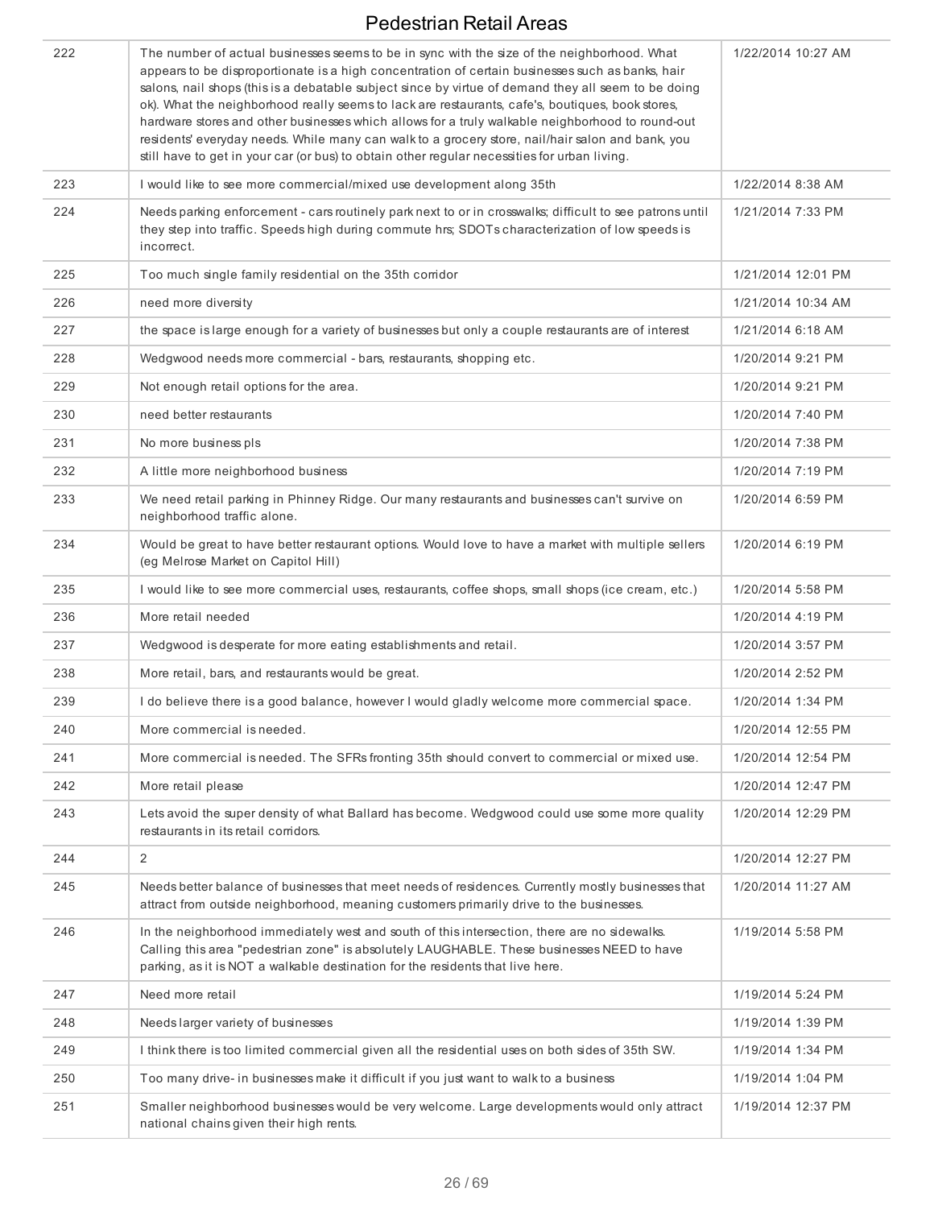| | | |
|---|---|---|
| 222 | The number of actual businesses seems to be in sync with the size of the neighborhood. What appears to be disproportionate is a high concentration of certain businesses such as banks, hair salons, nail shops (this is a debatable subject since by virtue of demand they all seem to be doing ok). What the neighborhood really seems to lack are restaurants, cafe's, boutiques, book stores, hardware stores and other businesses which allows for a truly walkable neighborhood to round-out residents' everyday needs. While many can walk to a grocery store, nail/hair salon and bank, you still have to get in your car (or bus) to obtain other regular necessities for urban living. | 1/22/2014 10:27 AM |
| 223 | I would like to see more commercial/mixed use development along 35th | 1/22/2014 8:38 AM |
| 224 | Needs parking enforcement - cars routinely park next to or in crosswalks; difficult to see patrons until they step into traffic. Speeds high during commute hrs; SDOTs characterization of low speeds is incorrect. | 1/21/2014 7:33 PM |
| 225 | Too much single family residential on the 35th corridor | 1/21/2014 12:01 PM |
| 226 | need more diversity | 1/21/2014 10:34 AM |
| 227 | the space is large enough for a variety of businesses but only a couple restaurants are of interest | 1/21/2014 6:18 AM |
| 228 | Wedgwood needs more commercial - bars, restaurants, shopping etc. | 1/20/2014 9:21 PM |
| 229 | Not enough retail options for the area. | 1/20/2014 9:21 PM |
| 230 | need better restaurants | 1/20/2014 7:40 PM |
| 231 | No more business pls | 1/20/2014 7:38 PM |
| 232 | A little more neighborhood business | 1/20/2014 7:19 PM |
| 233 | We need retail parking in Phinney Ridge. Our many restaurants and businesses can't survive on neighborhood traffic alone. | 1/20/2014 6:59 PM |
| 234 | Would be great to have better restaurant options. Would love to have a market with multiple sellers (eg Melrose Market on Capitol Hill) | 1/20/2014 6:19 PM |
| 235 | I would like to see more commercial uses, restaurants, coffee shops, small shops (ice cream, etc.) | 1/20/2014 5:58 PM |
| 236 | More retail needed | 1/20/2014 4:19 PM |
| 237 | Wedgwood is desperate for more eating establishments and retail. | 1/20/2014 3:57 PM |
| 238 | More retail, bars, and restaurants would be great. | 1/20/2014 2:52 PM |
| 239 | I do believe there is a good balance, however I would gladly welcome more commercial space. | 1/20/2014 1:34 PM |
| 240 | More commercial is needed. | 1/20/2014 12:55 PM |
| 241 | More commercial is needed. The SFRs fronting 35th should convert to commercial or mixed use. | 1/20/2014 12:54 PM |
| 242 | More retail please | 1/20/2014 12:47 PM |
| 243 | Lets avoid the super density of what Ballard has become. Wedgwood could use some more quality restaurants in its retail corridors. | 1/20/2014 12:29 PM |
| 244 | 2 | 1/20/2014 12:27 PM |
| 245 | Needs better balance of businesses that meet needs of residences. Currently mostly businesses that attract from outside neighborhood, meaning customers primarily drive to the businesses. | 1/20/2014 11:27 AM |
| 246 | In the neighborhood immediately west and south of this intersection, there are no sidewalks. Calling this area "pedestrian zone" is absolutely LAUGHABLE. These businesses NEED to have parking, as it is NOT a walkable destination for the residents that live here. | 1/19/2014 5:58 PM |
| 247 | Need more retail | 1/19/2014 5:24 PM |
| 248 | Needs larger variety of businesses | 1/19/2014 1:39 PM |
| 249 | I think there is too limited commercial given all the residential uses on both sides of 35th SW. | 1/19/2014 1:34 PM |
| 250 | Too many drive- in businesses make it difficult if you just want to walk to a business | 1/19/2014 1:04 PM |
| 251 | Smaller neighborhood businesses would be very welcome. Large developments would only attract national chains given their high rents. | 1/19/2014 12:37 PM |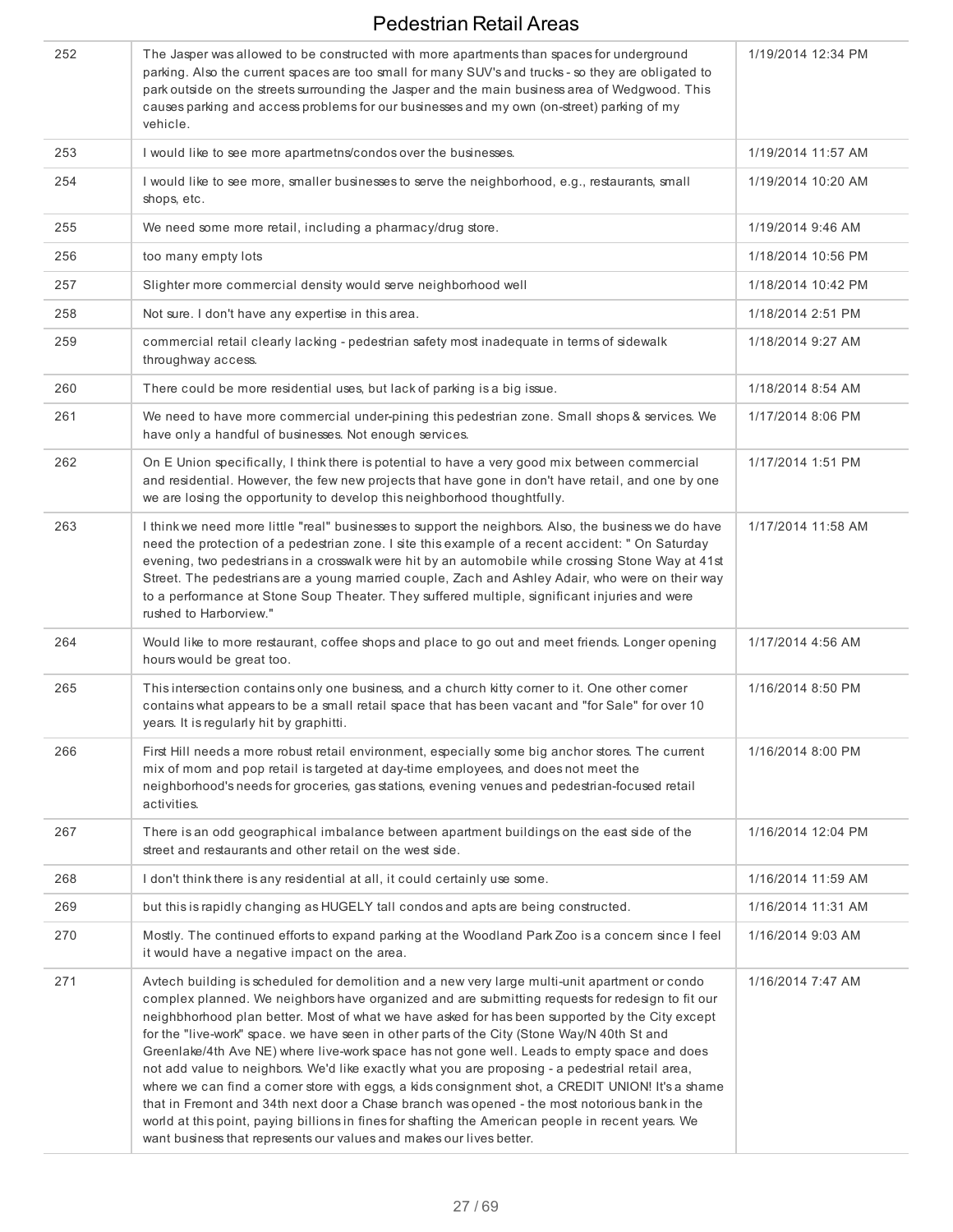# Pedestrian Retail Areas

| | | |
|---|---|---|
| 252 | The Jasper was allowed to be constructed with more apartments than spaces for underground parking. Also the current spaces are too small for many SUV's and trucks - so they are obligated to park outside on the streets surrounding the Jasper and the main business area of Wedgwood. This causes parking and access problems for our businesses and my own (on-street) parking of my vehicle. | 1/19/2014 12:34 PM |
| 253 | I would like to see more apartmetns/condos over the businesses. | 1/19/2014 11:57 AM |
| 254 | I would like to see more, smaller businesses to serve the neighborhood, e.g., restaurants, small shops, etc. | 1/19/2014 10:20 AM |
| 255 | We need some more retail, including a pharmacy/drug store. | 1/19/2014 9:46 AM |
| 256 | too many empty lots | 1/18/2014 10:56 PM |
| 257 | Slighter more commercial density would serve neighborhood well | 1/18/2014 10:42 PM |
| 258 | Not sure. I don't have any expertise in this area. | 1/18/2014 2:51 PM |
| 259 | commercial retail clearly lacking - pedestrian safety most inadequate in terms of sidewalk throughway access. | 1/18/2014 9:27 AM |
| 260 | There could be more residential uses, but lack of parking is a big issue. | 1/18/2014 8:54 AM |
| 261 | We need to have more commercial under-pining this pedestrian zone. Small shops & services. We have only a handful of businesses. Not enough services. | 1/17/2014 8:06 PM |
| 262 | On E Union specifically, I think there is potential to have a very good mix between commercial and residential. However, the few new projects that have gone in don't have retail, and one by one we are losing the opportunity to develop this neighborhood thoughtfully. | 1/17/2014 1:51 PM |
| 263 | I think we need more little "real" businesses to support the neighbors. Also, the business we do have need the protection of a pedestrian zone. I site this example of a recent accident: " On Saturday evening, two pedestrians in a crosswalk were hit by an automobile while crossing Stone Way at 41st Street. The pedestrians are a young married couple, Zach and Ashley Adair, who were on their way to a performance at Stone Soup Theater. They suffered multiple, significant injuries and were rushed to Harborview." | 1/17/2014 11:58 AM |
| 264 | Would like to more restaurant, coffee shops and place to go out and meet friends. Longer opening hours would be great too. | 1/17/2014 4:56 AM |
| 265 | This intersection contains only one business, and a church kitty corner to it. One other corner contains what appears to be a small retail space that has been vacant and "for Sale" for over 10 years. It is regularly hit by graphitti. | 1/16/2014 8:50 PM |
| 266 | First Hill needs a more robust retail environment, especially some big anchor stores. The current mix of mom and pop retail is targeted at day-time employees, and does not meet the neighborhood's needs for groceries, gas stations, evening venues and pedestrian-focused retail activities. | 1/16/2014 8:00 PM |
| 267 | There is an odd geographical imbalance between apartment buildings on the east side of the street and restaurants and other retail on the west side. | 1/16/2014 12:04 PM |
| 268 | I don't think there is any residential at all, it could certainly use some. | 1/16/2014 11:59 AM |
| 269 | but this is rapidly changing as HUGELY tall condos and apts are being constructed. | 1/16/2014 11:31 AM |
| 270 | Mostly. The continued efforts to expand parking at the Woodland Park Zoo is a concern since I feel it would have a negative impact on the area. | 1/16/2014 9:03 AM |
| 271 | Avtech building is scheduled for demolition and a new very large multi-unit apartment or condo complex planned. We neighbors have organized and are submitting requests for redesign to fit our neighbhorhood plan better. Most of what we have asked for has been supported by the City except for the "live-work" space. we have seen in other parts of the City (Stone Way/N 40th St and Greenlake/4th Ave NE) where live-work space has not gone well. Leads to empty space and does not add value to neighbors. We'd like exactly what you are proposing - a pedestrial retail area, where we can find a corner store with eggs, a kids consignment shot, a CREDIT UNION! It's a shame that in Fremont and 34th next door a Chase branch was opened - the most notorious bank in the world at this point, paying billions in fines for shafting the American people in recent years. We want business that represents our values and makes our lives better. | 1/16/2014 7:47 AM |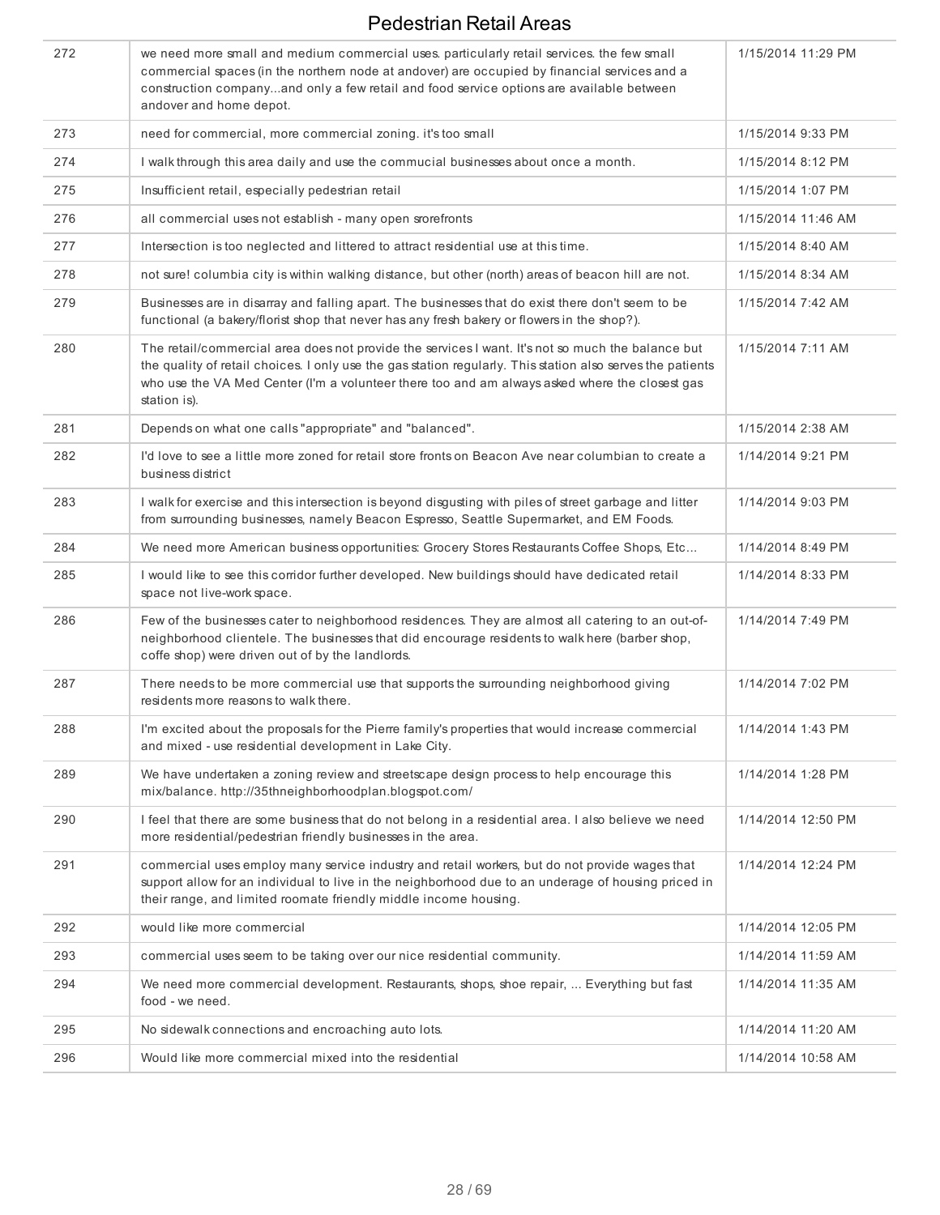# Pedestrian Retail Areas

| | | |
|---|---|---|
| 272 | we need more small and medium commercial uses. particularly retail services. the few small commercial spaces (in the northern node at andover) are occupied by financial services and a construction company...and only a few retail and food service options are available between andover and home depot. | 1/15/2014 11:29 PM |
| 273 | need for commercial, more commercial zoning. it's too small | 1/15/2014 9:33 PM |
| 274 | I walk through this area daily and use the commucial businesses about once a month. | 1/15/2014 8:12 PM |
| 275 | Insufficient retail, especially pedestrian retail | 1/15/2014 1:07 PM |
| 276 | all commercial uses not establish - many open srorefronts | 1/15/2014 11:46 AM |
| 277 | Intersection is too neglected and littered to attract residential use at this time. | 1/15/2014 8:40 AM |
| 278 | not sure! columbia city is within walking distance, but other (north) areas of beacon hill are not. | 1/15/2014 8:34 AM |
| 279 | Businesses are in disarray and falling apart. The businesses that do exist there don't seem to be functional (a bakery/florist shop that never has any fresh bakery or flowers in the shop?). | 1/15/2014 7:42 AM |
| 280 | The retail/commercial area does not provide the services I want. It's not so much the balance but the quality of retail choices. I only use the gas station regularly. This station also serves the patients who use the VA Med Center (I'm a volunteer there too and am always asked where the closest gas station is). | 1/15/2014 7:11 AM |
| 281 | Depends on what one calls "appropriate" and "balanced". | 1/15/2014 2:38 AM |
| 282 | I'd love to see a little more zoned for retail store fronts on Beacon Ave near columbian to create a business district | 1/14/2014 9:21 PM |
| 283 | I walk for exercise and this intersection is beyond disgusting with piles of street garbage and litter from surrounding businesses, namely Beacon Espresso, Seattle Supermarket, and EM Foods. | 1/14/2014 9:03 PM |
| 284 | We need more American business opportunities: Grocery Stores Restaurants Coffee Shops, Etc... | 1/14/2014 8:49 PM |
| 285 | I would like to see this corridor further developed. New buildings should have dedicated retail space not live-work space. | 1/14/2014 8:33 PM |
| 286 | Few of the businesses cater to neighborhood residences. They are almost all catering to an out-of-neighborhood clientele. The businesses that did encourage residents to walk here (barber shop, coffe shop) were driven out of by the landlords. | 1/14/2014 7:49 PM |
| 287 | There needs to be more commercial use that supports the surrounding neighborhood giving residents more reasons to walk there. | 1/14/2014 7:02 PM |
| 288 | I'm excited about the proposals for the Pierre family's properties that would increase commercial and mixed - use residential development in Lake City. | 1/14/2014 1:43 PM |
| 289 | We have undertaken a zoning review and streetscape design process to help encourage this mix/balance. http://35thneighborhoodplan.blogspot.com/ | 1/14/2014 1:28 PM |
| 290 | I feel that there are some business that do not belong in a residential area. I also believe we need more residential/pedestrian friendly businesses in the area. | 1/14/2014 12:50 PM |
| 291 | commercial uses employ many service industry and retail workers, but do not provide wages that support allow for an individual to live in the neighborhood due to an underage of housing priced in their range, and limited roomate friendly middle income housing. | 1/14/2014 12:24 PM |
| 292 | would like more commercial | 1/14/2014 12:05 PM |
| 293 | commercial uses seem to be taking over our nice residential community. | 1/14/2014 11:59 AM |
| 294 | We need more commercial development. Restaurants, shops, shoe repair, ... Everything but fast food - we need. | 1/14/2014 11:35 AM |
| 295 | No sidewalk connections and encroaching auto lots. | 1/14/2014 11:20 AM |
| 296 | Would like more commercial mixed into the residential | 1/14/2014 10:58 AM |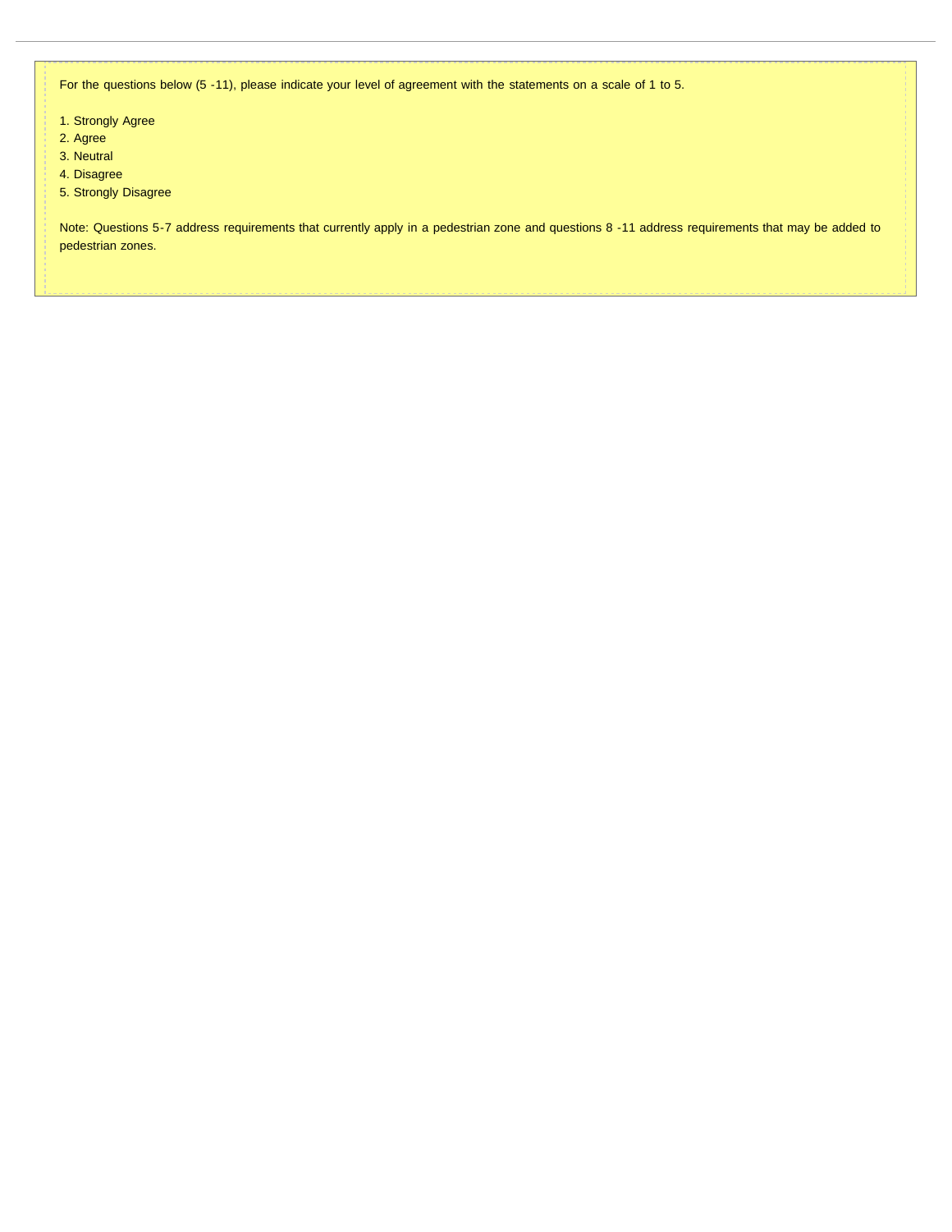For the questions below (5 -11), please indicate your level of agreement with the statements on a scale of 1 to 5.

1. Strongly Agree
2. Agree
3. Neutral
4. Disagree
5. Strongly Disagree

Note: Questions 5-7 address requirements that currently apply in a pedestrian zone and questions 8 -11 address requirements that may be added to pedestrian zones.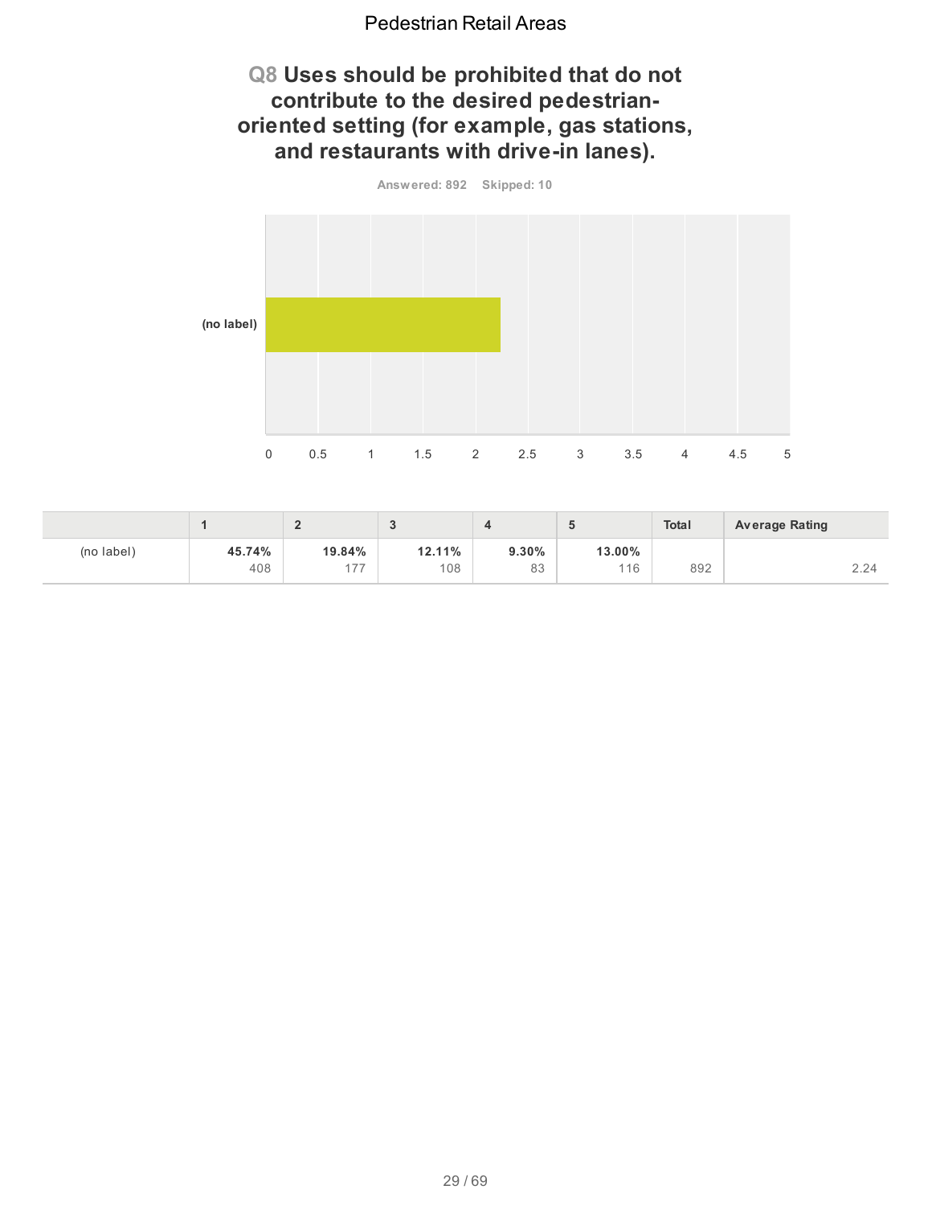## Pedestrian Retail Areas

### Q8 Uses should be prohibited that do not contribute to the desired pedestrian-oriented setting (for example, gas stations, and restaurants with drive-in lanes).

Answered: 892 Skipped: 10

| | 1 | 2 | 3 | 4 | 5 | Total | Average Rating |
|---|---|---|---|---|---|---|---|
| (no label) | **45.74%** 408 | **19.84%** 177 | **12.11%** 108 | **9.30%** 83 | **13.00%** 116 | 892 | 2.24 |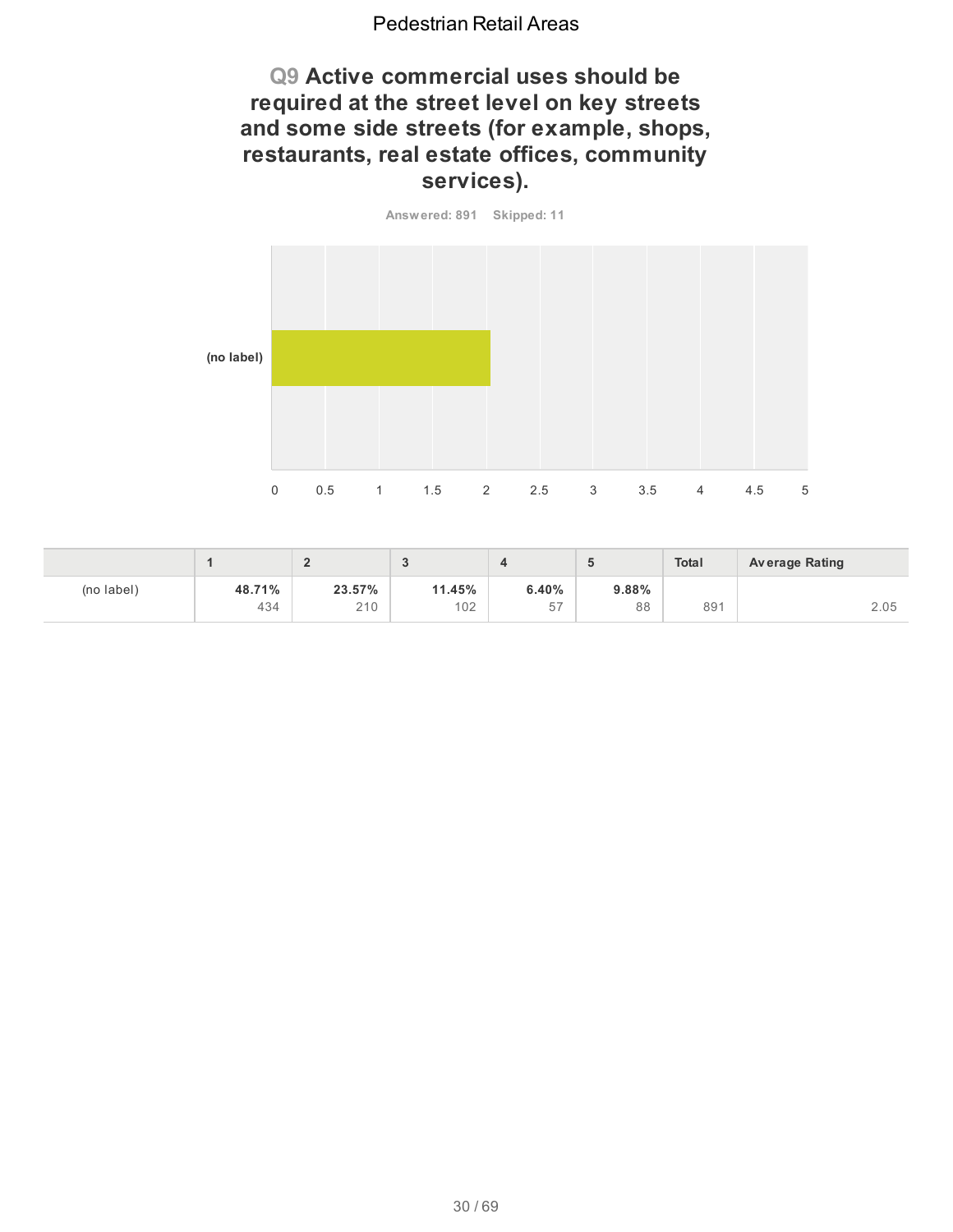## Q9 Active commercial uses should be required at the street level on key streets and some side streets (for example, shops, restaurants, real estate offices, community services).

Answered: 891 Skipped: 11

|  | 1 | 2 | 3 | 4 | 5 | Total | Average Rating |
|---|---|---|---|---|---|---|---|
| (no label) | **48.71%** 434 | **23.57%** 210 | **11.45%** 102 | **6.40%** 57 | **9.88%** 88 | 891 | 2.05 |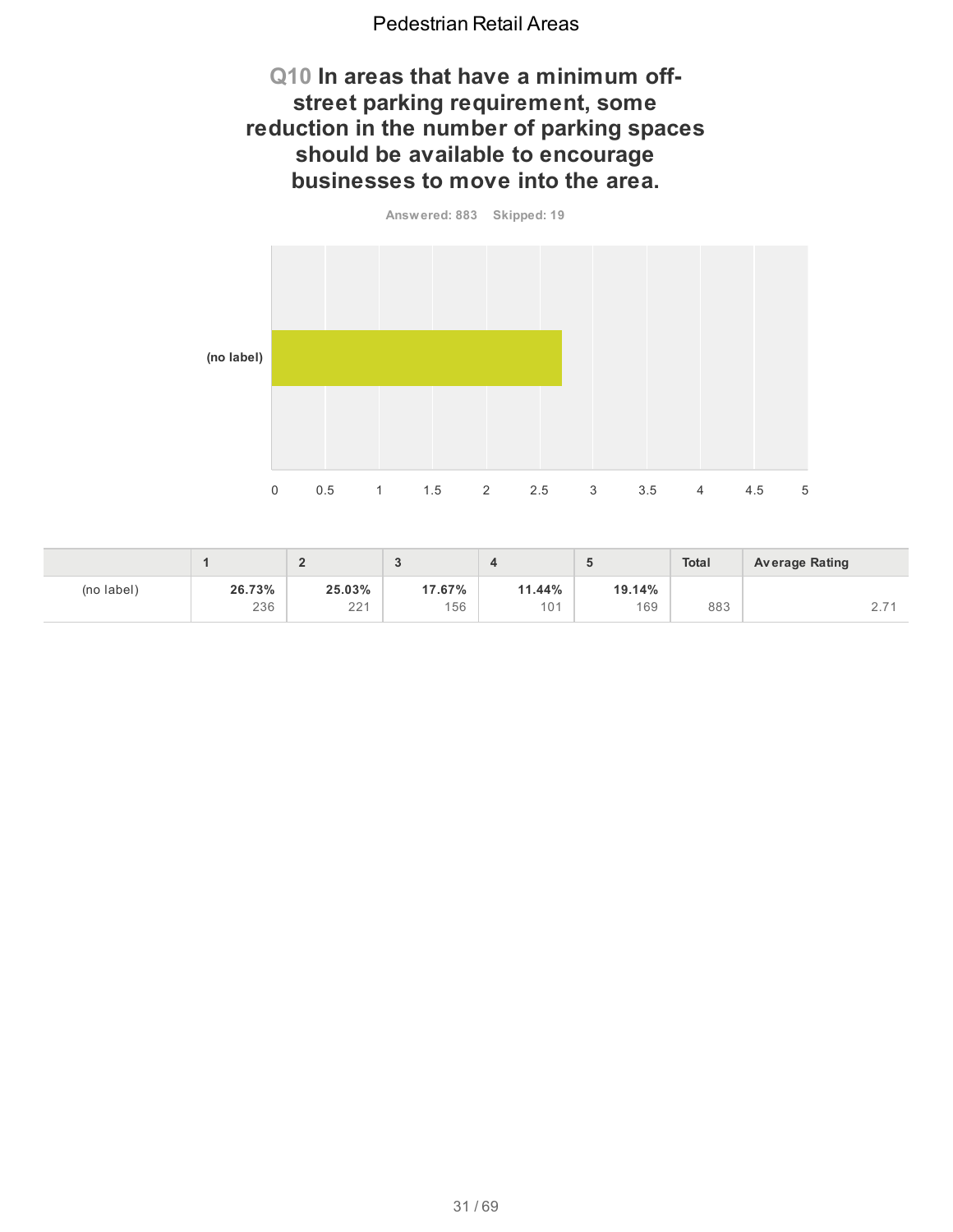## Q10 In areas that have a minimum off-street parking requirement, some reduction in the number of parking spaces should be available to encourage businesses to move into the area.

Answered: 883 Skipped: 19

|  | 1 | 2 | 3 | 4 | 5 | Total | Average Rating |
|---|---|---|---|---|---|---|---|
| (no label) | **26.73%** 236 | **25.03%** 221 | **17.67%** 156 | **11.44%** 101 | **19.14%** 169 | 883 | 2.71 |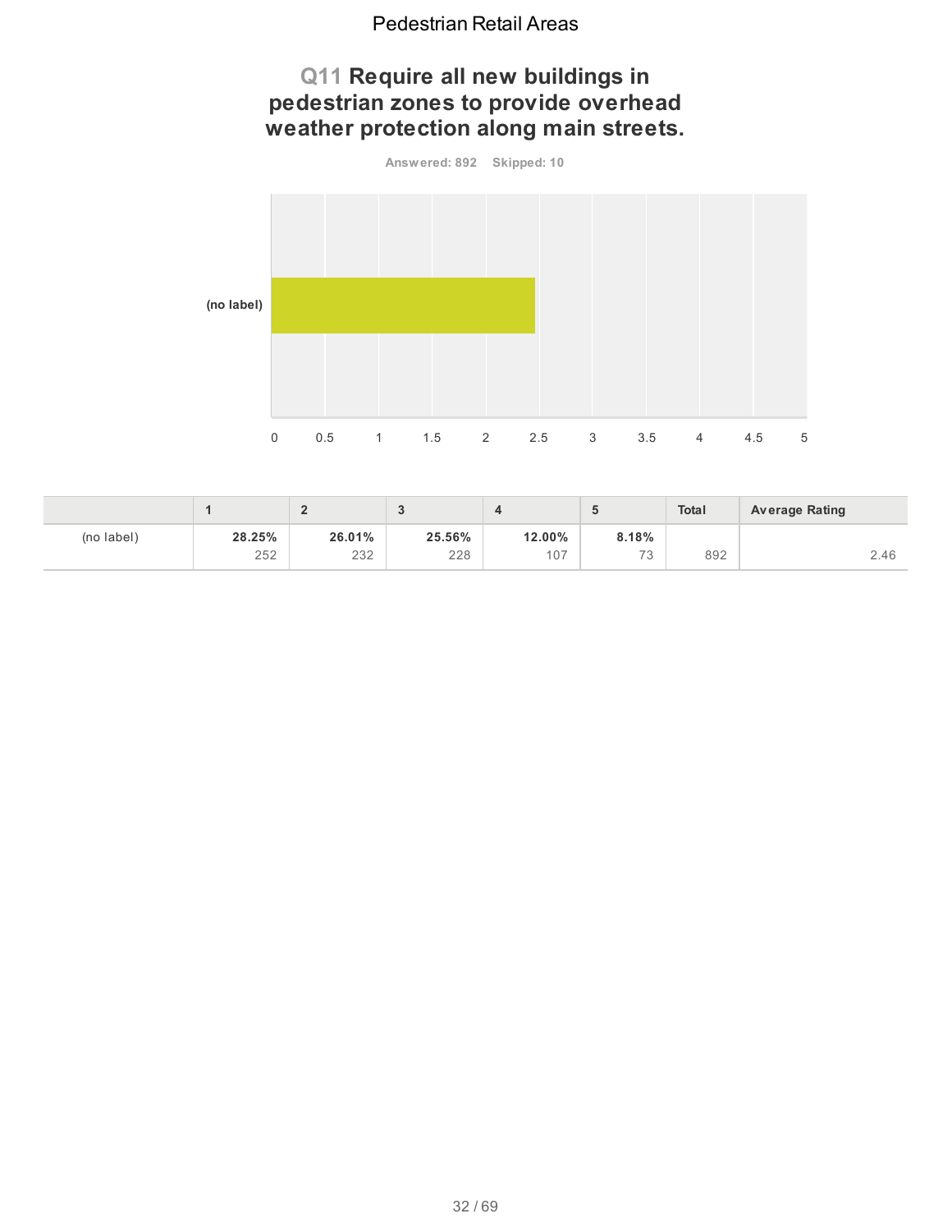## Q11 Require all new buildings in pedestrian zones to provide overhead weather protection along main streets.

**Answered: 892 Skipped: 10**

| | 1 | 2 | 3 | 4 | 5 | Total | Average Rating |
|---|---|---|---|---|---|---|---|
| (no label) | **28.25%** 252 | **26.01%** 232 | **25.56%** 228 | **12.00%** 107 | **8.18%** 73 | 892 | 2.46 |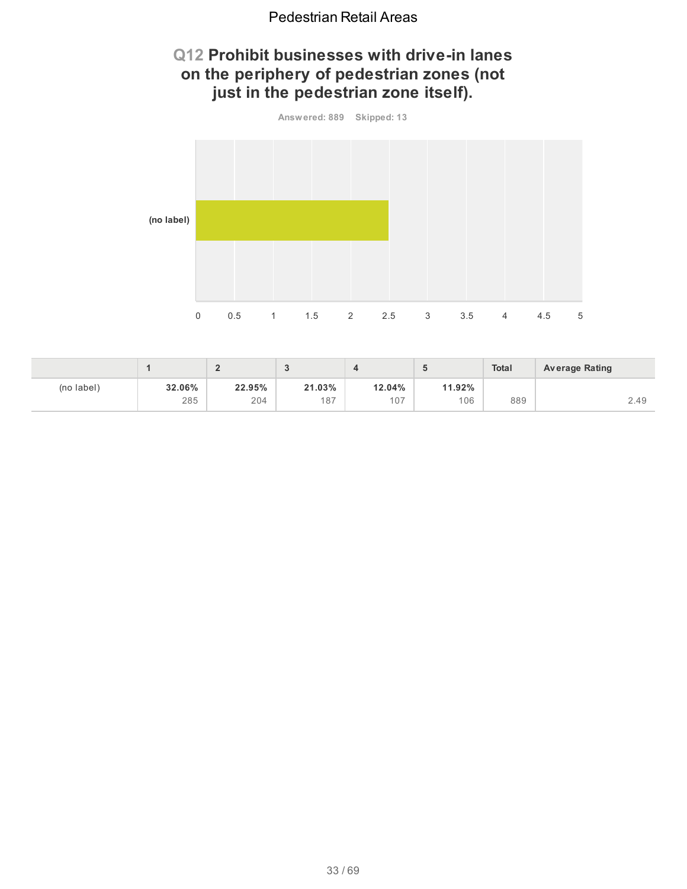## Q12 Prohibit businesses with drive-in lanes on the periphery of pedestrian zones (not just in the pedestrian zone itself).

Answered: 889 Skipped: 13

|  | 1 | 2 | 3 | 4 | 5 | Total | Average Rating |
|---|---|---|---|---|---|---|---|
| (no label) | **32.06%** 285 | **22.95%** 204 | **21.03%** 187 | **12.04%** 107 | **11.92%** 106 | 889 | 2.49 |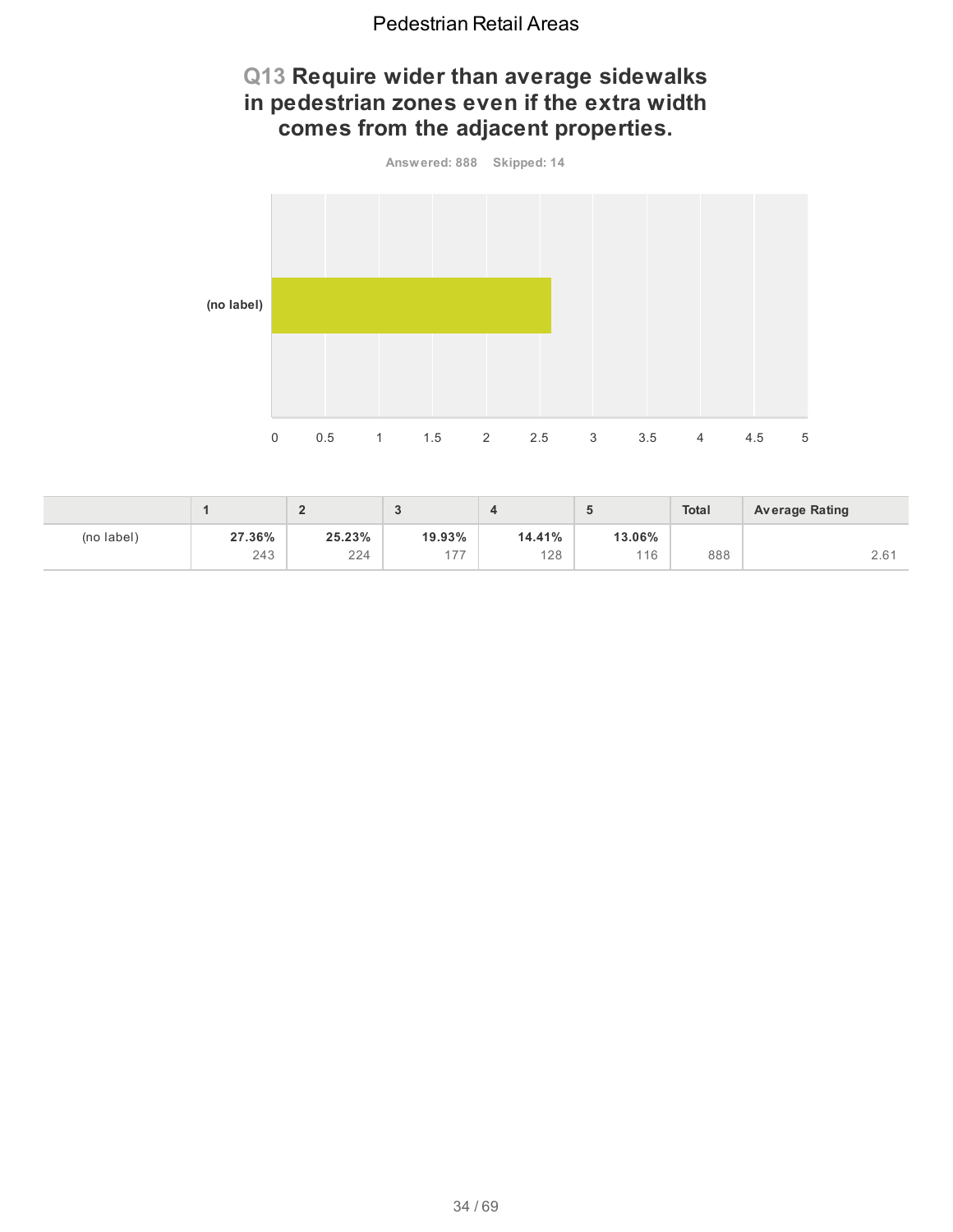## Q13 Require wider than average sidewalks in pedestrian zones even if the extra width comes from the adjacent properties.

Answered: 888 Skipped: 14

| | 1 | 2 | 3 | 4 | 5 | Total | Average Rating |
|---|---|---|---|---|---|---|---|
| (no label) | 27.36% 243 | 25.23% 224 | 19.93% 177 | 14.41% 128 | 13.06% 116 | 888 | 2.61 |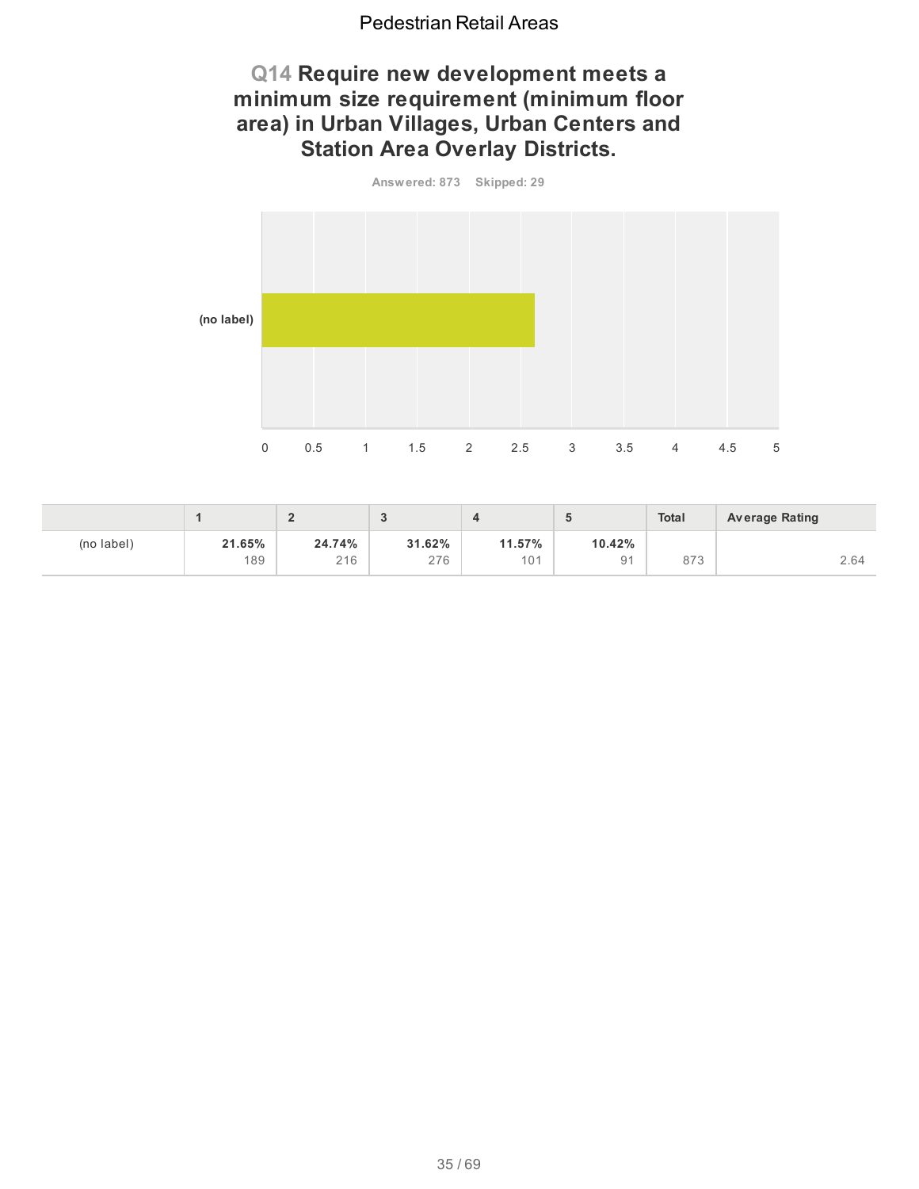## Q14 Require new development meets a minimum size requirement (minimum floor area) in Urban Villages, Urban Centers and Station Area Overlay Districts.

Answered: 873 Skipped: 29

|  | 1 | 2 | 3 | 4 | 5 | Total | Average Rating |
|---|---|---|---|---|---|---|---|
| (no label) | **21.65%** 189 | **24.74%** 216 | **31.62%** 276 | **11.57%** 101 | **10.42%** 91 | 873 | 2.64 |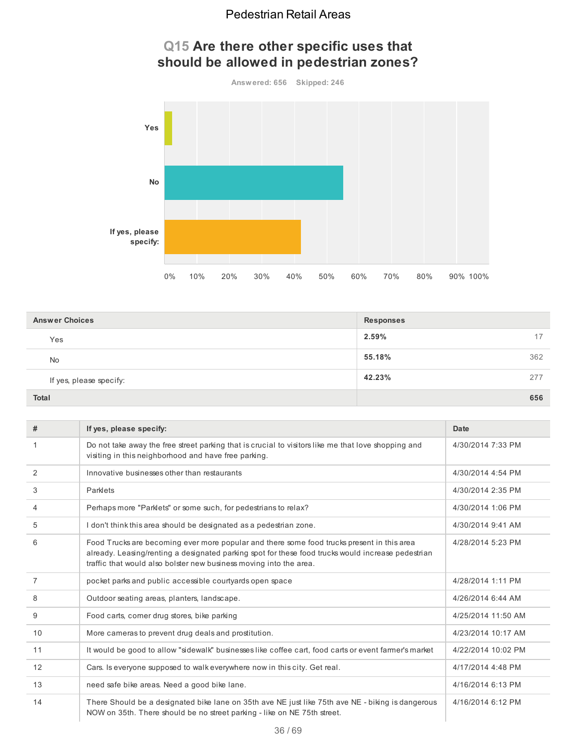# Q15 Are there other specific uses that should be allowed in pedestrian zones?

Answered: 656 Skipped: 246

| Answer Choices | Responses | |
|---|---|---|
| Yes | 2.59% | 17 |
| No | 55.18% | 362 |
| If yes, please specify: | 42.23% | 277 |
| **Total** | | **656** |

| # | If yes, please specify: | Date |
|---|---|---|
| 1 | Do not take away the free street parking that is crucial to visitors like me that love shopping and visiting in this neighborhood and have free parking. | 4/30/2014 7:33 PM |
| 2 | Innovative businesses other than restaurants | 4/30/2014 4:54 PM |
| 3 | Parklets | 4/30/2014 2:35 PM |
| 4 | Perhaps more "Parklets" or some such, for pedestrians to relax? | 4/30/2014 1:06 PM |
| 5 | I don't think this area should be designated as a pedestrian zone. | 4/30/2014 9:41 AM |
| 6 | Food Trucks are becoming ever more popular and there some food trucks present in this area already. Leasing/renting a designated parking spot for these food trucks would increase pedestrian traffic that would also bolster new business moving into the area. | 4/28/2014 5:23 PM |
| 7 | pocket parks and public accessible courtyards open space | 4/28/2014 1:11 PM |
| 8 | Outdoor seating areas, planters, landscape. | 4/26/2014 6:44 AM |
| 9 | Food carts, corner drug stores, bike parking | 4/25/2014 11:50 AM |
| 10 | More cameras to prevent drug deals and prostitution. | 4/23/2014 10:17 AM |
| 11 | It would be good to allow "sidewalk" businesses like coffee cart, food carts or event farmer's market | 4/22/2014 10:02 PM |
| 12 | Cars. Is everyone supposed to walk everywhere now in this city. Get real. | 4/17/2014 4:48 PM |
| 13 | need safe bike areas. Need a good bike lane. | 4/16/2014 6:13 PM |
| 14 | There Should be a designated bike lane on 35th ave NE just like 75th ave NE - biking is dangerous NOW on 35th. There should be no street parking - like on NE 75th street. | 4/16/2014 6:12 PM |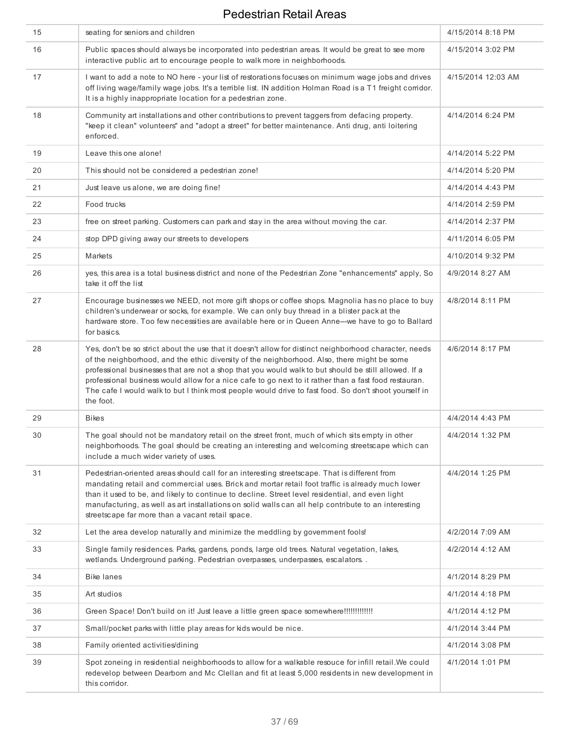| | | |
|---|---|---|
| 15 | seating for seniors and children | 4/15/2014 8:18 PM |
| 16 | Public spaces should always be incorporated into pedestrian areas. It would be great to see more interactive public art to encourage people to walk more in neighborhoods. | 4/15/2014 3:02 PM |
| 17 | I want to add a note to NO here - your list of restorations focuses on minimum wage jobs and drives off living wage/family wage jobs. It's a terrible list. IN addition Holman Road is a T1 freight corridor. It is a highly inappropriate location for a pedestrian zone. | 4/15/2014 12:03 AM |
| 18 | Community art installations and other contributions to prevent taggers from defacing property. "keep it clean" volunteers" and "adopt a street" for better maintenance. Anti drug, anti loitering enforced. | 4/14/2014 6:24 PM |
| 19 | Leave this one alone! | 4/14/2014 5:22 PM |
| 20 | This should not be considered a pedestrian zone! | 4/14/2014 5:20 PM |
| 21 | Just leave us alone, we are doing fine! | 4/14/2014 4:43 PM |
| 22 | Food trucks | 4/14/2014 2:59 PM |
| 23 | free on street parking. Customers can park and stay in the area without moving the car. | 4/14/2014 2:37 PM |
| 24 | stop DPD giving away our streets to developers | 4/11/2014 6:05 PM |
| 25 | Markets | 4/10/2014 9:32 PM |
| 26 | yes, this area is a total business district and none of the Pedestrian Zone "enhancements" apply, So take it off the list | 4/9/2014 8:27 AM |
| 27 | Encourage businesses we NEED, not more gift shops or coffee shops. Magnolia has no place to buy children's underwear or socks, for example. We can only buy thread in a blister pack at the hardware store. Too few necessities are available here or in Queen Anne---we have to go to Ballard for basics. | 4/8/2014 8:11 PM |
| 28 | Yes, don't be so strict about the use that it doesn't allow for distinct neighborhood character, needs of the neighborhood, and the ethic diversity of the neighborhood. Also, there might be some professional businesses that are not a shop that you would walk to but should be still allowed. If a professional business would allow for a nice cafe to go next to it rather than a fast food restauran. The cafe I would walk to but I think most people would drive to fast food. So don't shoot yourself in the foot. | 4/6/2014 8:17 PM |
| 29 | Bikes | 4/4/2014 4:43 PM |
| 30 | The goal should not be mandatory retail on the street front, much of which sits empty in other neighborhoods. The goal should be creating an interesting and welcoming streetscape which can include a much wider variety of uses. | 4/4/2014 1:32 PM |
| 31 | Pedestrian-oriented areas should call for an interesting streetscape. That is different from mandating retail and commercial uses. Brick and mortar retail foot traffic is already much lower than it used to be, and likely to continue to decline. Street level residential, and even light manufacturing, as well as art installations on solid walls can all help contribute to an interesting streetscape far more than a vacant retail space. | 4/4/2014 1:25 PM |
| 32 | Let the area develop naturally and minimize the meddling by government fools! | 4/2/2014 7:09 AM |
| 33 | Single family residences. Parks, gardens, ponds, large old trees. Natural vegetation, lakes, wetlands. Underground parking. Pedestrian overpasses, underpasses, escalators. . | 4/2/2014 4:12 AM |
| 34 | Bike lanes | 4/1/2014 8:29 PM |
| 35 | Art studios | 4/1/2014 4:18 PM |
| 36 | Green Space! Don't build on it! Just leave a little green space somewhere!!!!!!!!!!!!! | 4/1/2014 4:12 PM |
| 37 | Small/pocket parks with little play areas for kids would be nice. | 4/1/2014 3:44 PM |
| 38 | Family oriented activities/dining | 4/1/2014 3:08 PM |
| 39 | Spot zoneing in residential neighborhoods to allow for a walkable resouce for infill retail.We could redevelop between Dearborn and Mc Clellan and fit at least 5,000 residents in new development in this corridor. | 4/1/2014 1:01 PM |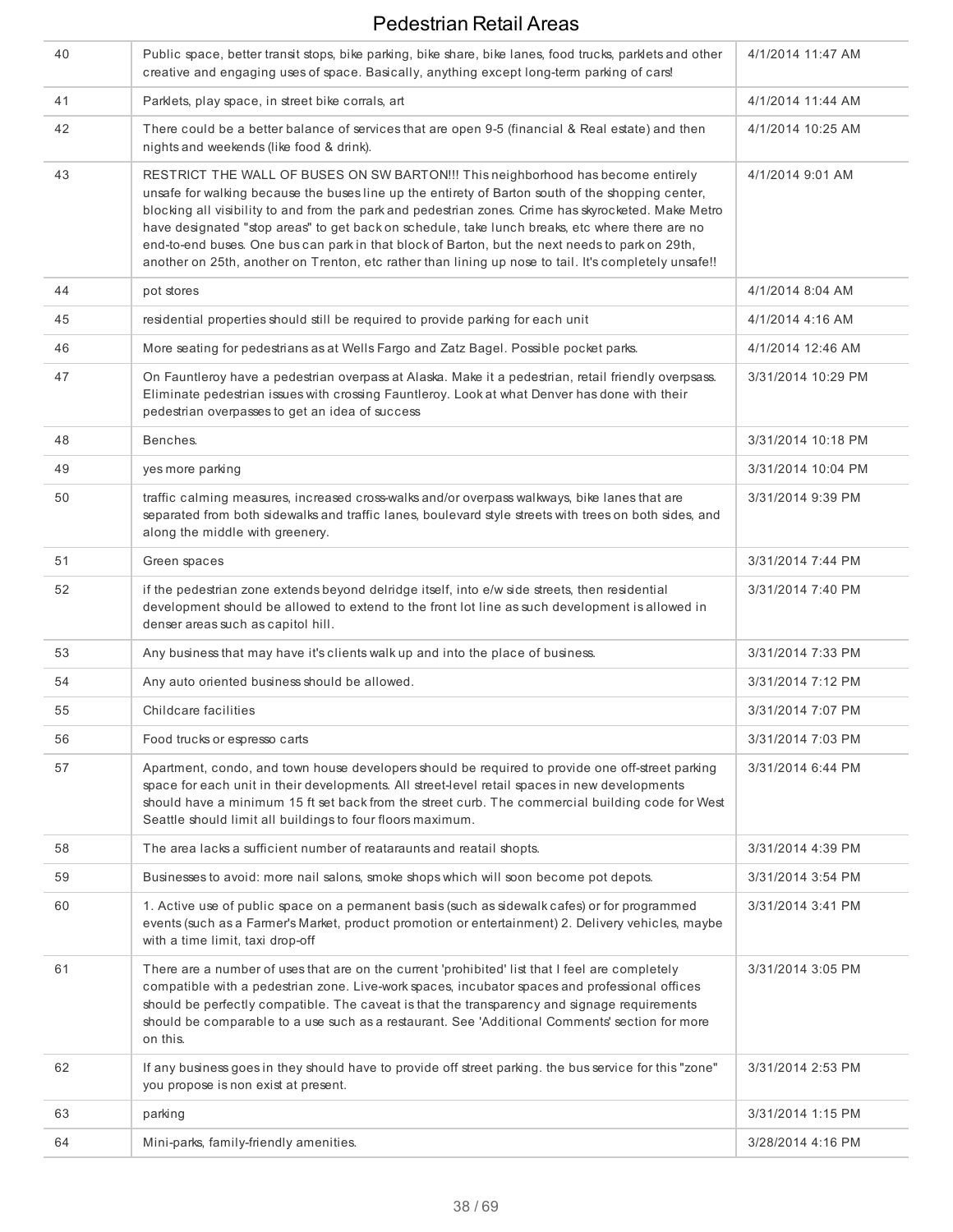| 40 | Public space, better transit stops, bike parking, bike share, bike lanes, food trucks, parklets and other creative and engaging uses of space. Basically, anything except long-term parking of cars! | 4/1/2014 11:47 AM |
|---|---|---|
| 41 | Parklets, play space, in street bike corrals, art | 4/1/2014 11:44 AM |
| 42 | There could be a better balance of services that are open 9-5 (financial & Real estate) and then nights and weekends (like food & drink). | 4/1/2014 10:25 AM |
| 43 | RESTRICT THE WALL OF BUSES ON SW BARTON!!! This neighborhood has become entirely unsafe for walking because the buses line up the entirety of Barton south of the shopping center, blocking all visibility to and from the park and pedestrian zones. Crime has skyrocketed. Make Metro have designated "stop areas" to get back on schedule, take lunch breaks, etc where there are no end-to-end buses. One bus can park in that block of Barton, but the next needs to park on 29th, another on 25th, another on Trenton, etc rather than lining up nose to tail. It's completely unsafe!! | 4/1/2014 9:01 AM |
| 44 | pot stores | 4/1/2014 8:04 AM |
| 45 | residential properties should still be required to provide parking for each unit | 4/1/2014 4:16 AM |
| 46 | More seating for pedestrians as at Wells Fargo and Zatz Bagel. Possible pocket parks. | 4/1/2014 12:46 AM |
| 47 | On Fauntleroy have a pedestrian overpass at Alaska. Make it a pedestrian, retail friendly overpsass. Eliminate pedestrian issues with crossing Fauntleroy. Look at what Denver has done with their pedestrian overpasses to get an idea of success | 3/31/2014 10:29 PM |
| 48 | Benches. | 3/31/2014 10:18 PM |
| 49 | yes more parking | 3/31/2014 10:04 PM |
| 50 | traffic calming measures, increased cross-walks and/or overpass walkways, bike lanes that are separated from both sidewalks and traffic lanes, boulevard style streets with trees on both sides, and along the middle with greenery. | 3/31/2014 9:39 PM |
| 51 | Green spaces | 3/31/2014 7:44 PM |
| 52 | if the pedestrian zone extends beyond delridge itself, into e/w side streets, then residential development should be allowed to extend to the front lot line as such development is allowed in denser areas such as capitol hill. | 3/31/2014 7:40 PM |
| 53 | Any business that may have it's clients walk up and into the place of business. | 3/31/2014 7:33 PM |
| 54 | Any auto oriented business should be allowed. | 3/31/2014 7:12 PM |
| 55 | Childcare facilities | 3/31/2014 7:07 PM |
| 56 | Food trucks or espresso carts | 3/31/2014 7:03 PM |
| 57 | Apartment, condo, and town house developers should be required to provide one off-street parking space for each unit in their developments. All street-level retail spaces in new developments should have a minimum 15 ft set back from the street curb. The commercial building code for West Seattle should limit all buildings to four floors maximum. | 3/31/2014 6:44 PM |
| 58 | The area lacks a sufficient number of reataraunts and reatail shopts. | 3/31/2014 4:39 PM |
| 59 | Businesses to avoid: more nail salons, smoke shops which will soon become pot depots. | 3/31/2014 3:54 PM |
| 60 | 1. Active use of public space on a permanent basis (such as sidewalk cafes) or for programmed events (such as a Farmer's Market, product promotion or entertainment) 2. Delivery vehicles, maybe with a time limit, taxi drop-off | 3/31/2014 3:41 PM |
| 61 | There are a number of uses that are on the current 'prohibited' list that I feel are completely compatible with a pedestrian zone. Live-work spaces, incubator spaces and professional offices should be perfectly compatible. The caveat is that the transparency and signage requirements should be comparable to a use such as a restaurant. See 'Additional Comments' section for more on this. | 3/31/2014 3:05 PM |
| 62 | If any business goes in they should have to provide off street parking. the bus service for this "zone" you propose is non exist at present. | 3/31/2014 2:53 PM |
| 63 | parking | 3/31/2014 1:15 PM |
| 64 | Mini-parks, family-friendly amenities. | 3/28/2014 4:16 PM |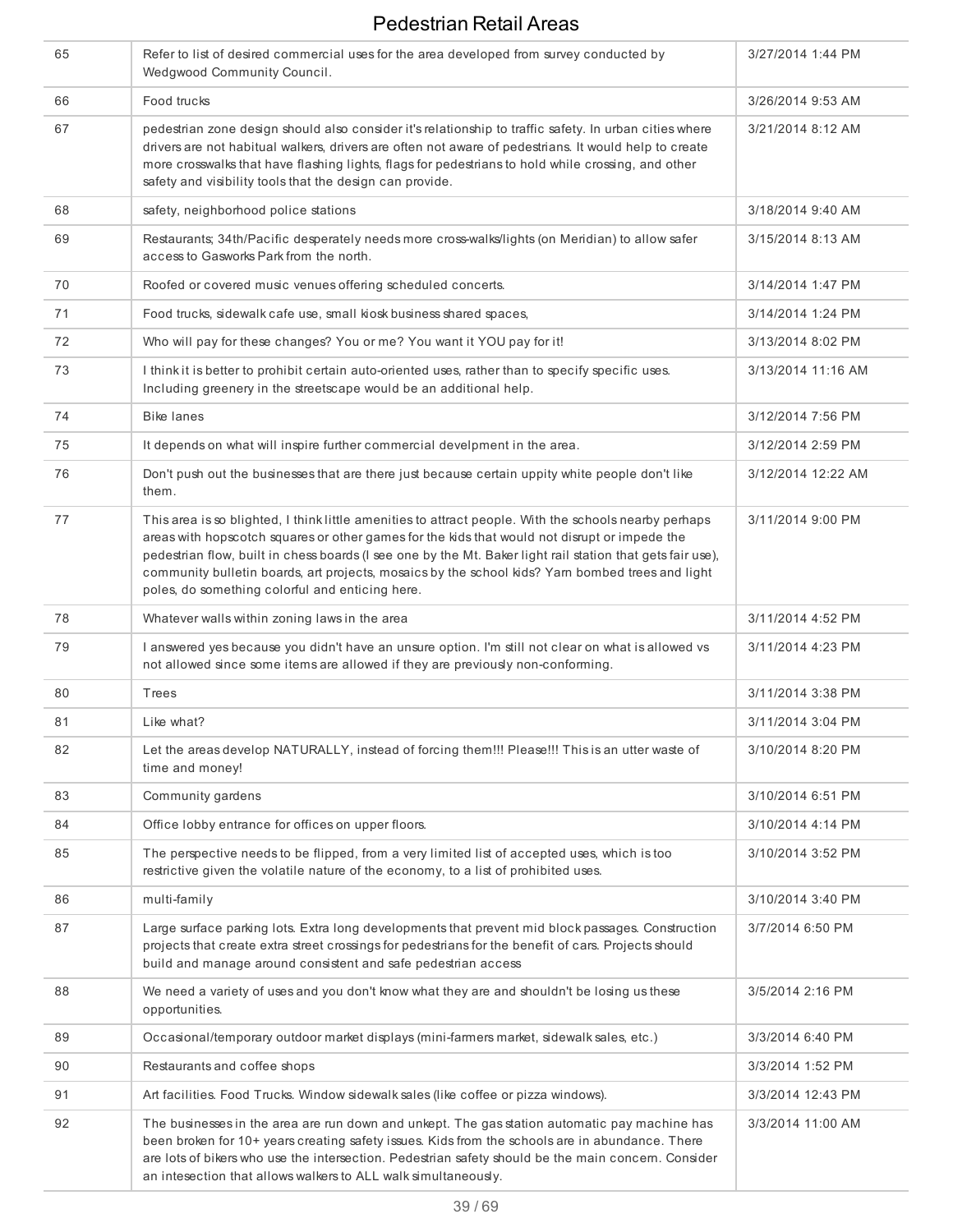| | | |
|---|---|---|
| 65 | Refer to list of desired commercial uses for the area developed from survey conducted by Wedgwood Community Council. | 3/27/2014 1:44 PM |
| 66 | Food trucks | 3/26/2014 9:53 AM |
| 67 | pedestrian zone design should also consider it's relationship to traffic safety. In urban cities where drivers are not habitual walkers, drivers are often not aware of pedestrians. It would help to create more crosswalks that have flashing lights, flags for pedestrians to hold while crossing, and other safety and visibility tools that the design can provide. | 3/21/2014 8:12 AM |
| 68 | safety, neighborhood police stations | 3/18/2014 9:40 AM |
| 69 | Restaurants; 34th/Pacific desperately needs more cross-walks/lights (on Meridian) to allow safer access to Gasworks Park from the north. | 3/15/2014 8:13 AM |
| 70 | Roofed or covered music venues offering scheduled concerts. | 3/14/2014 1:47 PM |
| 71 | Food trucks, sidewalk cafe use, small kiosk business shared spaces, | 3/14/2014 1:24 PM |
| 72 | Who will pay for these changes? You or me? You want it YOU pay for it! | 3/13/2014 8:02 PM |
| 73 | I think it is better to prohibit certain auto-oriented uses, rather than to specify specific uses. Including greenery in the streetscape would be an additional help. | 3/13/2014 11:16 AM |
| 74 | Bike lanes | 3/12/2014 7:56 PM |
| 75 | It depends on what will inspire further commercial develpment in the area. | 3/12/2014 2:59 PM |
| 76 | Don't push out the businesses that are there just because certain uppity white people don't like them. | 3/12/2014 12:22 AM |
| 77 | This area is so blighted, I think little amenities to attract people. With the schools nearby perhaps areas with hopscotch squares or other games for the kids that would not disrupt or impede the pedestrian flow, built in chess boards (I see one by the Mt. Baker light rail station that gets fair use), community bulletin boards, art projects, mosaics by the school kids? Yarn bombed trees and light poles, do something colorful and enticing here. | 3/11/2014 9:00 PM |
| 78 | Whatever walls within zoning laws in the area | 3/11/2014 4:52 PM |
| 79 | I answered yes because you didn't have an unsure option. I'm still not clear on what is allowed vs not allowed since some items are allowed if they are previously non-conforming. | 3/11/2014 4:23 PM |
| 80 | Trees | 3/11/2014 3:38 PM |
| 81 | Like what? | 3/11/2014 3:04 PM |
| 82 | Let the areas develop NATURALLY, instead of forcing them!!! Please!!! This is an utter waste of time and money! | 3/10/2014 8:20 PM |
| 83 | Community gardens | 3/10/2014 6:51 PM |
| 84 | Office lobby entrance for offices on upper floors. | 3/10/2014 4:14 PM |
| 85 | The perspective needs to be flipped, from a very limited list of accepted uses, which is too restrictive given the volatile nature of the economy, to a list of prohibited uses. | 3/10/2014 3:52 PM |
| 86 | multi-family | 3/10/2014 3:40 PM |
| 87 | Large surface parking lots. Extra long developments that prevent mid block passages. Construction projects that create extra street crossings for pedestrians for the benefit of cars. Projects should build and manage around consistent and safe pedestrian access | 3/7/2014 6:50 PM |
| 88 | We need a variety of uses and you don't know what they are and shouldn't be losing us these opportunities. | 3/5/2014 2:16 PM |
| 89 | Occasional/temporary outdoor market displays (mini-farmers market, sidewalk sales, etc.) | 3/3/2014 6:40 PM |
| 90 | Restaurants and coffee shops | 3/3/2014 1:52 PM |
| 91 | Art facilities. Food Trucks. Window sidewalk sales (like coffee or pizza windows). | 3/3/2014 12:43 PM |
| 92 | The businesses in the area are run down and unkept. The gas station automatic pay machine has been broken for 10+ years creating safety issues. Kids from the schools are in abundance. There are lots of bikers who use the intersection. Pedestrian safety should be the main concern. Consider an intesection that allows walkers to ALL walk simultaneously. | 3/3/2014 11:00 AM |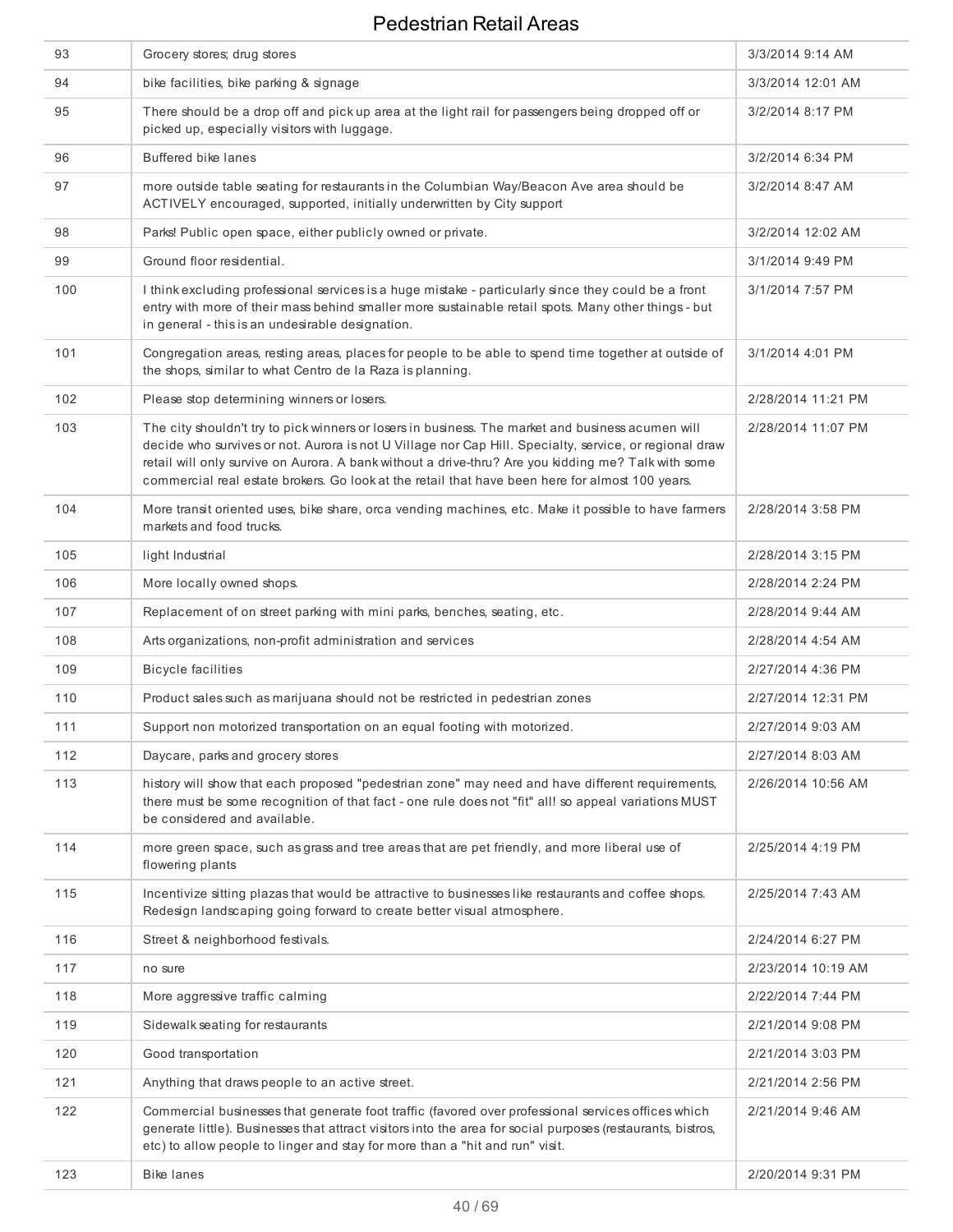# Pedestrian Retail Areas

| | | |
|---|---|---|
| 93 | Grocery stores; drug stores | 3/3/2014 9:14 AM |
| 94 | bike facilities, bike parking & signage | 3/3/2014 12:01 AM |
| 95 | There should be a drop off and pick up area at the light rail for passengers being dropped off or picked up, especially visitors with luggage. | 3/2/2014 8:17 PM |
| 96 | Buffered bike lanes | 3/2/2014 6:34 PM |
| 97 | more outside table seating for restaurants in the Columbian Way/Beacon Ave area should be ACTIVELY encouraged, supported, initially underwritten by City support | 3/2/2014 8:47 AM |
| 98 | Parks! Public open space, either publicly owned or private. | 3/2/2014 12:02 AM |
| 99 | Ground floor residential. | 3/1/2014 9:49 PM |
| 100 | I think excluding professional services is a huge mistake - particularly since they could be a front entry with more of their mass behind smaller more sustainable retail spots. Many other things - but in general - this is an undesirable designation. | 3/1/2014 7:57 PM |
| 101 | Congregation areas, resting areas, places for people to be able to spend time together at outside of the shops, similar to what Centro de la Raza is planning. | 3/1/2014 4:01 PM |
| 102 | Please stop determining winners or losers. | 2/28/2014 11:21 PM |
| 103 | The city shouldn't try to pick winners or losers in business. The market and business acumen will decide who survives or not. Aurora is not U Village nor Cap Hill. Specialty, service, or regional draw retail will only survive on Aurora. A bank without a drive-thru? Are you kidding me? Talk with some commercial real estate brokers. Go look at the retail that have been here for almost 100 years. | 2/28/2014 11:07 PM |
| 104 | More transit oriented uses, bike share, orca vending machines, etc. Make it possible to have farmers markets and food trucks. | 2/28/2014 3:58 PM |
| 105 | light Industrial | 2/28/2014 3:15 PM |
| 106 | More locally owned shops. | 2/28/2014 2:24 PM |
| 107 | Replacement of on street parking with mini parks, benches, seating, etc. | 2/28/2014 9:44 AM |
| 108 | Arts organizations, non-profit administration and services | 2/28/2014 4:54 AM |
| 109 | Bicycle facilities | 2/27/2014 4:36 PM |
| 110 | Product sales such as marijuana should not be restricted in pedestrian zones | 2/27/2014 12:31 PM |
| 111 | Support non motorized transportation on an equal footing with motorized. | 2/27/2014 9:03 AM |
| 112 | Daycare, parks and grocery stores | 2/27/2014 8:03 AM |
| 113 | history will show that each proposed "pedestrian zone" may need and have different requirements, there must be some recognition of that fact - one rule does not "fit" all! so appeal variations MUST be considered and available. | 2/26/2014 10:56 AM |
| 114 | more green space, such as grass and tree areas that are pet friendly, and more liberal use of flowering plants | 2/25/2014 4:19 PM |
| 115 | Incentivize sitting plazas that would be attractive to businesses like restaurants and coffee shops. Redesign landscaping going forward to create better visual atmosphere. | 2/25/2014 7:43 AM |
| 116 | Street & neighborhood festivals. | 2/24/2014 6:27 PM |
| 117 | no sure | 2/23/2014 10:19 AM |
| 118 | More aggressive traffic calming | 2/22/2014 7:44 PM |
| 119 | Sidewalk seating for restaurants | 2/21/2014 9:08 PM |
| 120 | Good transportation | 2/21/2014 3:03 PM |
| 121 | Anything that draws people to an active street. | 2/21/2014 2:56 PM |
| 122 | Commercial businesses that generate foot traffic (favored over professional services offices which generate little). Businesses that attract visitors into the area for social purposes (restaurants, bistros, etc) to allow people to linger and stay for more than a "hit and run" visit. | 2/21/2014 9:46 AM |
| 123 | Bike lanes | 2/20/2014 9:31 PM |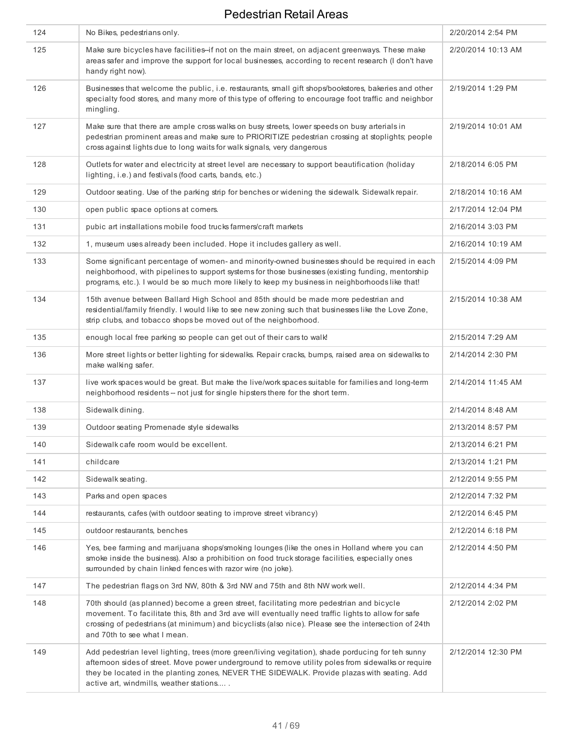# Pedestrian Retail Areas

| | | |
|---|---|---|
| 124 | No Bikes, pedestrians only. | 2/20/2014 2:54 PM |
| 125 | Make sure bicycles have facilities--if not on the main street, on adjacent greenways. These make areas safer and improve the support for local businesses, according to recent research (I don't have handy right now). | 2/20/2014 10:13 AM |
| 126 | Businesses that welcome the public, i.e. restaurants, small gift shops/bookstores, bakeries and other specialty food stores, and many more of this type of offering to encourage foot traffic and neighbor mingling. | 2/19/2014 1:29 PM |
| 127 | Make sure that there are ample cross walks on busy streets, lower speeds on busy arterials in pedestrian prominent areas and make sure to PRIORITIZE pedestrian crossing at stoplights; people cross against lights due to long waits for walk signals, very dangerous | 2/19/2014 10:01 AM |
| 128 | Outlets for water and electricity at street level are necessary to support beautification (holiday lighting, i.e.) and festivals (food carts, bands, etc.) | 2/18/2014 6:05 PM |
| 129 | Outdoor seating. Use of the parking strip for benches or widening the sidewalk. Sidewalk repair. | 2/18/2014 10:16 AM |
| 130 | open public space options at corners. | 2/17/2014 12:04 PM |
| 131 | pubic art installations mobile food trucks farmers/craft markets | 2/16/2014 3:03 PM |
| 132 | 1, museum uses already been included. Hope it includes gallery as well. | 2/16/2014 10:19 AM |
| 133 | Some significant percentage of women- and minority-owned businesses should be required in each neighborhood, with pipelines to support systems for those businesses (existing funding, mentorship programs, etc.). I would be so much more likely to keep my business in neighborhoods like that! | 2/15/2014 4:09 PM |
| 134 | 15th avenue between Ballard High School and 85th should be made more pedestrian and residential/family friendly. I would like to see new zoning such that businesses like the Love Zone, strip clubs, and tobacco shops be moved out of the neighborhood. | 2/15/2014 10:38 AM |
| 135 | enough local free parking so people can get out of their cars to walk! | 2/15/2014 7:29 AM |
| 136 | More street lights or better lighting for sidewalks. Repair cracks, bumps, raised area on sidewalks to make walking safer. | 2/14/2014 2:30 PM |
| 137 | live work spaces would be great. But make the live/work spaces suitable for families and long-term neighborhood residents -- not just for single hipsters there for the short term. | 2/14/2014 11:45 AM |
| 138 | Sidewalk dining. | 2/14/2014 8:48 AM |
| 139 | Outdoor seating Promenade style sidewalks | 2/13/2014 8:57 PM |
| 140 | Sidewalk cafe room would be excellent. | 2/13/2014 6:21 PM |
| 141 | childcare | 2/13/2014 1:21 PM |
| 142 | Sidewalk seating. | 2/12/2014 9:55 PM |
| 143 | Parks and open spaces | 2/12/2014 7:32 PM |
| 144 | restaurants, cafes (with outdoor seating to improve street vibrancy) | 2/12/2014 6:45 PM |
| 145 | outdoor restaurants, benches | 2/12/2014 6:18 PM |
| 146 | Yes, bee farming and marijuana shops/smoking lounges (like the ones in Holland where you can smoke inside the business). Also a prohibition on food truck storage facilities, especially ones surrounded by chain linked fences with razor wire (no joke). | 2/12/2014 4:50 PM |
| 147 | The pedestrian flags on 3rd NW, 80th & 3rd NW and 75th and 8th NW work well. | 2/12/2014 4:34 PM |
| 148 | 70th should (as planned) become a green street, facilitating more pedestrian and bicycle movement. To facilitate this, 8th and 3rd ave will eventually need traffic lights to allow for safe crossing of pedestrians (at minimum) and bicyclists (also nice). Please see the intersection of 24th and 70th to see what I mean. | 2/12/2014 2:02 PM |
| 149 | Add pedestrian level lighting, trees (more green/living vegitation), shade porducing for teh sunny afternoon sides of street. Move power underground to remove utility poles from sidewalks or require they be located in the planting zones, NEVER THE SIDEWALK. Provide plazas with seating. Add active art, windmills, weather stations.... . | 2/12/2014 12:30 PM |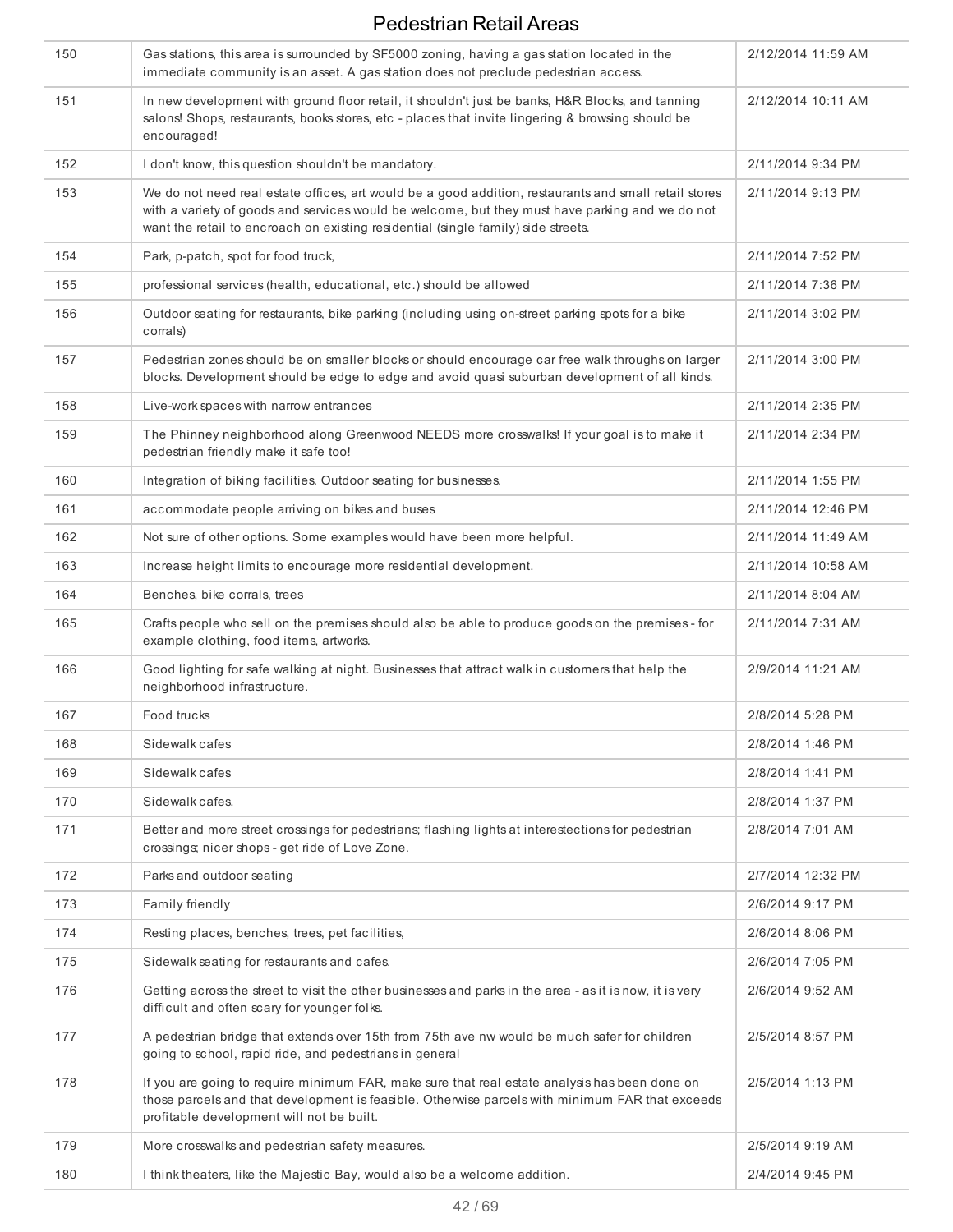# Pedestrian Retail Areas

| | | |
|---|---|---|
| 150 | Gas stations, this area is surrounded by SF5000 zoning, having a gas station located in the immediate community is an asset. A gas station does not preclude pedestrian access. | 2/12/2014 11:59 AM |
| 151 | In new development with ground floor retail, it shouldn't just be banks, H&R Blocks, and tanning salons! Shops, restaurants, books stores, etc - places that invite lingering & browsing should be encouraged! | 2/12/2014 10:11 AM |
| 152 | I don't know, this question shouldn't be mandatory. | 2/11/2014 9:34 PM |
| 153 | We do not need real estate offices, art would be a good addition, restaurants and small retail stores with a variety of goods and services would be welcome, but they must have parking and we do not want the retail to encroach on existing residential (single family) side streets. | 2/11/2014 9:13 PM |
| 154 | Park, p-patch, spot for food truck, | 2/11/2014 7:52 PM |
| 155 | professional services (health, educational, etc.) should be allowed | 2/11/2014 7:36 PM |
| 156 | Outdoor seating for restaurants, bike parking (including using on-street parking spots for a bike corrals) | 2/11/2014 3:02 PM |
| 157 | Pedestrian zones should be on smaller blocks or should encourage car free walk throughs on larger blocks. Development should be edge to edge and avoid quasi suburban development of all kinds. | 2/11/2014 3:00 PM |
| 158 | Live-work spaces with narrow entrances | 2/11/2014 2:35 PM |
| 159 | The Phinney neighborhood along Greenwood NEEDS more crosswalks! If your goal is to make it pedestrian friendly make it safe too! | 2/11/2014 2:34 PM |
| 160 | Integration of biking facilities. Outdoor seating for businesses. | 2/11/2014 1:55 PM |
| 161 | accommodate people arriving on bikes and buses | 2/11/2014 12:46 PM |
| 162 | Not sure of other options. Some examples would have been more helpful. | 2/11/2014 11:49 AM |
| 163 | Increase height limits to encourage more residential development. | 2/11/2014 10:58 AM |
| 164 | Benches, bike corrals, trees | 2/11/2014 8:04 AM |
| 165 | Crafts people who sell on the premises should also be able to produce goods on the premises - for example clothing, food items, artworks. | 2/11/2014 7:31 AM |
| 166 | Good lighting for safe walking at night. Businesses that attract walk in customers that help the neighborhood infrastructure. | 2/9/2014 11:21 AM |
| 167 | Food trucks | 2/8/2014 5:28 PM |
| 168 | Sidewalk cafes | 2/8/2014 1:46 PM |
| 169 | Sidewalk cafes | 2/8/2014 1:41 PM |
| 170 | Sidewalk cafes. | 2/8/2014 1:37 PM |
| 171 | Better and more street crossings for pedestrians; flashing lights at interestections for pedestrian crossings; nicer shops - get ride of Love Zone. | 2/8/2014 7:01 AM |
| 172 | Parks and outdoor seating | 2/7/2014 12:32 PM |
| 173 | Family friendly | 2/6/2014 9:17 PM |
| 174 | Resting places, benches, trees, pet facilities, | 2/6/2014 8:06 PM |
| 175 | Sidewalk seating for restaurants and cafes. | 2/6/2014 7:05 PM |
| 176 | Getting across the street to visit the other businesses and parks in the area - as it is now, it is very difficult and often scary for younger folks. | 2/6/2014 9:52 AM |
| 177 | A pedestrian bridge that extends over 15th from 75th ave nw would be much safer for children going to school, rapid ride, and pedestrians in general | 2/5/2014 8:57 PM |
| 178 | If you are going to require minimum FAR, make sure that real estate analysis has been done on those parcels and that development is feasible. Otherwise parcels with minimum FAR that exceeds profitable development will not be built. | 2/5/2014 1:13 PM |
| 179 | More crosswalks and pedestrian safety measures. | 2/5/2014 9:19 AM |
| 180 | I think theaters, like the Majestic Bay, would also be a welcome addition. | 2/4/2014 9:45 PM |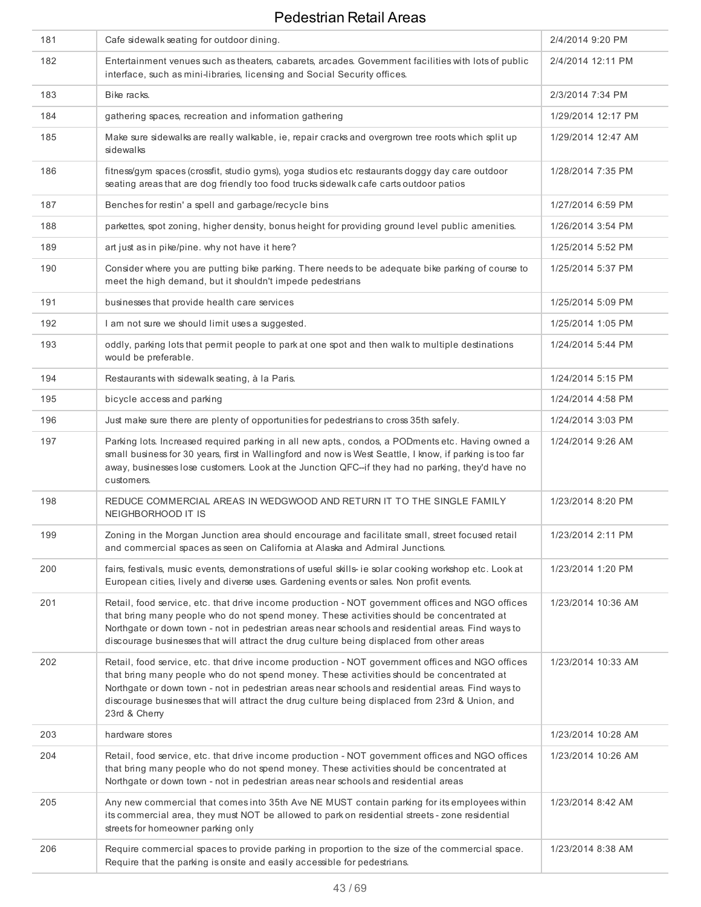# Pedestrian Retail Areas

| | | |
|---|---|---|
| 181 | Cafe sidewalk seating for outdoor dining. | 2/4/2014 9:20 PM |
| 182 | Entertainment venues such as theaters, cabarets, arcades. Government facilities with lots of public interface, such as mini-libraries, licensing and Social Security offices. | 2/4/2014 12:11 PM |
| 183 | Bike racks. | 2/3/2014 7:34 PM |
| 184 | gathering spaces, recreation and information gathering | 1/29/2014 12:17 PM |
| 185 | Make sure sidewalks are really walkable, ie, repair cracks and overgrown tree roots which split up sidewalks | 1/29/2014 12:47 AM |
| 186 | fitness/gym spaces (crossfit, studio gyms), yoga studios etc restaurants doggy day care outdoor seating areas that are dog friendly too food trucks sidewalk cafe carts outdoor patios | 1/28/2014 7:35 PM |
| 187 | Benches for restin' a spell and garbage/recycle bins | 1/27/2014 6:59 PM |
| 188 | parkettes, spot zoning, higher density, bonus height for providing ground level public amenities. | 1/26/2014 3:54 PM |
| 189 | art just as in pike/pine. why not have it here? | 1/25/2014 5:52 PM |
| 190 | Consider where you are putting bike parking. There needs to be adequate bike parking of course to meet the high demand, but it shouldn't impede pedestrians | 1/25/2014 5:37 PM |
| 191 | businesses that provide health care services | 1/25/2014 5:09 PM |
| 192 | I am not sure we should limit uses a suggested. | 1/25/2014 1:05 PM |
| 193 | oddly, parking lots that permit people to park at one spot and then walk to multiple destinations would be preferable. | 1/24/2014 5:44 PM |
| 194 | Restaurants with sidewalk seating, à la Paris. | 1/24/2014 5:15 PM |
| 195 | bicycle access and parking | 1/24/2014 4:58 PM |
| 196 | Just make sure there are plenty of opportunities for pedestrians to cross 35th safely. | 1/24/2014 3:03 PM |
| 197 | Parking lots. Increased required parking in all new apts., condos, a PODments etc. Having owned a small business for 30 years, first in Wallingford and now is West Seattle, I know, if parking is too far away, businesses lose customers. Look at the Junction QFC--if they had no parking, they'd have no customers. | 1/24/2014 9:26 AM |
| 198 | REDUCE COMMERCIAL AREAS IN WEDGWOOD AND RETURN IT TO THE SINGLE FAMILY NEIGHBORHOOD IT IS | 1/23/2014 8:20 PM |
| 199 | Zoning in the Morgan Junction area should encourage and facilitate small, street focused retail and commercial spaces as seen on California at Alaska and Admiral Junctions. | 1/23/2014 2:11 PM |
| 200 | fairs, festivals, music events, demonstrations of useful skills- ie solar cooking workshop etc. Look at European cities, lively and diverse uses. Gardening events or sales. Non profit events. | 1/23/2014 1:20 PM |
| 201 | Retail, food service, etc. that drive income production - NOT government offices and NGO offices that bring many people who do not spend money. These activities should be concentrated at Northgate or down town - not in pedestrian areas near schools and residential areas. Find ways to discourage businesses that will attract the drug culture being displaced from other areas | 1/23/2014 10:36 AM |
| 202 | Retail, food service, etc. that drive income production - NOT government offices and NGO offices that bring many people who do not spend money. These activities should be concentrated at Northgate or down town - not in pedestrian areas near schools and residential areas. Find ways to discourage businesses that will attract the drug culture being displaced from 23rd & Union, and 23rd & Cherry | 1/23/2014 10:33 AM |
| 203 | hardware stores | 1/23/2014 10:28 AM |
| 204 | Retail, food service, etc. that drive income production - NOT government offices and NGO offices that bring many people who do not spend money. These activities should be concentrated at Northgate or down town - not in pedestrian areas near schools and residential areas | 1/23/2014 10:26 AM |
| 205 | Any new commercial that comes into 35th Ave NE MUST contain parking for its employees within its commercial area, they must NOT be allowed to park on residential streets - zone residential streets for homeowner parking only | 1/23/2014 8:42 AM |
| 206 | Require commercial spaces to provide parking in proportion to the size of the commercial space. Require that the parking is onsite and easily accessible for pedestrians. | 1/23/2014 8:38 AM |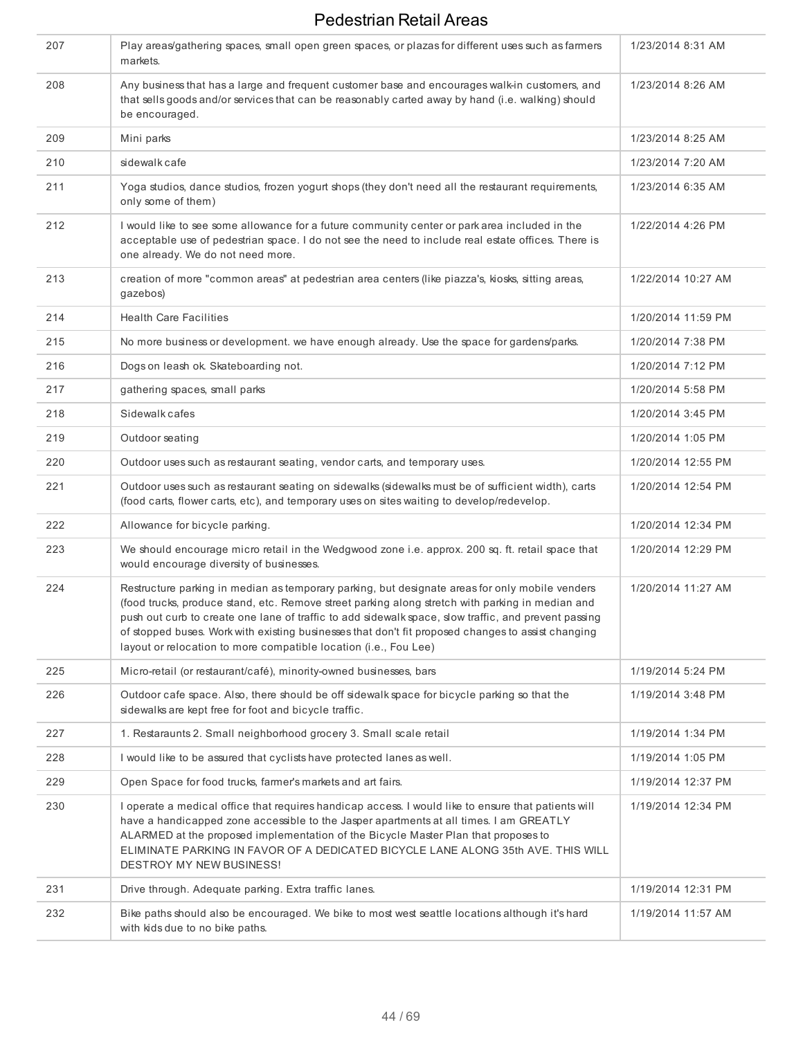| | | |
|---|---|---|
| 207 | Play areas/gathering spaces, small open green spaces, or plazas for different uses such as farmers markets. | 1/23/2014 8:31 AM |
| 208 | Any business that has a large and frequent customer base and encourages walk-in customers, and that sells goods and/or services that can be reasonably carted away by hand (i.e. walking) should be encouraged. | 1/23/2014 8:26 AM |
| 209 | Mini parks | 1/23/2014 8:25 AM |
| 210 | sidewalk cafe | 1/23/2014 7:20 AM |
| 211 | Yoga studios, dance studios, frozen yogurt shops (they don't need all the restaurant requirements, only some of them) | 1/23/2014 6:35 AM |
| 212 | I would like to see some allowance for a future community center or park area included in the acceptable use of pedestrian space. I do not see the need to include real estate offices. There is one already. We do not need more. | 1/22/2014 4:26 PM |
| 213 | creation of more "common areas" at pedestrian area centers (like piazza's, kiosks, sitting areas, gazebos) | 1/22/2014 10:27 AM |
| 214 | Health Care Facilities | 1/20/2014 11:59 PM |
| 215 | No more business or development. we have enough already. Use the space for gardens/parks. | 1/20/2014 7:38 PM |
| 216 | Dogs on leash ok. Skateboarding not. | 1/20/2014 7:12 PM |
| 217 | gathering spaces, small parks | 1/20/2014 5:58 PM |
| 218 | Sidewalk cafes | 1/20/2014 3:45 PM |
| 219 | Outdoor seating | 1/20/2014 1:05 PM |
| 220 | Outdoor uses such as restaurant seating, vendor carts, and temporary uses. | 1/20/2014 12:55 PM |
| 221 | Outdoor uses such as restaurant seating on sidewalks (sidewalks must be of sufficient width), carts (food carts, flower carts, etc), and temporary uses on sites waiting to develop/redevelop. | 1/20/2014 12:54 PM |
| 222 | Allowance for bicycle parking. | 1/20/2014 12:34 PM |
| 223 | We should encourage micro retail in the Wedgwood zone i.e. approx. 200 sq. ft. retail space that would encourage diversity of businesses. | 1/20/2014 12:29 PM |
| 224 | Restructure parking in median as temporary parking, but designate areas for only mobile venders (food trucks, produce stand, etc. Remove street parking along stretch with parking in median and push out curb to create one lane of traffic to add sidewalk space, slow traffic, and prevent passing of stopped buses. Work with existing businesses that don't fit proposed changes to assist changing layout or relocation to more compatible location (i.e., Fou Lee) | 1/20/2014 11:27 AM |
| 225 | Micro-retail (or restaurant/café), minority-owned businesses, bars | 1/19/2014 5:24 PM |
| 226 | Outdoor cafe space. Also, there should be off sidewalk space for bicycle parking so that the sidewalks are kept free for foot and bicycle traffic. | 1/19/2014 3:48 PM |
| 227 | 1. Restaraunts 2. Small neighborhood grocery 3. Small scale retail | 1/19/2014 1:34 PM |
| 228 | I would like to be assured that cyclists have protected lanes as well. | 1/19/2014 1:05 PM |
| 229 | Open Space for food trucks, farmer's markets and art fairs. | 1/19/2014 12:37 PM |
| 230 | I operate a medical office that requires handicap access. I would like to ensure that patients will have a handicapped zone accessible to the Jasper apartments at all times. I am GREATLY ALARMED at the proposed implementation of the Bicycle Master Plan that proposes to ELIMINATE PARKING IN FAVOR OF A DEDICATED BICYCLE LANE ALONG 35th AVE. THIS WILL DESTROY MY NEW BUSINESS! | 1/19/2014 12:34 PM |
| 231 | Drive through. Adequate parking. Extra traffic lanes. | 1/19/2014 12:31 PM |
| 232 | Bike paths should also be encouraged. We bike to most west seattle locations although it's hard with kids due to no bike paths. | 1/19/2014 11:57 AM |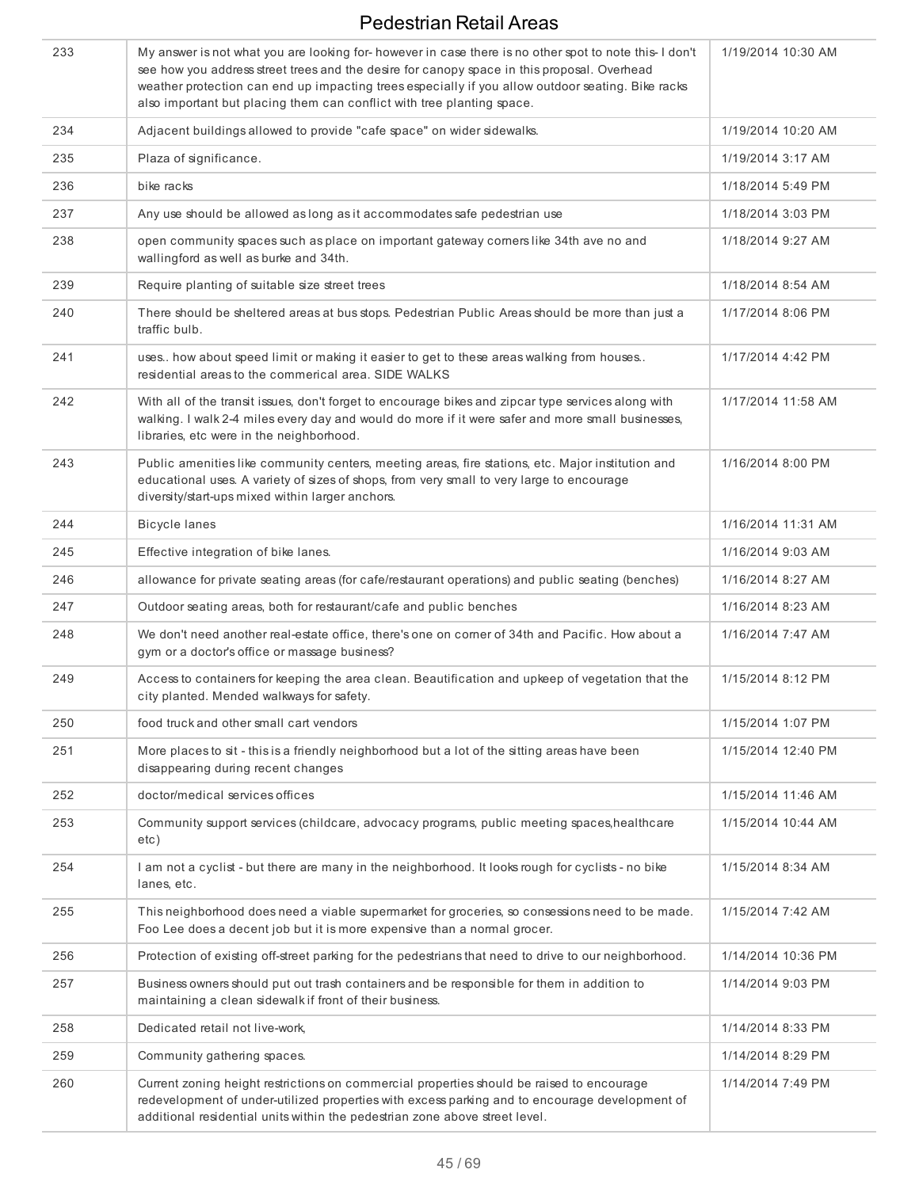| | | |
|---|---|---|
| 233 | My answer is not what you are looking for- however in case there is no other spot to note this- I don't see how you address street trees and the desire for canopy space in this proposal. Overhead weather protection can end up impacting trees especially if you allow outdoor seating. Bike racks also important but placing them can conflict with tree planting space. | 1/19/2014 10:30 AM |
| 234 | Adjacent buildings allowed to provide "cafe space" on wider sidewalks. | 1/19/2014 10:20 AM |
| 235 | Plaza of significance. | 1/19/2014 3:17 AM |
| 236 | bike racks | 1/18/2014 5:49 PM |
| 237 | Any use should be allowed as long as it accommodates safe pedestrian use | 1/18/2014 3:03 PM |
| 238 | open community spaces such as place on important gateway corners like 34th ave no and wallingford as well as burke and 34th. | 1/18/2014 9:27 AM |
| 239 | Require planting of suitable size street trees | 1/18/2014 8:54 AM |
| 240 | There should be sheltered areas at bus stops. Pedestrian Public Areas should be more than just a traffic bulb. | 1/17/2014 8:06 PM |
| 241 | uses.. how about speed limit or making it easier to get to these areas walking from houses.. residential areas to the commerical area. SIDE WALKS | 1/17/2014 4:42 PM |
| 242 | With all of the transit issues, don't forget to encourage bikes and zipcar type services along with walking. I walk 2-4 miles every day and would do more if it were safer and more small businesses, libraries, etc were in the neighborhood. | 1/17/2014 11:58 AM |
| 243 | Public amenities like community centers, meeting areas, fire stations, etc. Major institution and educational uses. A variety of sizes of shops, from very small to very large to encourage diversity/start-ups mixed within larger anchors. | 1/16/2014 8:00 PM |
| 244 | Bicycle lanes | 1/16/2014 11:31 AM |
| 245 | Effective integration of bike lanes. | 1/16/2014 9:03 AM |
| 246 | allowance for private seating areas (for cafe/restaurant operations) and public seating (benches) | 1/16/2014 8:27 AM |
| 247 | Outdoor seating areas, both for restaurant/cafe and public benches | 1/16/2014 8:23 AM |
| 248 | We don't need another real-estate office, there's one on corner of 34th and Pacific. How about a gym or a doctor's office or massage business? | 1/16/2014 7:47 AM |
| 249 | Access to containers for keeping the area clean. Beautification and upkeep of vegetation that the city planted. Mended walkways for safety. | 1/15/2014 8:12 PM |
| 250 | food truck and other small cart vendors | 1/15/2014 1:07 PM |
| 251 | More places to sit - this is a friendly neighborhood but a lot of the sitting areas have been disappearing during recent changes | 1/15/2014 12:40 PM |
| 252 | doctor/medical services offices | 1/15/2014 11:46 AM |
| 253 | Community support services (childcare, advocacy programs, public meeting spaces,healthcare etc) | 1/15/2014 10:44 AM |
| 254 | I am not a cyclist - but there are many in the neighborhood. It looks rough for cyclists - no bike lanes, etc. | 1/15/2014 8:34 AM |
| 255 | This neighborhood does need a viable supermarket for groceries, so consessions need to be made. Foo Lee does a decent job but it is more expensive than a normal grocer. | 1/15/2014 7:42 AM |
| 256 | Protection of existing off-street parking for the pedestrians that need to drive to our neighborhood. | 1/14/2014 10:36 PM |
| 257 | Business owners should put out trash containers and be responsible for them in addition to maintaining a clean sidewalk if front of their business. | 1/14/2014 9:03 PM |
| 258 | Dedicated retail not live-work, | 1/14/2014 8:33 PM |
| 259 | Community gathering spaces. | 1/14/2014 8:29 PM |
| 260 | Current zoning height restrictions on commercial properties should be raised to encourage redevelopment of under-utilized properties with excess parking and to encourage development of additional residential units within the pedestrian zone above street level. | 1/14/2014 7:49 PM |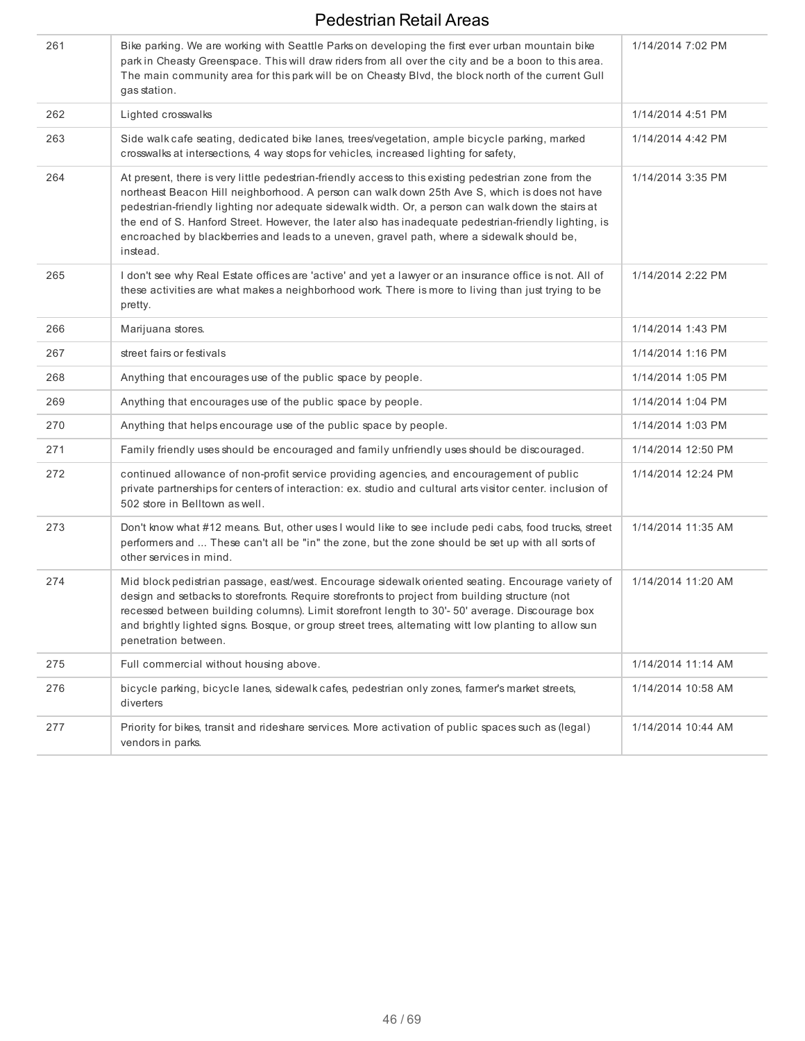| | | |
|---|---|---|
| 261 | Bike parking. We are working with Seattle Parks on developing the first ever urban mountain bike park in Cheasty Greenspace. This will draw riders from all over the city and be a boon to this area. The main community area for this park will be on Cheasty Blvd, the block north of the current Gull gas station. | 1/14/2014 7:02 PM |
| 262 | Lighted crosswalks | 1/14/2014 4:51 PM |
| 263 | Side walk cafe seating, dedicated bike lanes, trees/vegetation, ample bicycle parking, marked crosswalks at intersections, 4 way stops for vehicles, increased lighting for safety, | 1/14/2014 4:42 PM |
| 264 | At present, there is very little pedestrian-friendly access to this existing pedestrian zone from the northeast Beacon Hill neighborhood. A person can walk down 25th Ave S, which is does not have pedestrian-friendly lighting nor adequate sidewalk width. Or, a person can walk down the stairs at the end of S. Hanford Street. However, the later also has inadequate pedestrian-friendly lighting, is encroached by blackberries and leads to a uneven, gravel path, where a sidewalk should be, instead. | 1/14/2014 3:35 PM |
| 265 | I don't see why Real Estate offices are 'active' and yet a lawyer or an insurance office is not. All of these activities are what makes a neighborhood work. There is more to living than just trying to be pretty. | 1/14/2014 2:22 PM |
| 266 | Marijuana stores. | 1/14/2014 1:43 PM |
| 267 | street fairs or festivals | 1/14/2014 1:16 PM |
| 268 | Anything that encourages use of the public space by people. | 1/14/2014 1:05 PM |
| 269 | Anything that encourages use of the public space by people. | 1/14/2014 1:04 PM |
| 270 | Anything that helps encourage use of the public space by people. | 1/14/2014 1:03 PM |
| 271 | Family friendly uses should be encouraged and family unfriendly uses should be discouraged. | 1/14/2014 12:50 PM |
| 272 | continued allowance of non-profit service providing agencies, and encouragement of public private partnerships for centers of interaction: ex. studio and cultural arts visitor center. inclusion of 502 store in Belltown as well. | 1/14/2014 12:24 PM |
| 273 | Don't know what #12 means. But, other uses I would like to see include pedi cabs, food trucks, street performers and ... These can't all be "in" the zone, but the zone should be set up with all sorts of other services in mind. | 1/14/2014 11:35 AM |
| 274 | Mid block pedestrian passage, east/west. Encourage sidewalk oriented seating. Encourage variety of design and setbacks to storefronts. Require storefronts to project from building structure (not recessed between building columns). Limit storefront length to 30'- 50' average. Discourage box and brightly lighted signs. Bosque, or group street trees, alternating witt low planting to allow sun penetration between. | 1/14/2014 11:20 AM |
| 275 | Full commercial without housing above. | 1/14/2014 11:14 AM |
| 276 | bicycle parking, bicycle lanes, sidewalk cafes, pedestrian only zones, farmer's market streets, diverters | 1/14/2014 10:58 AM |
| 277 | Priority for bikes, transit and rideshare services. More activation of public spaces such as (legal) vendors in parks. | 1/14/2014 10:44 AM |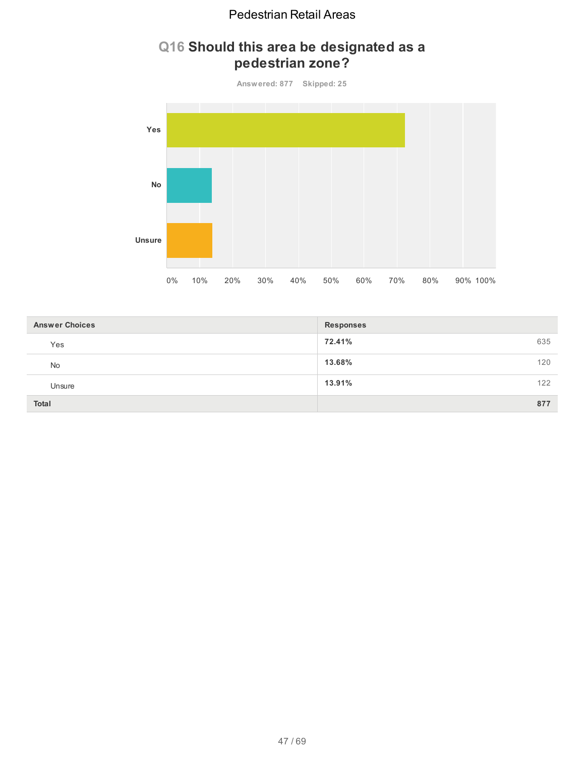## Q16 Should this area be designated as a pedestrian zone?

Answered: 877 Skipped: 25

| Answer Choices | Responses | |
|---|---|---|
| Yes | 72.41% | 635 |
| No | 13.68% | 120 |
| Unsure | 13.91% | 122 |
| **Total** | | **877** |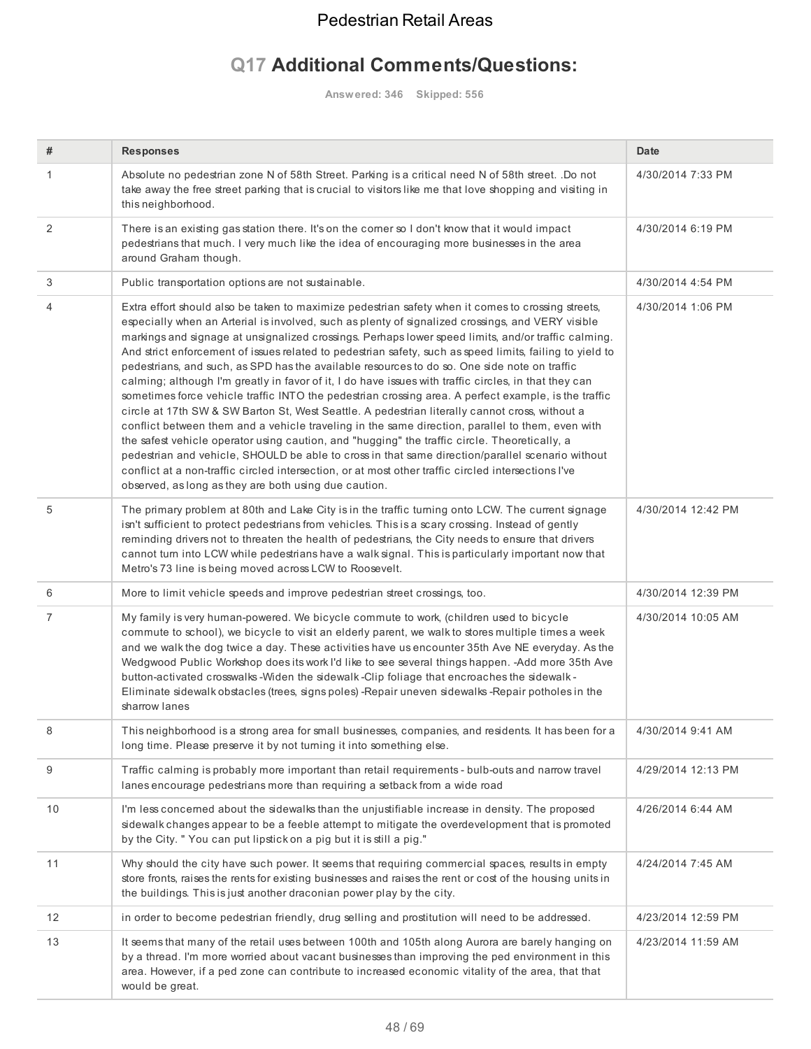# Q17 Additional Comments/Questions:

Answered: 346 Skipped: 556

| # | Responses | Date |
|---|---|---|
| 1 | Absolute no pedestrian zone N of 58th Street. Parking is a critical need N of 58th street. .Do not take away the free street parking that is crucial to visitors like me that love shopping and visiting in this neighborhood. | 4/30/2014 7:33 PM |
| 2 | There is an existing gas station there. It's on the corner so I don't know that it would impact pedestrians that much. I very much like the idea of encouraging more businesses in the area around Graham though. | 4/30/2014 6:19 PM |
| 3 | Public transportation options are not sustainable. | 4/30/2014 4:54 PM |
| 4 | Extra effort should also be taken to maximize pedestrian safety when it comes to crossing streets, especially when an Arterial is involved, such as plenty of signalized crossings, and VERY visible markings and signage at unsignalized crossings. Perhaps lower speed limits, and/or traffic calming. And strict enforcement of issues related to pedestrian safety, such as speed limits, failing to yield to pedestrians, and such, as SPD has the available resources to do so. One side note on traffic calming; although I'm greatly in favor of it, I do have issues with traffic circles, in that they can sometimes force vehicle traffic INTO the pedestrian crossing area. A perfect example, is the traffic circle at 17th SW & SW Barton St, West Seattle. A pedestrian literally cannot cross, without a conflict between them and a vehicle traveling in the same direction, parallel to them, even with the safest vehicle operator using caution, and "hugging" the traffic circle. Theoretically, a pedestrian and vehicle, SHOULD be able to cross in that same direction/parallel scenario without conflict at a non-traffic circled intersection, or at most other traffic circled intersections I've observed, as long as they are both using due caution. | 4/30/2014 1:06 PM |
| 5 | The primary problem at 80th and Lake City is in the traffic turning onto LCW. The current signage isn't sufficient to protect pedestrians from vehicles. This is a scary crossing. Instead of gently reminding drivers not to threaten the health of pedestrians, the City needs to ensure that drivers cannot turn into LCW while pedestrians have a walk signal. This is particularly important now that Metro's 73 line is being moved across LCW to Roosevelt. | 4/30/2014 12:42 PM |
| 6 | More to limit vehicle speeds and improve pedestrian street crossings, too. | 4/30/2014 12:39 PM |
| 7 | My family is very human-powered. We bicycle commute to work, (children used to bicycle commute to school), we bicycle to visit an elderly parent, we walk to stores multiple times a week and we walk the dog twice a day. These activities have us encounter 35th Ave NE everyday. As the Wedgwood Public Workshop does its work I'd like to see several things happen. -Add more 35th Ave button-activated crosswalks -Widen the sidewalk -Clip foliage that encroaches the sidewalk -Eliminate sidewalk obstacles (trees, signs poles) -Repair uneven sidewalks -Repair potholes in the sharrow lanes | 4/30/2014 10:05 AM |
| 8 | This neighborhood is a strong area for small businesses, companies, and residents. It has been for a long time. Please preserve it by not turning it into something else. | 4/30/2014 9:41 AM |
| 9 | Traffic calming is probably more important than retail requirements - bulb-outs and narrow travel lanes encourage pedestrians more than requiring a setback from a wide road | 4/29/2014 12:13 PM |
| 10 | I'm less concerned about the sidewalks than the unjustifiable increase in density. The proposed sidewalk changes appear to be a feeble attempt to mitigate the overdevelopment that is promoted by the City. " You can put lipstick on a pig but it is still a pig." | 4/26/2014 6:44 AM |
| 11 | Why should the city have such power. It seems that requiring commercial spaces, results in empty store fronts, raises the rents for existing businesses and raises the rent or cost of the housing units in the buildings. This is just another draconian power play by the city. | 4/24/2014 7:45 AM |
| 12 | in order to become pedestrian friendly, drug selling and prostitution will need to be addressed. | 4/23/2014 12:59 PM |
| 13 | It seems that many of the retail uses between 100th and 105th along Aurora are barely hanging on by a thread. I'm more worried about vacant businesses than improving the ped environment in this area. However, if a ped zone can contribute to increased economic vitality of the area, that that would be great. | 4/23/2014 11:59 AM |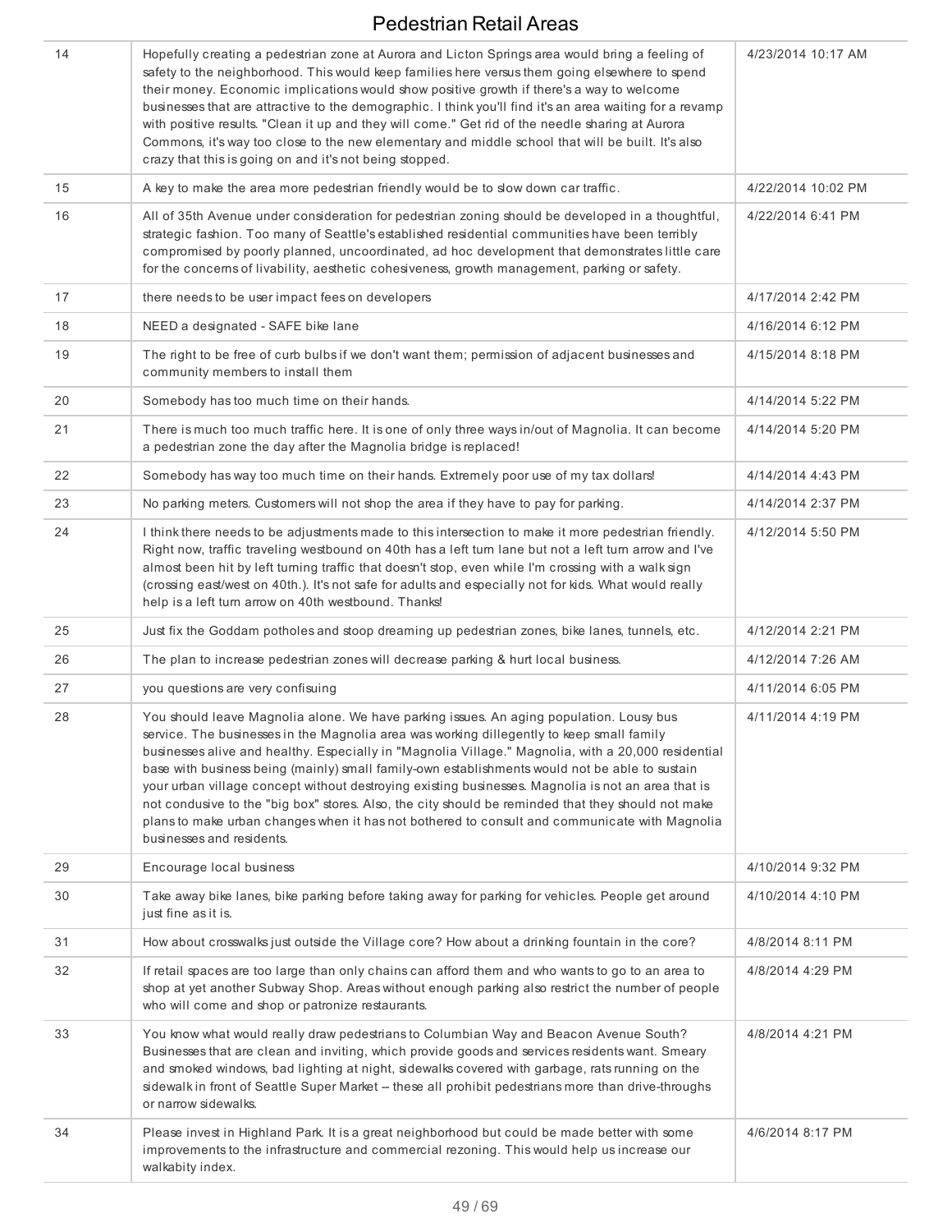# Pedestrian Retail Areas

| | | |
|---|---|---|
| 14 | Hopefully creating a pedestrian zone at Aurora and Licton Springs area would bring a feeling of safety to the neighborhood. This would keep families here versus them going elsewhere to spend their money. Economic implications would show positive growth if there's a way to welcome businesses that are attractive to the demographic. I think you'll find it's an area waiting for a revamp with positive results. "Clean it up and they will come." Get rid of the needle sharing at Aurora Commons, it's way too close to the new elementary and middle school that will be built. It's also crazy that this is going on and it's not being stopped. | 4/23/2014 10:17 AM |
| 15 | A key to make the area more pedestrian friendly would be to slow down car traffic. | 4/22/2014 10:02 PM |
| 16 | All of 35th Avenue under consideration for pedestrian zoning should be developed in a thoughtful, strategic fashion. Too many of Seattle's established residential communities have been terribly compromised by poorly planned, uncoordinated, ad hoc development that demonstrates little care for the concerns of livability, aesthetic cohesiveness, growth management, parking or safety. | 4/22/2014 6:41 PM |
| 17 | there needs to be user impact fees on developers | 4/17/2014 2:42 PM |
| 18 | NEED a designated - SAFE bike lane | 4/16/2014 6:12 PM |
| 19 | The right to be free of curb bulbs if we don't want them; permission of adjacent businesses and community members to install them | 4/15/2014 8:18 PM |
| 20 | Somebody has too much time on their hands. | 4/14/2014 5:22 PM |
| 21 | There is much too much traffic here. It is one of only three ways in/out of Magnolia. It can become a pedestrian zone the day after the Magnolia bridge is replaced! | 4/14/2014 5:20 PM |
| 22 | Somebody has way too much time on their hands. Extremely poor use of my tax dollars! | 4/14/2014 4:43 PM |
| 23 | No parking meters. Customers will not shop the area if they have to pay for parking. | 4/14/2014 2:37 PM |
| 24 | I think there needs to be adjustments made to this intersection to make it more pedestrian friendly. Right now, traffic traveling westbound on 40th has a left turn lane but not a left turn arrow and I've almost been hit by left turning traffic that doesn't stop, even while I'm crossing with a walk sign (crossing east/west on 40th.). It's not safe for adults and especially not for kids. What would really help is a left turn arrow on 40th westbound. Thanks! | 4/12/2014 5:50 PM |
| 25 | Just fix the Goddam potholes and stoop dreaming up pedestrian zones, bike lanes, tunnels, etc. | 4/12/2014 2:21 PM |
| 26 | The plan to increase pedestrian zones will decrease parking & hurt local business. | 4/12/2014 7:26 AM |
| 27 | you questions are very confisuing | 4/11/2014 6:05 PM |
| 28 | You should leave Magnolia alone. We have parking issues. An aging population. Lousy bus service. The businesses in the Magnolia area was working dillegently to keep small family businesses alive and healthy. Especially in "Magnolia Village." Magnolia, with a 20,000 residential base with business being (mainly) small family-own establishments would not be able to sustain your urban village concept without destroying existing businesses. Magnolia is not an area that is not condusive to the "big box" stores. Also, the city should be reminded that they should not make plans to make urban changes when it has not bothered to consult and communicate with Magnolia businesses and residents. | 4/11/2014 4:19 PM |
| 29 | Encourage local business | 4/10/2014 9:32 PM |
| 30 | Take away bike lanes, bike parking before taking away for parking for vehicles. People get around just fine as it is. | 4/10/2014 4:10 PM |
| 31 | How about crosswalks just outside the Village core? How about a drinking fountain in the core? | 4/8/2014 8:11 PM |
| 32 | If retail spaces are too large than only chains can afford them and who wants to go to an area to shop at yet another Subway Shop. Areas without enough parking also restrict the number of people who will come and shop or patronize restaurants. | 4/8/2014 4:29 PM |
| 33 | You know what would really draw pedestrians to Columbian Way and Beacon Avenue South? Businesses that are clean and inviting, which provide goods and services residents want. Smeary and smoked windows, bad lighting at night, sidewalks covered with garbage, rats running on the sidewalk in front of Seattle Super Market -- these all prohibit pedestrians more than drive-throughs or narrow sidewalks. | 4/8/2014 4:21 PM |
| 34 | Please invest in Highland Park. It is a great neighborhood but could be made better with some improvements to the infrastructure and commercial rezoning. This would help us increase our walkabity index. | 4/6/2014 8:17 PM |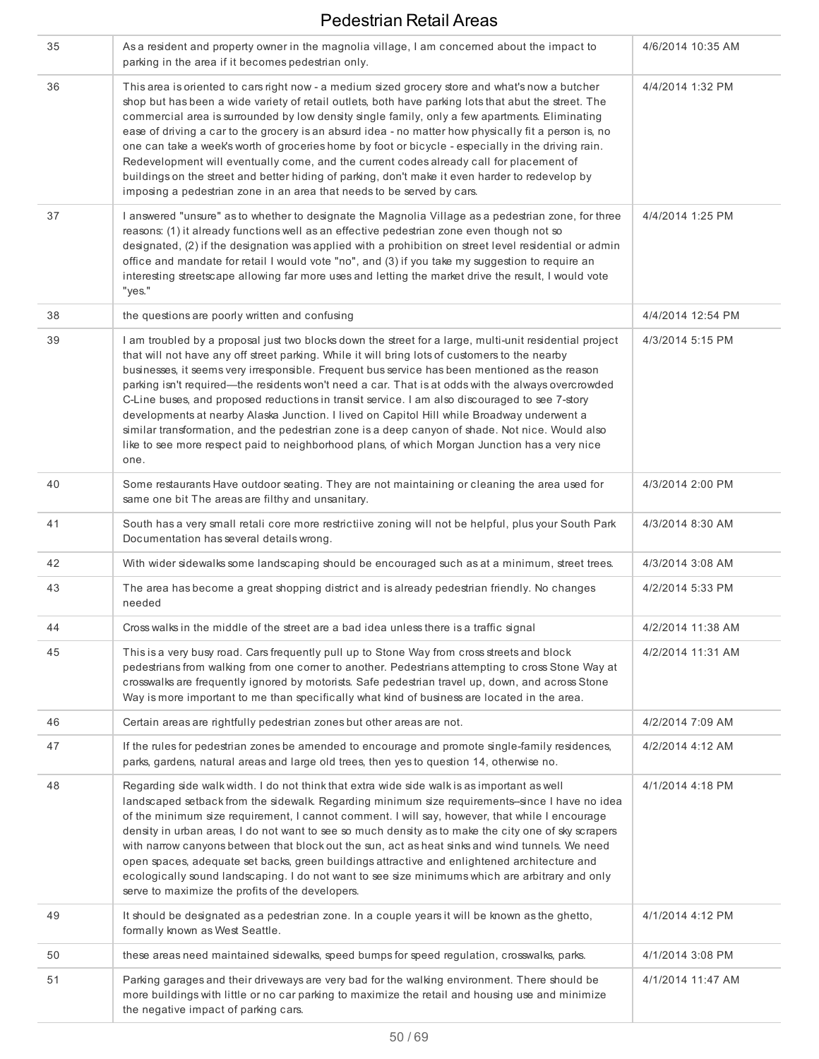# Pedestrian Retail Areas

| | | |
|---|---|---|
| 35 | As a resident and property owner in the magnolia village, I am concerned about the impact to parking in the area if it becomes pedestrian only. | 4/6/2014 10:35 AM |
| 36 | This area is oriented to cars right now - a medium sized grocery store and what's now a butcher shop but has been a wide variety of retail outlets, both have parking lots that abut the street. The commercial area is surrounded by low density single family, only a few apartments. Eliminating ease of driving a car to the grocery is an absurd idea - no matter how physically fit a person is, no one can take a week's worth of groceries home by foot or bicycle - especially in the driving rain. Redevelopment will eventually come, and the current codes already call for placement of buildings on the street and better hiding of parking, don't make it even harder to redevelop by imposing a pedestrian zone in an area that needs to be served by cars. | 4/4/2014 1:32 PM |
| 37 | I answered "unsure" as to whether to designate the Magnolia Village as a pedestrian zone, for three reasons: (1) it already functions well as an effective pedestrian zone even though not so designated, (2) if the designation was applied with a prohibition on street level residential or admin office and mandate for retail I would vote "no", and (3) if you take my suggestion to require an interesting streetscape allowing far more uses and letting the market drive the result, I would vote "yes." | 4/4/2014 1:25 PM |
| 38 | the questions are poorly written and confusing | 4/4/2014 12:54 PM |
| 39 | I am troubled by a proposal just two blocks down the street for a large, multi-unit residential project that will not have any off street parking. While it will bring lots of customers to the nearby businesses, it seems very irresponsible. Frequent bus service has been mentioned as the reason parking isn't required—the residents won't need a car. That is at odds with the always overcrowded C-Line buses, and proposed reductions in transit service. I am also discouraged to see 7-story developments at nearby Alaska Junction. I lived on Capitol Hill while Broadway underwent a similar transformation, and the pedestrian zone is a deep canyon of shade. Not nice. Would also like to see more respect paid to neighborhood plans, of which Morgan Junction has a very nice one. | 4/3/2014 5:15 PM |
| 40 | Some restaurants Have outdoor seating. They are not maintaining or cleaning the area used for same one bit The areas are filthy and unsanitary. | 4/3/2014 2:00 PM |
| 41 | South has a very small retali core more restrictiive zoning will not be helpful, plus your South Park Documentation has several details wrong. | 4/3/2014 8:30 AM |
| 42 | With wider sidewalks some landscaping should be encouraged such as at a minimum, street trees. | 4/3/2014 3:08 AM |
| 43 | The area has become a great shopping district and is already pedestrian friendly. No changes needed | 4/2/2014 5:33 PM |
| 44 | Cross walks in the middle of the street are a bad idea unless there is a traffic signal | 4/2/2014 11:38 AM |
| 45 | This is a very busy road. Cars frequently pull up to Stone Way from cross streets and block pedestrians from walking from one corner to another. Pedestrians attempting to cross Stone Way at crosswalks are frequently ignored by motorists. Safe pedestrian travel up, down, and across Stone Way is more important to me than specifically what kind of business are located in the area. | 4/2/2014 11:31 AM |
| 46 | Certain areas are rightfully pedestrian zones but other areas are not. | 4/2/2014 7:09 AM |
| 47 | If the rules for pedestrian zones be amended to encourage and promote single-family residences, parks, gardens, natural areas and large old trees, then yes to question 14, otherwise no. | 4/2/2014 4:12 AM |
| 48 | Regarding side walk width. I do not think that extra wide side walk is as important as well landscaped setback from the sidewalk. Regarding minimum size requirements–since I have no idea of the minimum size requirement, I cannot comment. I will say, however, that while I encourage density in urban areas, I do not want to see so much density as to make the city one of sky scrapers with narrow canyons between that block out the sun, act as heat sinks and wind tunnels. We need open spaces, adequate set backs, green buildings attractive and enlightened architecture and ecologically sound landscaping. I do not want to see size minimums which are arbitrary and only serve to maximize the profits of the developers. | 4/1/2014 4:18 PM |
| 49 | It should be designated as a pedestrian zone. In a couple years it will be known as the ghetto, formally known as West Seattle. | 4/1/2014 4:12 PM |
| 50 | these areas need maintained sidewalks, speed bumps for speed regulation, crosswalks, parks. | 4/1/2014 3:08 PM |
| 51 | Parking garages and their driveways are very bad for the walking environment. There should be more buildings with little or no car parking to maximize the retail and housing use and minimize the negative impact of parking cars. | 4/1/2014 11:47 AM |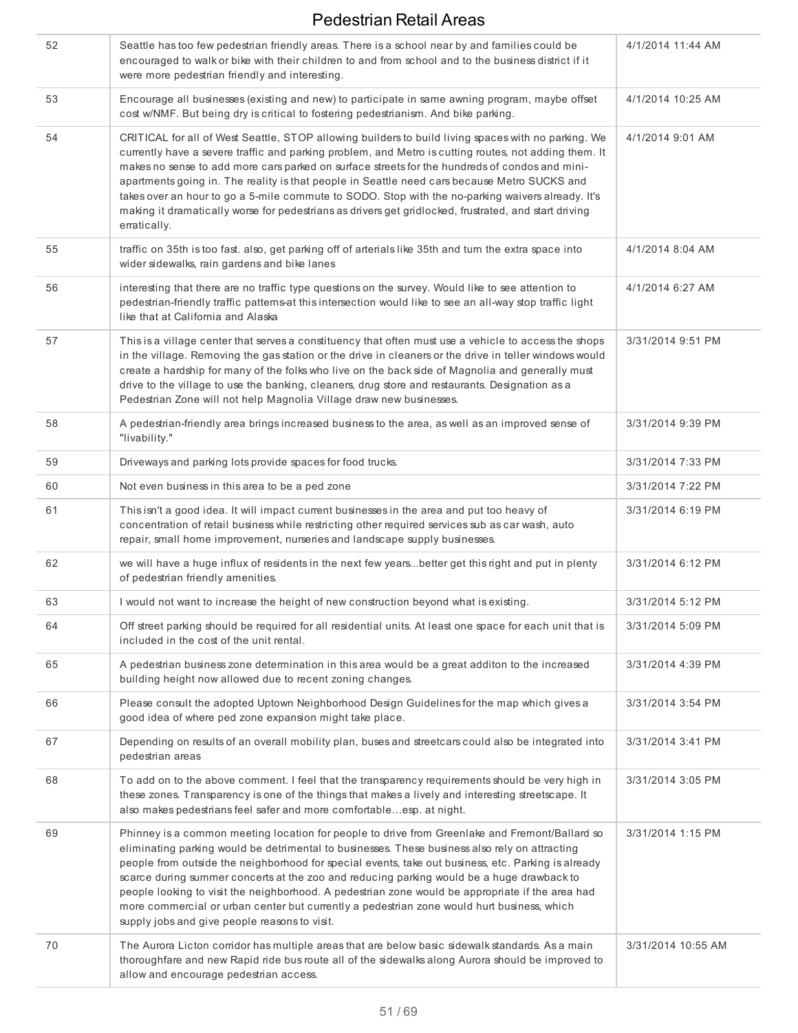| | | |
|---|---|---|
| 52 | Seattle has too few pedestrian friendly areas. There is a school near by and families could be encouraged to walk or bike with their children to and from school and to the business district if it were more pedestrian friendly and interesting. | 4/1/2014 11:44 AM |
| 53 | Encourage all businesses (existing and new) to participate in same awning program, maybe offset cost w/NMF. But being dry is critical to fostering pedestrianism. And bike parking. | 4/1/2014 10:25 AM |
| 54 | CRITICAL for all of West Seattle, STOP allowing builders to build living spaces with no parking. We currently have a severe traffic and parking problem, and Metro is cutting routes, not adding them. It makes no sense to add more cars parked on surface streets for the hundreds of condos and mini-apartments going in. The reality is that people in Seattle need cars because Metro SUCKS and takes over an hour to go a 5-mile commute to SODO. Stop with the no-parking waivers already. It's making it dramatically worse for pedestrians as drivers get gridlocked, frustrated, and start driving erratically. | 4/1/2014 9:01 AM |
| 55 | traffic on 35th is too fast. also, get parking off of arterials like 35th and turn the extra space into wider sidewalks, rain gardens and bike lanes | 4/1/2014 8:04 AM |
| 56 | interesting that there are no traffic type questions on the survey. Would like to see attention to pedestrian-friendly traffic patterns-at this intersection would like to see an all-way stop traffic light like that at California and Alaska | 4/1/2014 6:27 AM |
| 57 | This is a village center that serves a constituency that often must use a vehicle to access the shops in the village. Removing the gas station or the drive in cleaners or the drive in teller windows would create a hardship for many of the folks who live on the back side of Magnolia and generally must drive to the village to use the banking, cleaners, drug store and restaurants. Designation as a Pedestrian Zone will not help Magnolia Village draw new businesses. | 3/31/2014 9:51 PM |
| 58 | A pedestrian-friendly area brings increased business to the area, as well as an improved sense of "livability." | 3/31/2014 9:39 PM |
| 59 | Driveways and parking lots provide spaces for food trucks. | 3/31/2014 7:33 PM |
| 60 | Not even business in this area to be a ped zone | 3/31/2014 7:22 PM |
| 61 | This isn't a good idea. It will impact current businesses in the area and put too heavy of concentration of retail business while restricting other required services sub as car wash, auto repair, small home improvement, nurseries and landscape supply businesses. | 3/31/2014 6:19 PM |
| 62 | we will have a huge influx of residents in the next few years...better get this right and put in plenty of pedestrian friendly amenities. | 3/31/2014 6:12 PM |
| 63 | I would not want to increase the height of new construction beyond what is existing. | 3/31/2014 5:12 PM |
| 64 | Off street parking should be required for all residential units. At least one space for each unit that is included in the cost of the unit rental. | 3/31/2014 5:09 PM |
| 65 | A pedestrian business zone determination in this area would be a great additon to the increased building height now allowed due to recent zoning changes. | 3/31/2014 4:39 PM |
| 66 | Please consult the adopted Uptown Neighborhood Design Guidelines for the map which gives a good idea of where ped zone expansion might take place. | 3/31/2014 3:54 PM |
| 67 | Depending on results of an overall mobility plan, buses and streetcars could also be integrated into pedestrian areas | 3/31/2014 3:41 PM |
| 68 | To add on to the above comment. I feel that the transparency requirements should be very high in these zones. Transparency is one of the things that makes a lively and interesting streetscape. It also makes pedestrians feel safer and more comfortable…esp. at night. | 3/31/2014 3:05 PM |
| 69 | Phinney is a common meeting location for people to drive from Greenlake and Fremont/Ballard so eliminating parking would be detrimental to businesses. These business also rely on attracting people from outside the neighborhood for special events, take out business, etc. Parking is already scarce during summer concerts at the zoo and reducing parking would be a huge drawback to people looking to visit the neighborhood. A pedestrian zone would be appropriate if the area had more commercial or urban center but currently a pedestrian zone would hurt business, which supply jobs and give people reasons to visit. | 3/31/2014 1:15 PM |
| 70 | The Aurora Licton corridor has multiple areas that are below basic sidewalk standards. As a main thoroughfare and new Rapid ride bus route all of the sidewalks along Aurora should be improved to allow and encourage pedestrian access. | 3/31/2014 10:55 AM |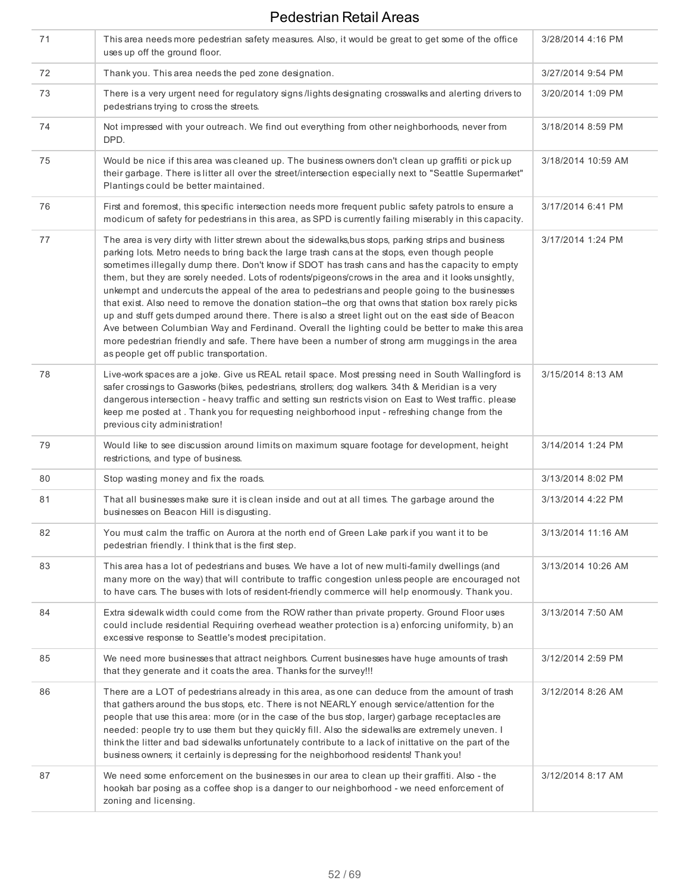# Pedestrian Retail Areas

| | | |
|---|---|---|
| 71 | This area needs more pedestrian safety measures. Also, it would be great to get some of the office uses up off the ground floor. | 3/28/2014 4:16 PM |
| 72 | Thank you. This area needs the ped zone designation. | 3/27/2014 9:54 PM |
| 73 | There is a very urgent need for regulatory signs /lights designating crosswalks and alerting drivers to pedestrians trying to cross the streets. | 3/20/2014 1:09 PM |
| 74 | Not impressed with your outreach. We find out everything from other neighborhoods, never from DPD. | 3/18/2014 8:59 PM |
| 75 | Would be nice if this area was cleaned up. The business owners don't clean up graffiti or pick up their garbage. There is litter all over the street/intersection especially next to "Seattle Supermarket" Plantings could be better maintained. | 3/18/2014 10:59 AM |
| 76 | First and foremost, this specific intersection needs more frequent public safety patrols to ensure a modicum of safety for pedestrians in this area, as SPD is currently failing miserably in this capacity. | 3/17/2014 6:41 PM |
| 77 | The area is very dirty with litter strewn about the sidewalks,bus stops, parking strips and business parking lots. Metro needs to bring back the large trash cans at the stops, even though people sometimes illegally dump there. Don't know if SDOT has trash cans and has the capacity to empty them, but they are sorely needed. Lots of rodents/pigeons/crows in the area and it looks unsightly, unkempt and undercuts the appeal of the area to pedestrians and people going to the businesses that exist. Also need to remove the donation station--the org that owns that station box rarely picks up and stuff gets dumped around there. There is also a street light out on the east side of Beacon Ave between Columbian Way and Ferdinand. Overall the lighting could be better to make this area more pedestrian friendly and safe. There have been a number of strong arm muggings in the area as people get off public transportation. | 3/17/2014 1:24 PM |
| 78 | Live-work spaces are a joke. Give us REAL retail space. Most pressing need in South Wallingford is safer crossings to Gasworks (bikes, pedestrians, strollers; dog walkers. 34th & Meridian is a very dangerous intersection - heavy traffic and setting sun restricts vision on East to West traffic. please keep me posted at . Thank you for requesting neighborhood input - refreshing change from the previous city administration! | 3/15/2014 8:13 AM |
| 79 | Would like to see discussion around limits on maximum square footage for development, height restrictions, and type of business. | 3/14/2014 1:24 PM |
| 80 | Stop wasting money and fix the roads. | 3/13/2014 8:02 PM |
| 81 | That all businesses make sure it is clean inside and out at all times. The garbage around the businesses on Beacon Hill is disgusting. | 3/13/2014 4:22 PM |
| 82 | You must calm the traffic on Aurora at the north end of Green Lake park if you want it to be pedestrian friendly. I think that is the first step. | 3/13/2014 11:16 AM |
| 83 | This area has a lot of pedestrians and buses. We have a lot of new multi-family dwellings (and many more on the way) that will contribute to traffic congestion unless people are encouraged not to have cars. The buses with lots of resident-friendly commerce will help enormously. Thank you. | 3/13/2014 10:26 AM |
| 84 | Extra sidewalk width could come from the ROW rather than private property. Ground Floor uses could include residential Requiring overhead weather protection is a) enforcing uniformity, b) an excessive response to Seattle's modest precipitation. | 3/13/2014 7:50 AM |
| 85 | We need more businesses that attract neighbors. Current businesses have huge amounts of trash that they generate and it coats the area. Thanks for the survey!!! | 3/12/2014 2:59 PM |
| 86 | There are a LOT of pedestrians already in this area, as one can deduce from the amount of trash that gathers around the bus stops, etc. There is not NEARLY enough service/attention for the people that use this area: more (or in the case of the bus stop, larger) garbage receptacles are needed: people try to use them but they quickly fill. Also the sidewalks are extremely uneven. I think the litter and bad sidewalks unfortunately contribute to a lack of inittative on the part of the business owners; it certainly is depressing for the neighborhood residents! Thank you! | 3/12/2014 8:26 AM |
| 87 | We need some enforcement on the businesses in our area to clean up their graffiti. Also - the hookah bar posing as a coffee shop is a danger to our neighborhood - we need enforcement of zoning and licensing. | 3/12/2014 8:17 AM |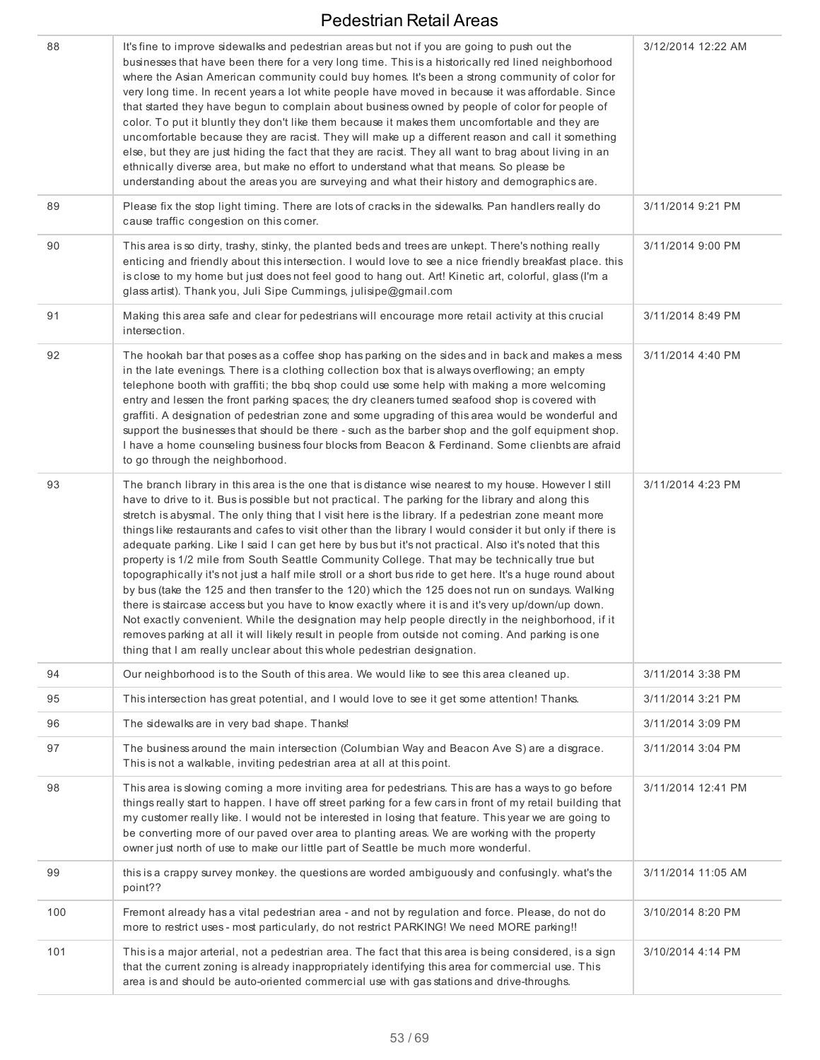# Pedestrian Retail Areas

| | | |
|---|---|---|
| 88 | It's fine to improve sidewalks and pedestrian areas but not if you are going to push out the businesses that have been there for a very long time. This is a historically red lined neighborhood where the Asian American community could buy homes. It's been a strong community of color for very long time. In recent years a lot white people have moved in because it was affordable. Since that started they have begun to complain about business owned by people of color for people of color. To put it bluntly they don't like them because it makes them uncomfortable and they are uncomfortable because they are racist. They will make up a different reason and call it something else, but they are just hiding the fact that they are racist. They all want to brag about living in an ethnically diverse area, but make no effort to understand what that means. So please be understanding about the areas you are surveying and what their history and demographics are. | 3/12/2014 12:22 AM |
| 89 | Please fix the stop light timing. There are lots of cracks in the sidewalks. Pan handlers really do cause traffic congestion on this corner. | 3/11/2014 9:21 PM |
| 90 | This area is so dirty, trashy, stinky, the planted beds and trees are unkept. There's nothing really enticing and friendly about this intersection. I would love to see a nice friendly breakfast place. this is close to my home but just does not feel good to hang out. Art! Kinetic art, colorful, glass (I'm a glass artist). Thank you, Juli Sipe Cummings, julisipe@gmail.com | 3/11/2014 9:00 PM |
| 91 | Making this area safe and clear for pedestrians will encourage more retail activity at this crucial intersection. | 3/11/2014 8:49 PM |
| 92 | The hookah bar that poses as a coffee shop has parking on the sides and in back and makes a mess in the late evenings. There is a clothing collection box that is always overflowing; an empty telephone booth with graffiti; the bbq shop could use some help with making a more welcoming entry and lessen the front parking spaces; the dry cleaners turned seafood shop is covered with graffiti. A designation of pedestrian zone and some upgrading of this area would be wonderful and support the businesses that should be there - such as the barber shop and the golf equipment shop. I have a home counseling business four blocks from Beacon & Ferdinand. Some clienbts are afraid to go through the neighborhood. | 3/11/2014 4:40 PM |
| 93 | The branch library in this area is the one that is distance wise nearest to my house. However I still have to drive to it. Bus is possible but not practical. The parking for the library and along this stretch is abysmal. The only thing that I visit here is the library. If a pedestrian zone meant more things like restaurants and cafes to visit other than the library I would consider it but only if there is adequate parking. Like I said I can get here by bus but it's not practical. Also it's noted that this property is 1/2 mile from South Seattle Community College. That may be technically true but topographically it's not just a half mile stroll or a short bus ride to get here. It's a huge round about by bus (take the 125 and then transfer to the 120) which the 125 does not run on sundays. Walking there is staircase access but you have to know exactly where it is and it's very up/down/up down. Not exactly convenient. While the designation may help people directly in the neighborhood, if it removes parking at all it will likely result in people from outside not coming. And parking is one thing that I am really unclear about this whole pedestrian designation. | 3/11/2014 4:23 PM |
| 94 | Our neighborhood is to the South of this area. We would like to see this area cleaned up. | 3/11/2014 3:38 PM |
| 95 | This intersection has great potential, and I would love to see it get some attention! Thanks. | 3/11/2014 3:21 PM |
| 96 | The sidewalks are in very bad shape. Thanks! | 3/11/2014 3:09 PM |
| 97 | The business around the main intersection (Columbian Way and Beacon Ave S) are a disgrace. This is not a walkable, inviting pedestrian area at all at this point. | 3/11/2014 3:04 PM |
| 98 | This area is slowing coming a more inviting area for pedestrians. This are has a ways to go before things really start to happen. I have off street parking for a few cars in front of my retail building that my customer really like. I would not be interested in losing that feature. This year we are going to be converting more of our paved over area to planting areas. We are working with the property owner just north of use to make our little part of Seattle be much more wonderful. | 3/11/2014 12:41 PM |
| 99 | this is a crappy survey monkey. the questions are worded ambiguously and confusingly. what's the point?? | 3/11/2014 11:05 AM |
| 100 | Fremont already has a vital pedestrian area - and not by regulation and force. Please, do not do more to restrict uses - most particularly, do not restrict PARKING! We need MORE parking!! | 3/10/2014 8:20 PM |
| 101 | This is a major arterial, not a pedestrian area. The fact that this area is being considered, is a sign that the current zoning is already inappropriately identifying this area for commercial use. This area is and should be auto-oriented commercial use with gas stations and drive-throughs. | 3/10/2014 4:14 PM |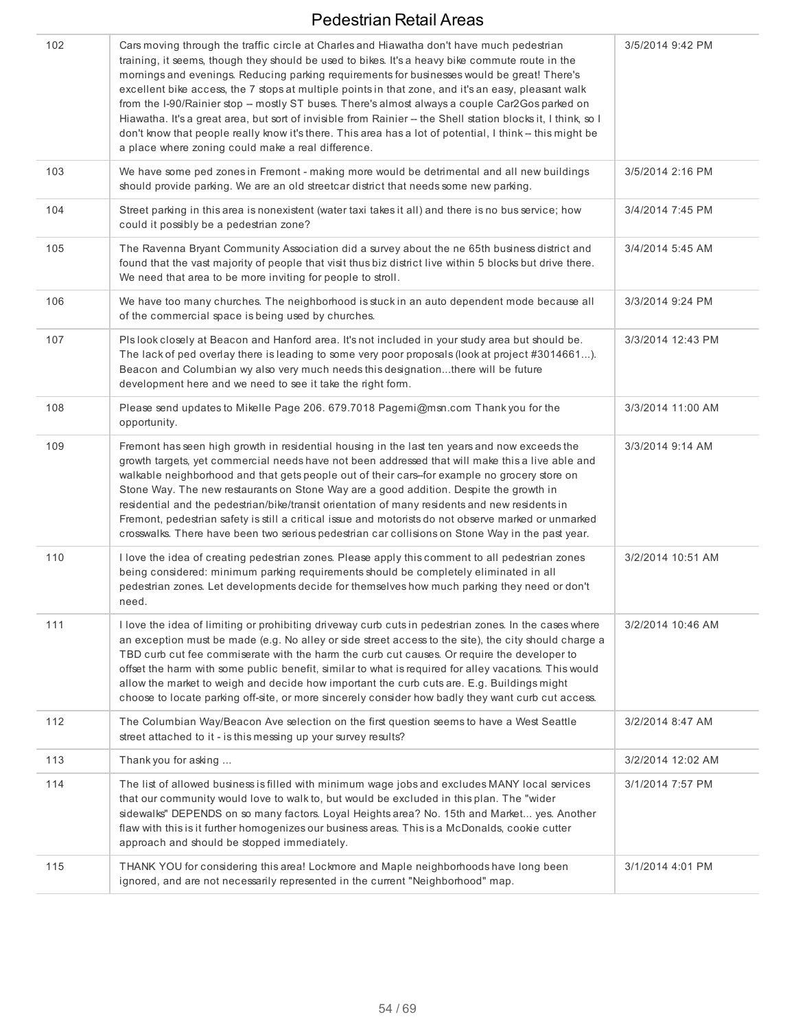| | | |
|---|---|---|
| 102 | Cars moving through the traffic circle at Charles and Hiawatha don't have much pedestrian training, it seems, though they should be used to bikes. It's a heavy bike commute route in the mornings and evenings. Reducing parking requirements for businesses would be great! There's excellent bike access, the 7 stops at multiple points in that zone, and it's an easy, pleasant walk from the I-90/Rainier stop -- mostly ST buses. There's almost always a couple Car2Gos parked on Hiawatha. It's a great area, but sort of invisible from Rainier -- the Shell station blocks it, I think, so I don't know that people really know it's there. This area has a lot of potential, I think -- this might be a place where zoning could make a real difference. | 3/5/2014 9:42 PM |
| 103 | We have some ped zones in Fremont - making more would be detrimental and all new buildings should provide parking. We are an old streetcar district that needs some new parking. | 3/5/2014 2:16 PM |
| 104 | Street parking in this area is nonexistent (water taxi takes it all) and there is no bus service; how could it possibly be a pedestrian zone? | 3/4/2014 7:45 PM |
| 105 | The Ravenna Bryant Community Association did a survey about the ne 65th business district and found that the vast majority of people that visit thus biz district live within 5 blocks but drive there. We need that area to be more inviting for people to stroll. | 3/4/2014 5:45 AM |
| 106 | We have too many churches. The neighborhood is stuck in an auto dependent mode because all of the commercial space is being used by churches. | 3/3/2014 9:24 PM |
| 107 | Pls look closely at Beacon and Hanford area. It's not included in your study area but should be. The lack of ped overlay there is leading to some very poor proposals (look at project #3014661...). Beacon and Columbian wy also very much needs this designation...there will be future development here and we need to see it take the right form. | 3/3/2014 12:43 PM |
| 108 | Please send updates to Mikelle Page 206. 679.7018 Pagemi@msn.com Thank you for the opportunity. | 3/3/2014 11:00 AM |
| 109 | Fremont has seen high growth in residential housing in the last ten years and now exceeds the growth targets, yet commercial needs have not been addressed that will make this a live able and walkable neighborhood and that gets people out of their cars--for example no grocery store on Stone Way. The new restaurants on Stone Way are a good addition. Despite the growth in residential and the pedestrian/bike/transit orientation of many residents and new residents in Fremont, pedestrian safety is still a critical issue and motorists do not observe marked or unmarked crosswalks. There have been two serious pedestrian car collisions on Stone Way in the past year. | 3/3/2014 9:14 AM |
| 110 | I love the idea of creating pedestrian zones. Please apply this comment to all pedestrian zones being considered: minimum parking requirements should be completely eliminated in all pedestrian zones. Let developments decide for themselves how much parking they need or don't need. | 3/2/2014 10:51 AM |
| 111 | I love the idea of limiting or prohibiting driveway curb cuts in pedestrian zones. In the cases where an exception must be made (e.g. No alley or side street access to the site), the city should charge a TBD curb cut fee commiserate with the harm the curb cut causes. Or require the developer to offset the harm with some public benefit, similar to what is required for alley vacations. This would allow the market to weigh and decide how important the curb cuts are. E.g. Buildings might choose to locate parking off-site, or more sincerely consider how badly they want curb cut access. | 3/2/2014 10:46 AM |
| 112 | The Columbian Way/Beacon Ave selection on the first question seems to have a West Seattle street attached to it - is this messing up your survey results? | 3/2/2014 8:47 AM |
| 113 | Thank you for asking ... | 3/2/2014 12:02 AM |
| 114 | The list of allowed business is filled with minimum wage jobs and excludes MANY local services that our community would love to walk to, but would be excluded in this plan. The "wider sidewalks" DEPENDS on so many factors. Loyal Heights area? No. 15th and Market... yes. Another flaw with this is it further homogenizes our business areas. This is a McDonalds, cookie cutter approach and should be stopped immediately. | 3/1/2014 7:57 PM |
| 115 | THANK YOU for considering this area! Lockmore and Maple neighborhoods have long been ignored, and are not necessarily represented in the current "Neighborhood" map. | 3/1/2014 4:01 PM |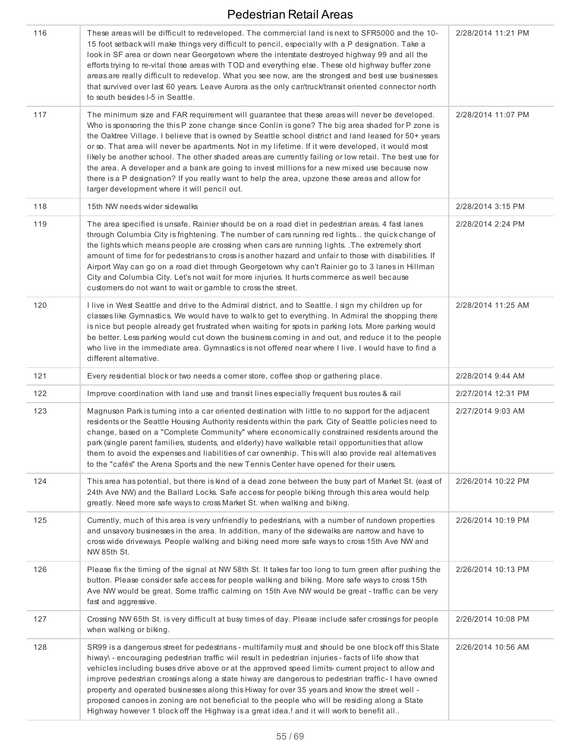# Pedestrian Retail Areas

| | | |
|---|---|---|
| 116 | These areas will be difficult to redeveloped. The commercial land is next to SFR5000 and the 10-15 foot setback will make things very difficult to pencil, especially with a P designation. Take a look in SF area or down near Georgetown where the interstate destroyed highway 99 and all the efforts trying to re-vital those areas with TOD and everything else. These old highway buffer zone areas are really difficult to redevelop. What you see now, are the strongest and best use businesses that survived over last 60 years. Leave Aurora as the only car/truck/transit oriented connector north to south besides I-5 in Seattle. | 2/28/2014 11:21 PM |
| 117 | The minimum size and FAR requirement will guarantee that these areas will never be developed. Who is sponsoring the this P zone change since Conlin is gone? The big area shaded for P zone is the Oaktree Village. I believe that is owned by Seattle school district and land leased for 50+ years or so. That area will never be apartments. Not in my lifetime. If it were developed, it would most likely be another school. The other shaded areas are currently failing or low retail. The best use for the area. A developer and a bank are going to invest millions for a new mixed use because now there is a P designation? If you really want to help the area, upzone these areas and allow for larger development where it will pencil out. | 2/28/2014 11:07 PM |
| 118 | 15th NW needs wider sidewalks | 2/28/2014 3:15 PM |
| 119 | The area specified is unsafe. Rainier should be on a road diet in pedestrian areas. 4 fast lanes through Columbia City is frightening. The number of cars running red lights... the quick change of the lights which means people are crossing when cars are running lights. .The extremely short amount of time for for pedestrians to cross is another hazard and unfair to those with disabilities. If Airport Way can go on a road diet through Georgetown why can't Rainier go to 3 lanes in Hillman City and Columbia City. Let's not wait for more injuries. It hurts commerce as well because customers do not want to wait or gamble to cross the street. | 2/28/2014 2:24 PM |
| 120 | I live in West Seattle and drive to the Admiral district, and to Seattle. I sign my children up for classes like Gymnastics. We would have to walk to get to everything. In Admiral the shopping there is nice but people already get frustrated when waiting for spots in parking lots. More parking would be better. Less parking would cut down the business coming in and out, and reduce it to the people who live in the immediate area. Gymnastics is not offered near where I live. I would have to find a different alternative. | 2/28/2014 11:25 AM |
| 121 | Every residential block or two needs a corner store, coffee shop or gathering place. | 2/28/2014 9:44 AM |
| 122 | Improve coordination with land use and transit lines especially frequent bus routes & rail | 2/27/2014 12:31 PM |
| 123 | Magnuson Park is turning into a car oriented destination with little to no support for the adjacent residents or the Seattle Housing Authority residents within the park. City of Seattle policies need to change, based on a "Complete Community" where economically constrained residents around the park (single parent families, students, and elderly) have walkable retail opportunities that allow them to avoid the expenses and liabilities of car ownership. This will also provide real alternatives to the "cafés" the Arena Sports and the new Tennis Center have opened for their users. | 2/27/2014 9:03 AM |
| 124 | This area has potential, but there is kind of a dead zone between the busy part of Market St. (east of 24th Ave NW) and the Ballard Locks. Safe access for people biking through this area would help greatly. Need more safe ways to cross Market St. when walking and biking. | 2/26/2014 10:22 PM |
| 125 | Currently, much of this area is very unfriendly to pedestrians, with a number of rundown properties and unsavory businesses in the area. In addition, many of the sidewalks are narrow and have to cross wide driveways. People walking and biking need more safe ways to cross 15th Ave NW and NW 85th St. | 2/26/2014 10:19 PM |
| 126 | Please fix the timing of the signal at NW 58th St. It takes far too long to turn green after pushing the button. Please consider safe access for people walking and biking. More safe ways to cross 15th Ave NW would be great. Some traffic calming on 15th Ave NW would be great - traffic can be very fast and aggressive. | 2/26/2014 10:13 PM |
| 127 | Crossing NW 65th St. is very difficult at busy times of day. Please include safer crossings for people when walking or biking. | 2/26/2014 10:08 PM |
| 128 | SR99 is a dangerous street for pedestrians - multifamily must and should be one block off this State hiway\ - encouraging pedestrian traffic wiil result in pedestrian injuries - facts of life show that vehicles including buses drive above or at the approved speed limits- current project to allow and improve pedestrian crossings along a state hiway are dangerous to pedestrian traffic- I have owned property and operated businesses along this Hiway for over 35 years and know the street well - proposed canoes in zoning are not beneficial to the people who will be residing along a State Highway however 1 block off the Highway is a great idea.! and it will work to benefit all.. | 2/26/2014 10:56 AM |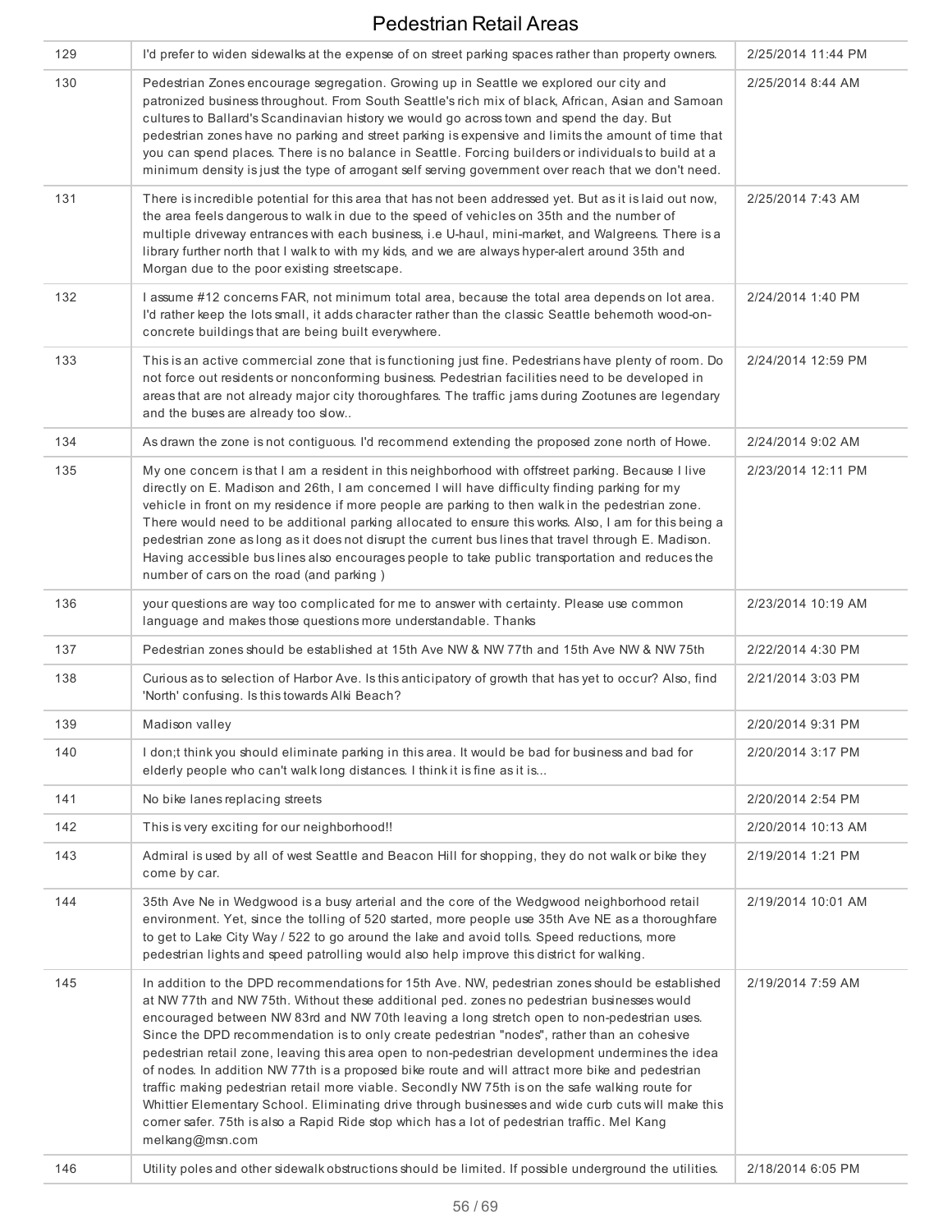| 129 | I'd prefer to widen sidewalks at the expense of on street parking spaces rather than property owners. | 2/25/2014 11:44 PM |
|---|---|---|
| 130 | Pedestrian Zones encourage segregation. Growing up in Seattle we explored our city and patronized business throughout. From South Seattle's rich mix of black, African, Asian and Samoan cultures to Ballard's Scandinavian history we would go across town and spend the day. But pedestrian zones have no parking and street parking is expensive and limits the amount of time that you can spend places. There is no balance in Seattle. Forcing builders or individuals to build at a minimum density is just the type of arrogant self serving government over reach that we don't need. | 2/25/2014 8:44 AM |
| 131 | There is incredible potential for this area that has not been addressed yet. But as it is laid out now, the area feels dangerous to walk in due to the speed of vehicles on 35th and the number of multiple driveway entrances with each business, i.e U-haul, mini-market, and Walgreens. There is a library further north that I walk to with my kids, and we are always hyper-alert around 35th and Morgan due to the poor existing streetscape. | 2/25/2014 7:43 AM |
| 132 | I assume #12 concerns FAR, not minimum total area, because the total area depends on lot area. I'd rather keep the lots small, it adds character rather than the classic Seattle behemoth wood-on-concrete buildings that are being built everywhere. | 2/24/2014 1:40 PM |
| 133 | This is an active commercial zone that is functioning just fine. Pedestrians have plenty of room. Do not force out residents or nonconforming business. Pedestrian facilities need to be developed in areas that are not already major city thoroughfares. The traffic jams during Zootunes are legendary and the buses are already too slow.. | 2/24/2014 12:59 PM |
| 134 | As drawn the zone is not contiguous. I'd recommend extending the proposed zone north of Howe. | 2/24/2014 9:02 AM |
| 135 | My one concern is that I am a resident in this neighborhood with offstreet parking. Because I live directly on E. Madison and 26th, I am concerned I will have difficulty finding parking for my vehicle in front on my residence if more people are parking to then walk in the pedestrian zone. There would need to be additional parking allocated to ensure this works. Also, I am for this being a pedestrian zone as long as it does not disrupt the current bus lines that travel through E. Madison. Having accessible bus lines also encourages people to take public transportation and reduces the number of cars on the road (and parking ) | 2/23/2014 12:11 PM |
| 136 | your questions are way too complicated for me to answer with certainty. Please use common language and makes those questions more understandable. Thanks | 2/23/2014 10:19 AM |
| 137 | Pedestrian zones should be established at 15th Ave NW & NW 77th and 15th Ave NW & NW 75th | 2/22/2014 4:30 PM |
| 138 | Curious as to selection of Harbor Ave. Is this anticipatory of growth that has yet to occur? Also, find 'North' confusing. Is this towards Alki Beach? | 2/21/2014 3:03 PM |
| 139 | Madison valley | 2/20/2014 9:31 PM |
| 140 | I don;t think you should eliminate parking in this area. It would be bad for business and bad for elderly people who can't walk long distances. I think it is fine as it is... | 2/20/2014 3:17 PM |
| 141 | No bike lanes replacing streets | 2/20/2014 2:54 PM |
| 142 | This is very exciting for our neighborhood!! | 2/20/2014 10:13 AM |
| 143 | Admiral is used by all of west Seattle and Beacon Hill for shopping, they do not walk or bike they come by car. | 2/19/2014 1:21 PM |
| 144 | 35th Ave Ne in Wedgwood is a busy arterial and the core of the Wedgwood neighborhood retail environment. Yet, since the tolling of 520 started, more people use 35th Ave NE as a thoroughfare to get to Lake City Way / 522 to go around the lake and avoid tolls. Speed reductions, more pedestrian lights and speed patrolling would also help improve this district for walking. | 2/19/2014 10:01 AM |
| 145 | In addition to the DPD recommendations for 15th Ave. NW, pedestrian zones should be established at NW 77th and NW 75th. Without these additional ped. zones no pedestrian businesses would encouraged between NW 83rd and NW 70th leaving a long stretch open to non-pedestrian uses. Since the DPD recommendation is to only create pedestrian "nodes", rather than an cohesive pedestrian retail zone, leaving this area open to non-pedestrian development undermines the idea of nodes. In addition NW 77th is a proposed bike route and will attract more bike and pedestrian traffic making pedestrian retail more viable. Secondly NW 75th is on the safe walking route for Whittier Elementary School. Eliminating drive through businesses and wide curb cuts will make this corner safer. 75th is also a Rapid Ride stop which has a lot of pedestrian traffic. Mel Kang melkang@msn.com | 2/19/2014 7:59 AM |
| 146 | Utility poles and other sidewalk obstructions should be limited. If possible underground the utilities. | 2/18/2014 6:05 PM |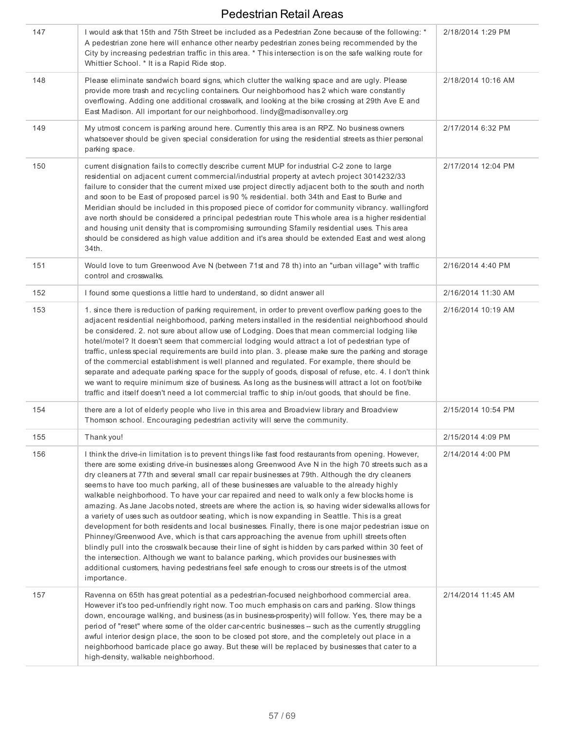# Pedestrian Retail Areas

| | | |
|---|---|---|
| 147 | I would ask that 15th and 75th Street be included as a Pedestrian Zone because of the following: * A pedestrian zone here will enhance other nearby pedestrian zones being recommended by the City by increasing pedestrian traffic in this area. * This intersection is on the safe walking route for Whittier School. * It is a Rapid Ride stop. | 2/18/2014 1:29 PM |
| 148 | Please eliminate sandwich board signs, which clutter the walking space and are ugly. Please provide more trash and recycling containers. Our neighborhood has 2 which ware constantly overflowing. Adding one additional crosswalk, and looking at the bike crossing at 29th Ave E and East Madison. All important for our neighborhood. lindy@madisonvalley.org | 2/18/2014 10:16 AM |
| 149 | My utmost concern is parking around here. Currently this area is an RPZ. No business owners whatsoever should be given special consideration for using the residential streets as thier personal parking space. | 2/17/2014 6:32 PM |
| 150 | current disignation fails to correctly describe current MUP for industrial C-2 zone to large residential on adjacent current commercial/industrial property at avtech project 3014232/33 failure to consider that the current mixed use project directly adjacent both to the south and north and soon to be East of proposed parcel is 90 % residential. both 34th and East to Burke and Meridian should be included in this proposed piece of corridor for community vibrancy. wallingford ave north should be considered a principal pedestrian route This whole area is a higher residential and housing unit density that is compromising surrounding Sfamily residential uses. This area should be considered as high value addition and it's area should be extended East and west along 34th. | 2/17/2014 12:04 PM |
| 151 | Would love to turn Greenwood Ave N (between 71st and 78 th) into an "urban village" with traffic control and crosswalks. | 2/16/2014 4:40 PM |
| 152 | I found some questions a little hard to understand, so didnt answer all | 2/16/2014 11:30 AM |
| 153 | 1. since there is reduction of parking requirement, in order to prevent overflow parking goes to the adjacent residential neighborhood, parking meters installed in the residential neighborhood should be considered. 2. not sure about allow use of Lodging. Does that mean commercial lodging like hotel/motel? It doesn't seem that commercial lodging would attract a lot of pedestrian type of traffic, unless special requirements are build into plan. 3. please make sure the parking and storage of the commercial establishment is well planned and regulated. For example, there should be separate and adequate parking space for the supply of goods, disposal of refuse, etc. 4. I don't think we want to require minimum size of business. As long as the business will attract a lot on foot/bike traffic and itself doesn't need a lot commercial traffic to ship in/out goods, that should be fine. | 2/16/2014 10:19 AM |
| 154 | there are a lot of elderly people who live in this area and Broadview library and Broadview Thomson school. Encouraging pedestrian activity will serve the community. | 2/15/2014 10:54 PM |
| 155 | Thank you! | 2/15/2014 4:09 PM |
| 156 | I think the drive-in limitation is to prevent things like fast food restaurants from opening. However, there are some existing drive-in businesses along Greenwood Ave N in the high 70 streets such as a dry cleaners at 77th and several small car repair businesses at 79th. Although the dry cleaners seems to have too much parking, all of these businesses are valuable to the already highly walkable neighborhood. To have your car repaired and need to walk only a few blocks home is amazing. As Jane Jacobs noted, streets are where the action is, so having wider sidewalks allows for a variety of uses such as outdoor seating, which is now expanding in Seattle. This is a great development for both residents and local businesses. Finally, there is one major pedestrian issue on Phinney/Greenwood Ave, which is that cars approaching the avenue from uphill streets often blindly pull into the crosswalk because their line of sight is hidden by cars parked within 30 feet of the intersection. Although we want to balance parking, which provides our businesses with additional customers, having pedestrians feel safe enough to cross our streets is of the utmost importance. | 2/14/2014 4:00 PM |
| 157 | Ravenna on 65th has great potential as a pedestrian-focused neighborhood commercial area. However it's too ped-unfriendly right now. Too much emphasis on cars and parking. Slow things down, encourage walking, and business (as in business-prosperity) will follow. Yes, there may be a period of "reset" where some of the older car-centric businesses -- such as the currently struggling awful interior design place, the soon to be closed pot store, and the completely out place in a neighborhood barricade place go away. But these will be replaced by businesses that cater to a high-density, walkable neighborhood. | 2/14/2014 11:45 AM |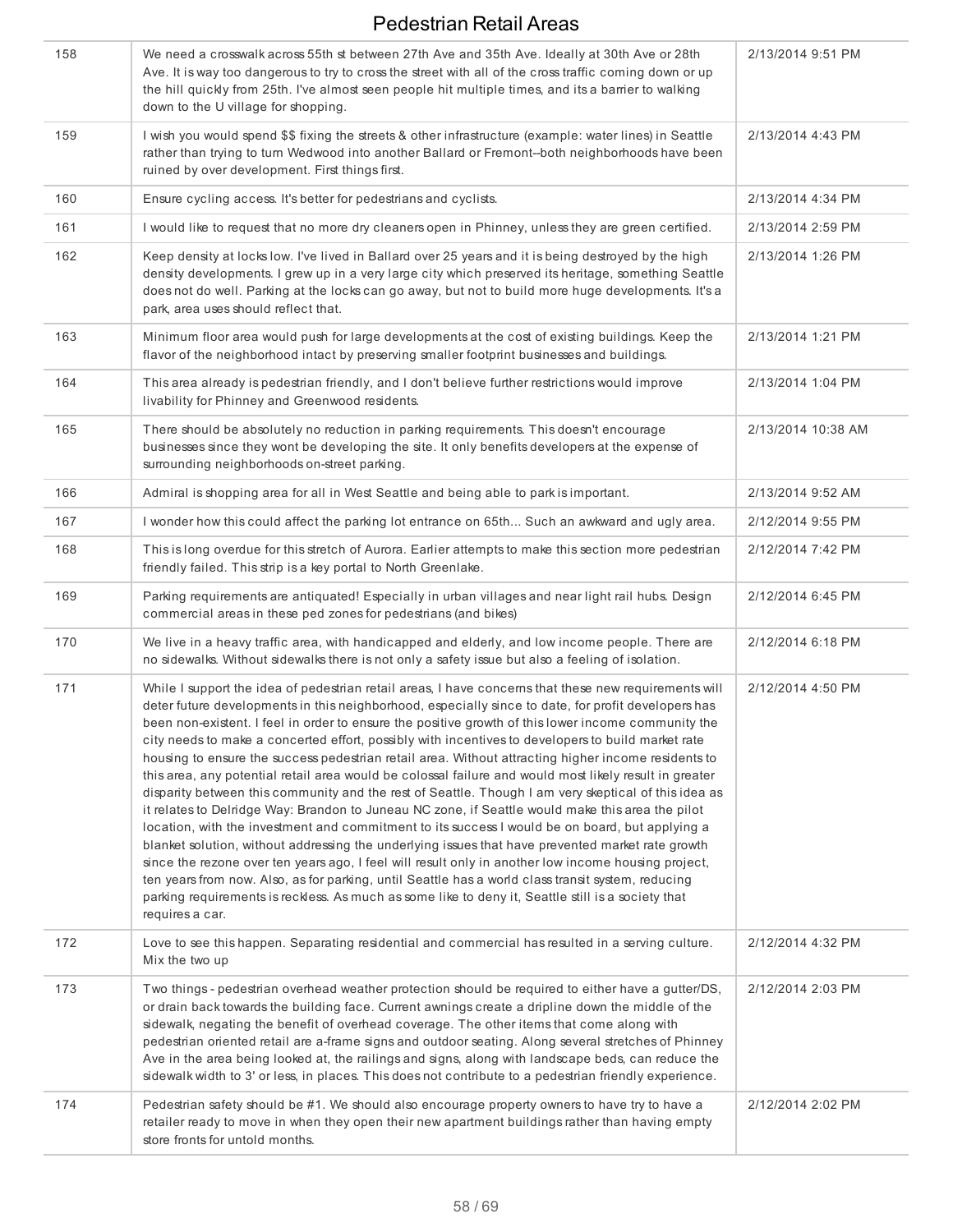| 158 | We need a crosswalk across 55th st between 27th Ave and 35th Ave. Ideally at 30th Ave or 28th Ave. It is way too dangerous to try to cross the street with all of the cross traffic coming down or up the hill quickly from 25th. I've almost seen people hit multiple times, and its a barrier to walking down to the U village for shopping. | 2/13/2014 9:51 PM |
|---|---|---|
| 159 | I wish you would spend $$ fixing the streets & other infrastructure (example: water lines) in Seattle rather than trying to turn Wedwood into another Ballard or Fremont--both neighborhoods have been ruined by over development. First things first. | 2/13/2014 4:43 PM |
| 160 | Ensure cycling access. It's better for pedestrians and cyclists. | 2/13/2014 4:34 PM |
| 161 | I would like to request that no more dry cleaners open in Phinney, unless they are green certified. | 2/13/2014 2:59 PM |
| 162 | Keep density at locks low. I've lived in Ballard over 25 years and it is being destroyed by the high density developments. I grew up in a very large city which preserved its heritage, something Seattle does not do well. Parking at the locks can go away, but not to build more huge developments. It's a park, area uses should reflect that. | 2/13/2014 1:26 PM |
| 163 | Minimum floor area would push for large developments at the cost of existing buildings. Keep the flavor of the neighborhood intact by preserving smaller footprint businesses and buildings. | 2/13/2014 1:21 PM |
| 164 | This area already is pedestrian friendly, and I don't believe further restrictions would improve livability for Phinney and Greenwood residents. | 2/13/2014 1:04 PM |
| 165 | There should be absolutely no reduction in parking requirements. This doesn't encourage businesses since they wont be developing the site. It only benefits developers at the expense of surrounding neighborhoods on-street parking. | 2/13/2014 10:38 AM |
| 166 | Admiral is shopping area for all in West Seattle and being able to park is important. | 2/13/2014 9:52 AM |
| 167 | I wonder how this could affect the parking lot entrance on 65th... Such an awkward and ugly area. | 2/12/2014 9:55 PM |
| 168 | This is long overdue for this stretch of Aurora. Earlier attempts to make this section more pedestrian friendly failed. This strip is a key portal to North Greenlake. | 2/12/2014 7:42 PM |
| 169 | Parking requirements are antiquated! Especially in urban villages and near light rail hubs. Design commercial areas in these ped zones for pedestrians (and bikes) | 2/12/2014 6:45 PM |
| 170 | We live in a heavy traffic area, with handicapped and elderly, and low income people. There are no sidewalks. Without sidewalks there is not only a safety issue but also a feeling of isolation. | 2/12/2014 6:18 PM |
| 171 | While I support the idea of pedestrian retail areas, I have concerns that these new requirements will deter future developments in this neighborhood, especially since to date, for profit developers has been non-existent. I feel in order to ensure the positive growth of this lower income community the city needs to make a concerted effort, possibly with incentives to developers to build market rate housing to ensure the success pedestrian retail area. Without attracting higher income residents to this area, any potential retail area would be colossal failure and would most likely result in greater disparity between this community and the rest of Seattle. Though I am very skeptical of this idea as it relates to Delridge Way: Brandon to Juneau NC zone, if Seattle would make this area the pilot location, with the investment and commitment to its success I would be on board, but applying a blanket solution, without addressing the underlying issues that have prevented market rate growth since the rezone over ten years ago, I feel will result only in another low income housing project, ten years from now. Also, as for parking, until Seattle has a world class transit system, reducing parking requirements is reckless. As much as some like to deny it, Seattle still is a society that requires a car. | 2/12/2014 4:50 PM |
| 172 | Love to see this happen. Separating residential and commercial has resulted in a serving culture. Mix the two up | 2/12/2014 4:32 PM |
| 173 | Two things - pedestrian overhead weather protection should be required to either have a gutter/DS, or drain back towards the building face. Current awnings create a dripline down the middle of the sidewalk, negating the benefit of overhead coverage. The other items that come along with pedestrian oriented retail are a-frame signs and outdoor seating. Along several stretches of Phinney Ave in the area being looked at, the railings and signs, along with landscape beds, can reduce the sidewalk width to 3' or less, in places. This does not contribute to a pedestrian friendly experience. | 2/12/2014 2:03 PM |
| 174 | Pedestrian safety should be #1. We should also encourage property owners to have try to have a retailer ready to move in when they open their new apartment buildings rather than having empty store fronts for untold months. | 2/12/2014 2:02 PM |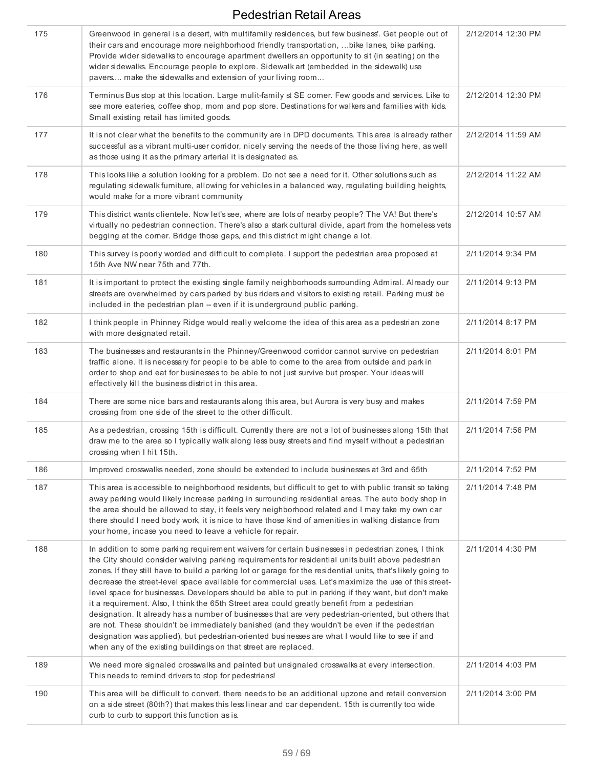| | | |
|---|---|---|
| 175 | Greenwood in general is a desert, with multifamily residences, but few business'. Get people out of their cars and encourage more neighborhood friendly transportation, ...bike lanes, bike parking. Provide wider sidewalks to encourage apartment dwellers an opportunity to sit (in seating) on the wider sidewalks. Encourage people to explore. Sidewalk art (embedded in the sidewalk) use pavers.... make the sidewalks and extension of your living room... | 2/12/2014 12:30 PM |
| 176 | Terminus Bus stop at this location. Large mulit-family st SE corner. Few goods and services. Like to see more eateries, coffee shop, mom and pop store. Destinations for walkers and families with kids. Small existing retail has limited goods. | 2/12/2014 12:30 PM |
| 177 | It is not clear what the benefits to the community are in DPD documents. This area is already rather successful as a vibrant multi-user corridor, nicely serving the needs of the those living here, as well as those using it as the primary arterial it is designated as. | 2/12/2014 11:59 AM |
| 178 | This looks like a solution looking for a problem. Do not see a need for it. Other solutions such as regulating sidewalk furniture, allowing for vehicles in a balanced way, regulating building heights, would make for a more vibrant community | 2/12/2014 11:22 AM |
| 179 | This district wants clientele. Now let's see, where are lots of nearby people? The VA! But there's virtually no pedestrian connection. There's also a stark cultural divide, apart from the homeless vets begging at the corner. Bridge those gaps, and this district might change a lot. | 2/12/2014 10:57 AM |
| 180 | This survey is poorly worded and difficult to complete. I support the pedestrian area proposed at 15th Ave NW near 75th and 77th. | 2/11/2014 9:34 PM |
| 181 | It is important to protect the existing single family neighborhoods surrounding Admiral. Already our streets are overwhelmed by cars parked by bus riders and visitors to existing retail. Parking must be included in the pedestrian plan -- even if it is underground public parking. | 2/11/2014 9:13 PM |
| 182 | I think people in Phinney Ridge would really welcome the idea of this area as a pedestrian zone with more designated retail. | 2/11/2014 8:17 PM |
| 183 | The businesses and restaurants in the Phinney/Greenwood corridor cannot survive on pedestrian traffic alone. It is necessary for people to be able to come to the area from outside and park in order to shop and eat for businesses to be able to not just survive but prosper. Your ideas will effectively kill the business district in this area. | 2/11/2014 8:01 PM |
| 184 | There are some nice bars and restaurants along this area, but Aurora is very busy and makes crossing from one side of the street to the other difficult. | 2/11/2014 7:59 PM |
| 185 | As a pedestrian, crossing 15th is difficult. Currently there are not a lot of businesses along 15th that draw me to the area so I typically walk along less busy streets and find myself without a pedestrian crossing when I hit 15th. | 2/11/2014 7:56 PM |
| 186 | Improved crosswalks needed, zone should be extended to include businesses at 3rd and 65th | 2/11/2014 7:52 PM |
| 187 | This area is accessible to neighborhood residents, but difficult to get to with public transit so taking away parking would likely increase parking in surrounding residential areas. The auto body shop in the area should be allowed to stay, it feels very neighborhood related and I may take my own car there should I need body work, it is nice to have those kind of amenities in walking distance from your home, incase you need to leave a vehicle for repair. | 2/11/2014 7:48 PM |
| 188 | In addition to some parking requirement waivers for certain businesses in pedestrian zones, I think the City should consider waiving parking requirements for residential units built above pedestrian zones. If they still have to build a parking lot or garage for the residential units, that's likely going to decrease the street-level space available for commercial uses. Let's maximize the use of this street-level space for businesses. Developers should be able to put in parking if they want, but don't make it a requirement. Also, I think the 65th Street area could greatly benefit from a pedestrian designation. It already has a number of businesses that are very pedestrian-oriented, but others that are not. These shouldn't be immediately banished (and they wouldn't be even if the pedestrian designation was applied), but pedestrian-oriented businesses are what I would like to see if and when any of the existing buildings on that street are replaced. | 2/11/2014 4:30 PM |
| 189 | We need more signaled crosswalks and painted but unsignaled crosswalks at every intersection. This needs to remind drivers to stop for pedestrians! | 2/11/2014 4:03 PM |
| 190 | This area will be difficult to convert, there needs to be an additional upzone and retail conversion on a side street (80th?) that makes this less linear and car dependent. 15th is currently too wide curb to curb to support this function as is. | 2/11/2014 3:00 PM |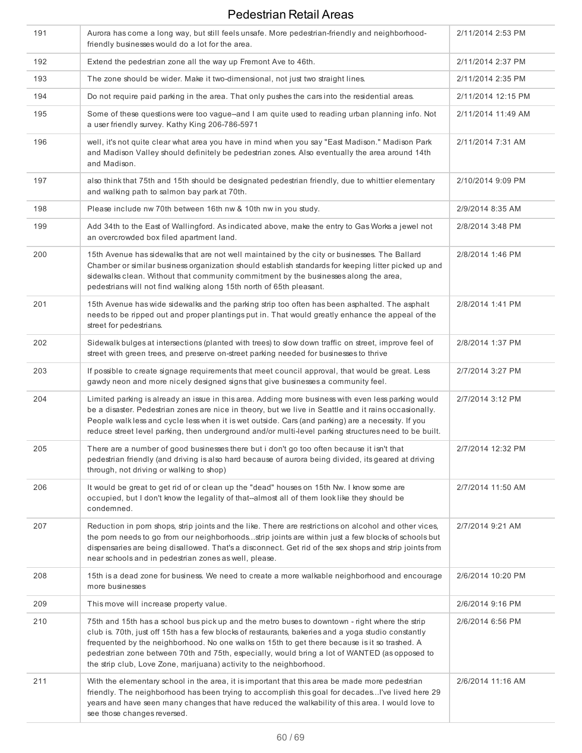# Pedestrian Retail Areas

| | | |
|---|---|---|
| 191 | Aurora has come a long way, but still feels unsafe. More pedestrian-friendly and neighborhood-friendly businesses would do a lot for the area. | 2/11/2014 2:53 PM |
| 192 | Extend the pedestrian zone all the way up Fremont Ave to 46th. | 2/11/2014 2:37 PM |
| 193 | The zone should be wider. Make it two-dimensional, not just two straight lines. | 2/11/2014 2:35 PM |
| 194 | Do not require paid parking in the area. That only pushes the cars into the residential areas. | 2/11/2014 12:15 PM |
| 195 | Some of these questions were too vague--and I am quite used to reading urban planning info. Not a user friendly survey. Kathy King 206-786-5971 | 2/11/2014 11:49 AM |
| 196 | well, it's not quite clear what area you have in mind when you say "East Madison." Madison Park and Madison Valley should definitely be pedestrian zones. Also eventually the area around 14th and Madison. | 2/11/2014 7:31 AM |
| 197 | also think that 75th and 15th should be designated pedestrian friendly, due to whittier elementary and walking path to salmon bay park at 70th. | 2/10/2014 9:09 PM |
| 198 | Please include nw 70th between 16th nw & 10th nw in you study. | 2/9/2014 8:35 AM |
| 199 | Add 34th to the East of Wallingford. As indicated above, make the entry to Gas Works a jewel not an overcrowded box filed apartment land. | 2/8/2014 3:48 PM |
| 200 | 15th Avenue has sidewalks that are not well maintained by the city or businesses. The Ballard Chamber or similar business organization should establish standards for keeping litter picked up and sidewalks clean. Without that community commitment by the businesses along the area, pedestrians will not find walking along 15th north of 65th pleasant. | 2/8/2014 1:46 PM |
| 201 | 15th Avenue has wide sidewalks and the parking strip too often has been asphalted. The asphalt needs to be ripped out and proper plantings put in. That would greatly enhance the appeal of the street for pedestrians. | 2/8/2014 1:41 PM |
| 202 | Sidewalk bulges at intersections (planted with trees) to slow down traffic on street, improve feel of street with green trees, and preserve on-street parking needed for businesses to thrive | 2/8/2014 1:37 PM |
| 203 | If possible to create signage requirements that meet council approval, that would be great. Less gawdy neon and more nicely designed signs that give businesses a community feel. | 2/7/2014 3:27 PM |
| 204 | Limited parking is already an issue in this area. Adding more business with even less parking would be a disaster. Pedestrian zones are nice in theory, but we live in Seattle and it rains occasionally. People walk less and cycle less when it is wet outside. Cars (and parking) are a necessity. If you reduce street level parking, then underground and/or multi-level parking structures need to be built. | 2/7/2014 3:12 PM |
| 205 | There are a number of good businesses there but i don't go too often because it isn't that pedestrian friendly (and driving is also hard because of aurora being divided, its geared at driving through, not driving or walking to shop) | 2/7/2014 12:32 PM |
| 206 | It would be great to get rid of or clean up the "dead" houses on 15th Nw. I know some are occupied, but I don't know the legality of that--almost all of them look like they should be condemned. | 2/7/2014 11:50 AM |
| 207 | Reduction in porn shops, strip joints and the like. There are restrictions on alcohol and other vices, the porn needs to go from our neighborhoods...strip joints are within just a few blocks of schools but dispensaries are being disallowed. That's a disconnect. Get rid of the sex shops and strip joints from near schools and in pedestrian zones as well, please. | 2/7/2014 9:21 AM |
| 208 | 15th is a dead zone for business. We need to create a more walkable neighborhood and encourage more businesses | 2/6/2014 10:20 PM |
| 209 | This move will increase property value. | 2/6/2014 9:16 PM |
| 210 | 75th and 15th has a school bus pick up and the metro buses to downtown - right where the strip club is. 70th, just off 15th has a few blocks of restaurants, bakeries and a yoga studio constantly frequented by the neighborhood. No one walks on 15th to get there because is it so trashed. A pedestrian zone between 70th and 75th, especially, would bring a lot of WANTED (as opposed to the strip club, Love Zone, marijuana) activity to the neighborhood. | 2/6/2014 6:56 PM |
| 211 | With the elementary school in the area, it is important that this area be made more pedestrian friendly. The neighborhood has been trying to accomplish this goal for decades...I've lived here 29 years and have seen many changes that have reduced the walkability of this area. I would love to see those changes reversed. | 2/6/2014 11:16 AM |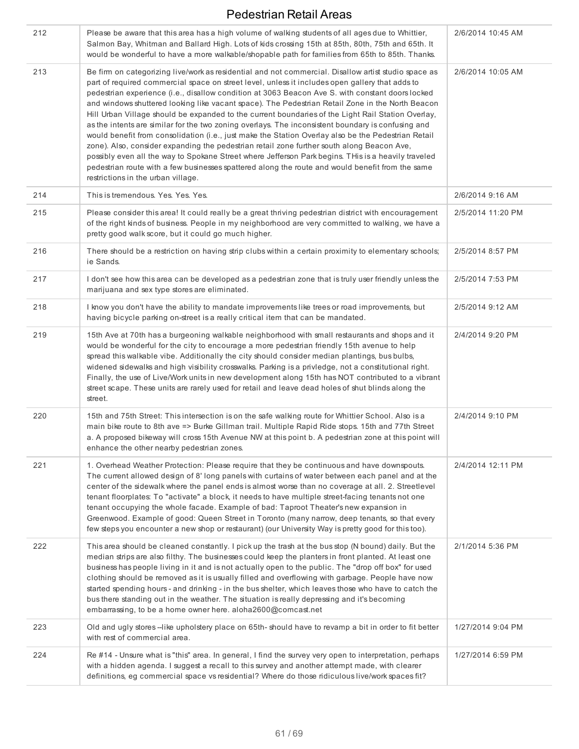# Pedestrian Retail Areas

| | | |
|---|---|---|
| 212 | Please be aware that this area has a high volume of walking students of all ages due to Whittier, Salmon Bay, Whitman and Ballard High. Lots of kids crossing 15th at 85th, 80th, 75th and 65th. It would be wonderful to have a more walkable/shopable path for families from 65th to 85th. Thanks. | 2/6/2014 10:45 AM |
| 213 | Be firm on categorizing live/work as residential and not commercial. Disallow artist studio space as part of required commercial space on street level, unless it includes open gallery that adds to pedestrian experience (i.e., disallow condition at 3063 Beacon Ave S. with constant doors locked and windows shuttered looking like vacant space). The Pedestrian Retail Zone in the North Beacon Hill Urban Village should be expanded to the current boundaries of the Light Rail Station Overlay, as the intents are similar for the two zoning overlays. The inconsistent boundary is confusing and would benefit from consolidation (i.e., just make the Station Overlay also be the Pedestrian Retail zone). Also, consider expanding the pedestrian retail zone further south along Beacon Ave, possibly even all the way to Spokane Street where Jefferson Park begins. THis is a heavily traveled pedestrian route with a few businesses spattered along the route and would benefit from the same restrictions in the urban village. | 2/6/2014 10:05 AM |
| 214 | This is tremendous. Yes. Yes. Yes. | 2/6/2014 9:16 AM |
| 215 | Please consider this area! It could really be a great thriving pedestrian district with encouragement of the right kinds of business. People in my neighborhood are very committed to walking, we have a pretty good walk score, but it could go much higher. | 2/5/2014 11:20 PM |
| 216 | There should be a restriction on having strip clubs within a certain proximity to elementary schools; ie Sands. | 2/5/2014 8:57 PM |
| 217 | I don't see how this area can be developed as a pedestrian zone that is truly user friendly unless the marijuana and sex type stores are eliminated. | 2/5/2014 7:53 PM |
| 218 | I know you don't have the ability to mandate improvements like trees or road improvements, but having bicycle parking on-street is a really critical item that can be mandated. | 2/5/2014 9:12 AM |
| 219 | 15th Ave at 70th has a burgeoning walkable neighborhood with small restaurants and shops and it would be wonderful for the city to encourage a more pedestrian friendly 15th avenue to help spread this walkable vibe. Additionally the city should consider median plantings, bus bulbs, widened sidewalks and high visibility crosswalks. Parking is a privledge, not a constitutional right. Finally, the use of Live/Work units in new development along 15th has NOT contributed to a vibrant street scape. These units are rarely used for retail and leave dead holes of shut blinds along the street. | 2/4/2014 9:20 PM |
| 220 | 15th and 75th Street: This intersection is on the safe walking route for Whittier School. Also is a main bike route to 8th ave => Burke Gillman trail. Multiple Rapid Ride stops. 15th and 77th Street a. A proposed bikeway will cross 15th Avenue NW at this point b. A pedestrian zone at this point will enhance the other nearby pedestrian zones. | 2/4/2014 9:10 PM |
| 221 | 1. Overhead Weather Protection: Please require that they be continuous and have downspouts. The current allowed design of 8' long panels with curtains of water between each panel and at the center of the sidewalk where the panel ends is almost worse than no coverage at all. 2. Streetlevel tenant floorplates: To "activate" a block, it needs to have multiple street-facing tenants not one tenant occupying the whole facade. Example of bad: Taproot Theater's new expansion in Greenwood. Example of good: Queen Street in Toronto (many narrow, deep tenants, so that every few steps you encounter a new shop or restaurant) (our University Way is pretty good for this too). | 2/4/2014 12:11 PM |
| 222 | This area should be cleaned constantly. I pick up the trash at the bus stop (N bound) daily. But the median strips are also filthy. The businesses could keep the planters in front planted. At least one business has people living in it and is not actually open to the public. The "drop off box" for used clothing should be removed as it is usually filled and overflowing with garbage. People have now started spending hours - and drinking - in the bus shelter, which leaves those who have to catch the bus there standing out in the weather. The situation is really depressing and it's becoming embarrassing, to be a home owner here. aloha2600@comcast.net | 2/1/2014 5:36 PM |
| 223 | Old and ugly stores --like upholstery place on 65th- should have to revamp a bit in order to fit better with rest of commercial area. | 1/27/2014 9:04 PM |
| 224 | Re #14 - Unsure what is "this" area. In general, I find the survey very open to interpretation, perhaps with a hidden agenda. I suggest a recall to this survey and another attempt made, with clearer definitions, eg commercial space vs residential? Where do those ridiculous live/work spaces fit? | 1/27/2014 6:59 PM |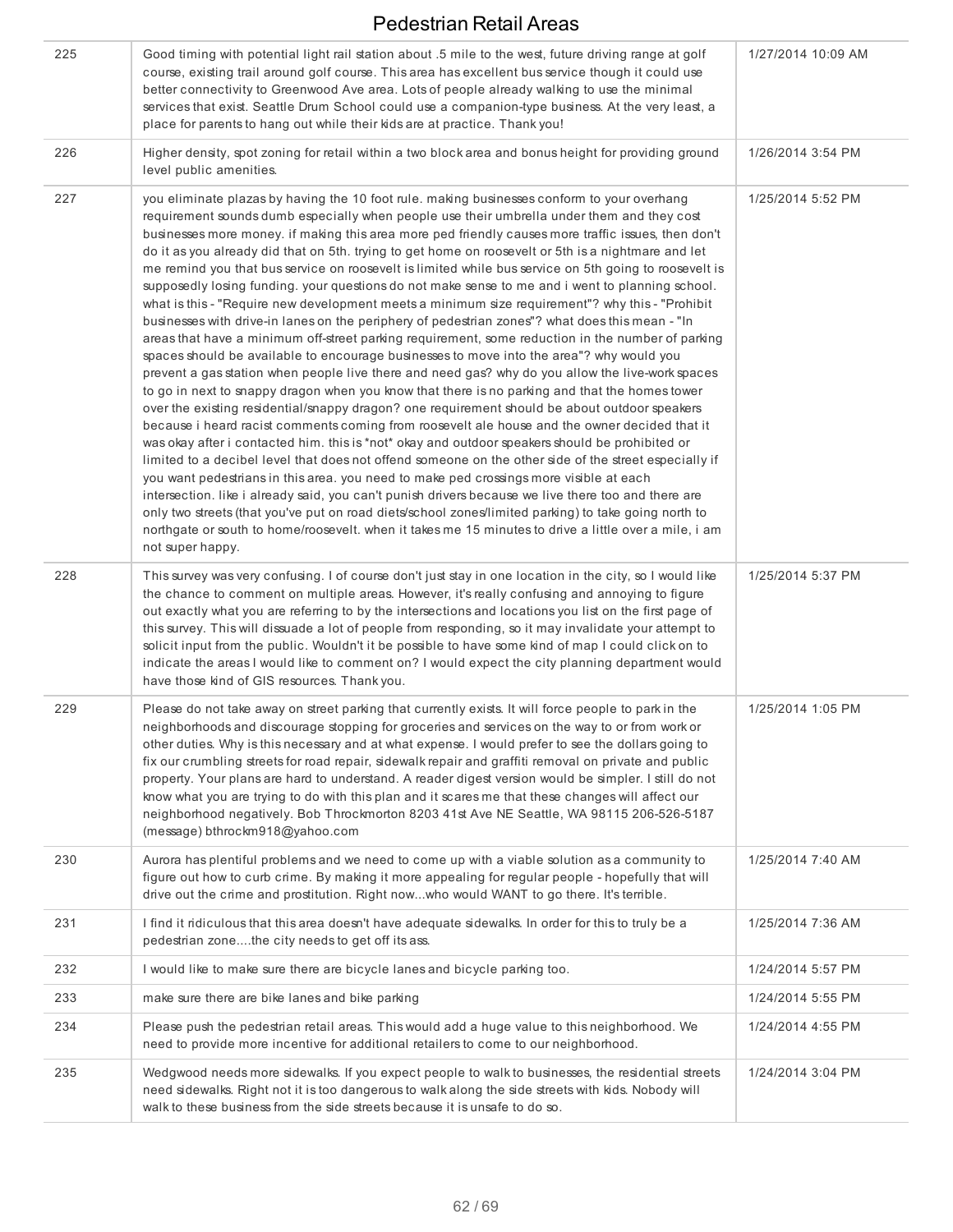| | | |
|---|---|---|
| 225 | Good timing with potential light rail station about .5 mile to the west, future driving range at golf course, existing trail around golf course. This area has excellent bus service though it could use better connectivity to Greenwood Ave area. Lots of people already walking to use the minimal services that exist. Seattle Drum School could use a companion-type business. At the very least, a place for parents to hang out while their kids are at practice. Thank you! | 1/27/2014 10:09 AM |
| 226 | Higher density, spot zoning for retail within a two block area and bonus height for providing ground level public amenities. | 1/26/2014 3:54 PM |
| 227 | you eliminate plazas by having the 10 foot rule. making businesses conform to your overhang requirement sounds dumb especially when people use their umbrella under them and they cost businesses more money. if making this area more ped friendly causes more traffic issues, then don't do it as you already did that on 5th. trying to get home on roosevelt or 5th is a nightmare and let me remind you that bus service on roosevelt is limited while bus service on 5th going to roosevelt is supposedly losing funding. your questions do not make sense to me and i went to planning school. what is this - "Require new development meets a minimum size requirement"? why this - "Prohibit businesses with drive-in lanes on the periphery of pedestrian zones"? what does this mean - "In areas that have a minimum off-street parking requirement, some reduction in the number of parking spaces should be available to encourage businesses to move into the area"? why would you prevent a gas station when people live there and need gas? why do you allow the live-work spaces to go in next to snappy dragon when you know that there is no parking and that the homes tower over the existing residential/snappy dragon? one requirement should be about outdoor speakers because i heard racist comments coming from roosevelt ale house and the owner decided that it was okay after i contacted him. this is *not* okay and outdoor speakers should be prohibited or limited to a decibel level that does not offend someone on the other side of the street especially if you want pedestrians in this area. you need to make ped crossings more visible at each intersection. like i already said, you can't punish drivers because we live there too and there are only two streets (that you've put on road diets/school zones/limited parking) to take going north to northgate or south to home/roosevelt. when it takes me 15 minutes to drive a little over a mile, i am not super happy. | 1/25/2014 5:52 PM |
| 228 | This survey was very confusing. I of course don't just stay in one location in the city, so I would like the chance to comment on multiple areas. However, it's really confusing and annoying to figure out exactly what you are referring to by the intersections and locations you list on the first page of this survey. This will dissuade a lot of people from responding, so it may invalidate your attempt to solicit input from the public. Wouldn't it be possible to have some kind of map I could click on to indicate the areas I would like to comment on? I would expect the city planning department would have those kind of GIS resources. Thank you. | 1/25/2014 5:37 PM |
| 229 | Please do not take away on street parking that currently exists. It will force people to park in the neighborhoods and discourage stopping for groceries and services on the way to or from work or other duties. Why is this necessary and at what expense. I would prefer to see the dollars going to fix our crumbling streets for road repair, sidewalk repair and graffiti removal on private and public property. Your plans are hard to understand. A reader digest version would be simpler. I still do not know what you are trying to do with this plan and it scares me that these changes will affect our neighborhood negatively. Bob Throckmorton 8203 41st Ave NE Seattle, WA 98115 206-526-5187 (message) bthrockm918@yahoo.com | 1/25/2014 1:05 PM |
| 230 | Aurora has plentiful problems and we need to come up with a viable solution as a community to figure out how to curb crime. By making it more appealing for regular people - hopefully that will drive out the crime and prostitution. Right now...who would WANT to go there. It's terrible. | 1/25/2014 7:40 AM |
| 231 | I find it ridiculous that this area doesn't have adequate sidewalks. In order for this to truly be a pedestrian zone....the city needs to get off its ass. | 1/25/2014 7:36 AM |
| 232 | I would like to make sure there are bicycle lanes and bicycle parking too. | 1/24/2014 5:57 PM |
| 233 | make sure there are bike lanes and bike parking | 1/24/2014 5:55 PM |
| 234 | Please push the pedestrian retail areas. This would add a huge value to this neighborhood. We need to provide more incentive for additional retailers to come to our neighborhood. | 1/24/2014 4:55 PM |
| 235 | Wedgwood needs more sidewalks. If you expect people to walk to businesses, the residential streets need sidewalks. Right not it is too dangerous to walk along the side streets with kids. Nobody will walk to these business from the side streets because it is unsafe to do so. | 1/24/2014 3:04 PM |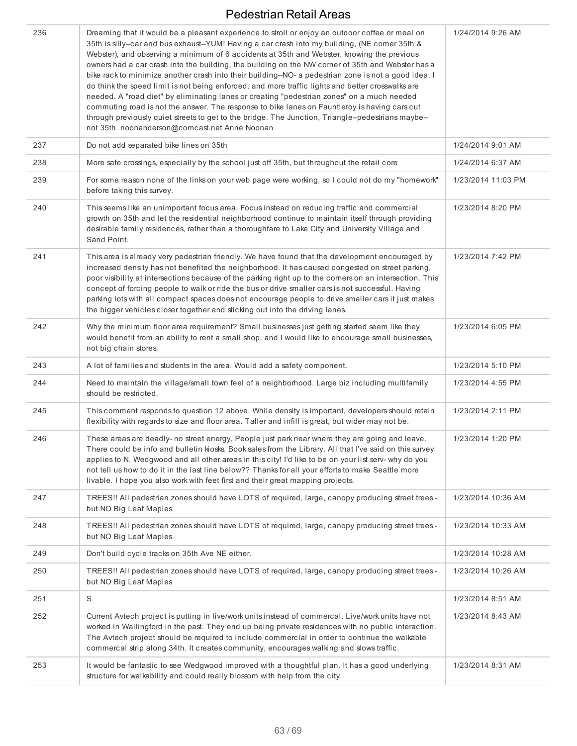# Pedestrian Retail Areas

| | | |
|---|---|---|
| 236 | Dreaming that it would be a pleasant experience to stroll or enjoy an outdoor coffee or meal on 35th is silly--car and bus exhaust--YUM! Having a car crash into my building, (NE corner 35th & Webster), and observing a minimum of 6 accidents at 35th and Webster, knowing the previous owners had a car crash into the building, the building on the NW corner of 35th and Webster has a bike rack to minimize another crash into their building--NO- a pedestrian zone is not a good idea. I do think the speed limit is not being enforced, and more traffic lights and better crosswalks are needed. A "road diet" by eliminating lanes or creating "pedestrian zones" on a much needed commuting road is not the answer. The response to bike lanes on Fauntleroy is having cars cut through previously quiet streets to get to the bridge. The Junction, Triangle--pedestrians maybe--not 35th. noonanderson@comcast.net Anne Noonan | 1/24/2014 9:26 AM |
| 237 | Do not add separated bike lines on 35th | 1/24/2014 9:01 AM |
| 238 | More safe crossings, especially by the school just off 35th, but throughout the retail core | 1/24/2014 6:37 AM |
| 239 | For some reason none of the links on your web page were working, so I could not do my "homework" before taking this survey. | 1/23/2014 11:03 PM |
| 240 | This seems like an unimportant focus area. Focus instead on reducing traffic and commercial growth on 35th and let the residential neighborhood continue to maintain itself through providing desirable family residences, rather than a thoroughfare to Lake City and University Village and Sand Point. | 1/23/2014 8:20 PM |
| 241 | This area is already very pedestrian friendly. We have found that the development encouraged by increased density has not benefited the neighborhood. It has caused congested on street parking, poor visibility at intersections because of the parking right up to the corners on an intersection. This concept of forcing people to walk or ride the bus or drive smaller cars is not successful. Having parking lots with all compact spaces does not encourage people to drive smaller cars it just makes the bigger vehicles closer together and sticking out into the driving lanes. | 1/23/2014 7:42 PM |
| 242 | Why the minimum floor area requirement? Small businesses just getting started seem like they would benefit from an ability to rent a small shop, and I would like to encourage small businesses, not big chain stores. | 1/23/2014 6:05 PM |
| 243 | A lot of families and students in the area. Would add a safety component. | 1/23/2014 5:10 PM |
| 244 | Need to maintain the village/small town feel of a neighborhood. Large biz including multifamily should be restricted. | 1/23/2014 4:55 PM |
| 245 | This comment responds to question 12 above. While density is important, developers should retain flexibility with regards to size and floor area. Taller and infill is great, but wider may not be. | 1/23/2014 2:11 PM |
| 246 | These areas are deadly- no street energy. People just park near where they are going and leave. There could be info and bulletin kiosks. Book sales from the Library. All that I've said on this survey applies to N. Wedgwood and all other areas in this city! I'd like to be on your list serv- why do you not tell us how to do it in the last line below?? Thanks for all your efforts to make Seattle more livable. I hope you also work with feet first and their great mapping projects. | 1/23/2014 1:20 PM |
| 247 | TREES!! All pedestrian zones should have LOTS of required, large, canopy producing street trees - but NO Big Leaf Maples | 1/23/2014 10:36 AM |
| 248 | TREES!! All pedestrian zones should have LOTS of required, large, canopy producing street trees - but NO Big Leaf Maples | 1/23/2014 10:33 AM |
| 249 | Don't build cycle tracks on 35th Ave NE either. | 1/23/2014 10:28 AM |
| 250 | TREES!! All pedestrian zones should have LOTS of required, large, canopy producing street trees - but NO Big Leaf Maples | 1/23/2014 10:26 AM |
| 251 | S | 1/23/2014 8:51 AM |
| 252 | Current Avtech project is putting in live/work units instead of commercal. Live/work units have not worked in Wallingford in the past. They end up being private residences with no public interaction. The Avtech project should be required to include commercial in order to continue the walkable commercal strip along 34th. It creates community, encourages walking and slows traffic. | 1/23/2014 8:43 AM |
| 253 | It would be fantastic to see Wedgwood improved with a thoughtful plan. It has a good underlying structure for walkability and could really blossom with help from the city. | 1/23/2014 8:31 AM |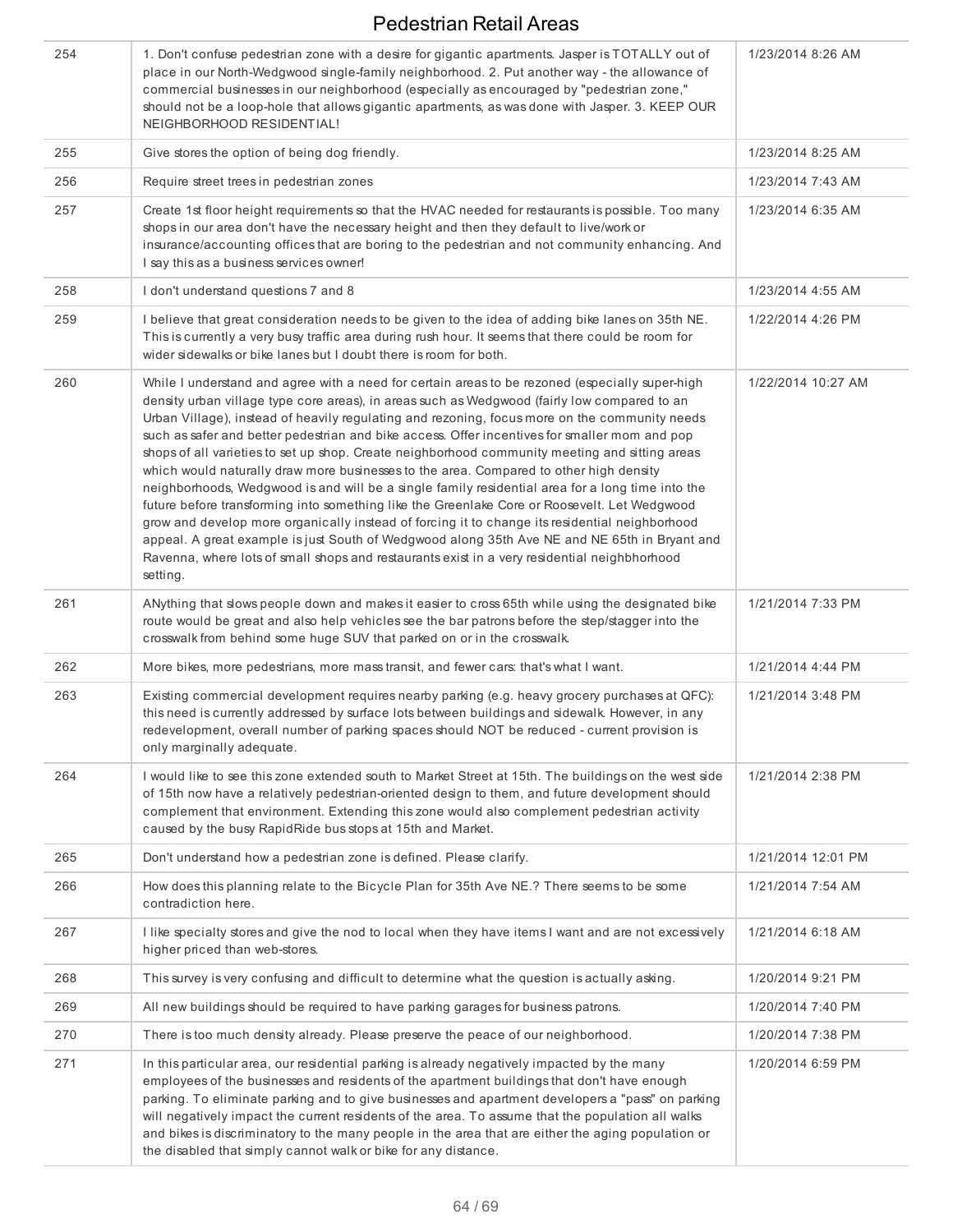| | | |
|---|---|---|
| 254 | 1. Don't confuse pedestrian zone with a desire for gigantic apartments. Jasper is TOTALLY out of place in our North-Wedgwood single-family neighborhood. 2. Put another way - the allowance of commercial businesses in our neighborhood (especially as encouraged by "pedestrian zone," should not be a loop-hole that allows gigantic apartments, as was done with Jasper. 3. KEEP OUR NEIGHBORHOOD RESIDENTIAL! | 1/23/2014 8:26 AM |
| 255 | Give stores the option of being dog friendly. | 1/23/2014 8:25 AM |
| 256 | Require street trees in pedestrian zones | 1/23/2014 7:43 AM |
| 257 | Create 1st floor height requirements so that the HVAC needed for restaurants is possible. Too many shops in our area don't have the necessary height and then they default to live/work or insurance/accounting offices that are boring to the pedestrian and not community enhancing. And I say this as a business services owner! | 1/23/2014 6:35 AM |
| 258 | I don't understand questions 7 and 8 | 1/23/2014 4:55 AM |
| 259 | I believe that great consideration needs to be given to the idea of adding bike lanes on 35th NE. This is currently a very busy traffic area during rush hour. It seems that there could be room for wider sidewalks or bike lanes but I doubt there is room for both. | 1/22/2014 4:26 PM |
| 260 | While I understand and agree with a need for certain areas to be rezoned (especially super-high density urban village type core areas), in areas such as Wedgwood (fairly low compared to an Urban Village), instead of heavily regulating and rezoning, focus more on the community needs such as safer and better pedestrian and bike access. Offer incentives for smaller mom and pop shops of all varieties to set up shop. Create neighborhood community meeting and sitting areas which would naturally draw more businesses to the area. Compared to other high density neighborhoods, Wedgwood is and will be a single family residential area for a long time into the future before transforming into something like the Greenlake Core or Roosevelt. Let Wedgwood grow and develop more organically instead of forcing it to change its residential neighborhood appeal. A great example is just South of Wedgwood along 35th Ave NE and NE 65th in Bryant and Ravenna, where lots of small shops and restaurants exist in a very residential neighbhorhood setting. | 1/22/2014 10:27 AM |
| 261 | ANything that slows people down and makes it easier to cross 65th while using the designated bike route would be great and also help vehicles see the bar patrons before the step/stagger into the crosswalk from behind some huge SUV that parked on or in the crosswalk. | 1/21/2014 7:33 PM |
| 262 | More bikes, more pedestrians, more mass transit, and fewer cars: that's what I want. | 1/21/2014 4:44 PM |
| 263 | Existing commercial development requires nearby parking (e.g. heavy grocery purchases at QFC): this need is currently addressed by surface lots between buildings and sidewalk. However, in any redevelopment, overall number of parking spaces should NOT be reduced - current provision is only marginally adequate. | 1/21/2014 3:48 PM |
| 264 | I would like to see this zone extended south to Market Street at 15th. The buildings on the west side of 15th now have a relatively pedestrian-oriented design to them, and future development should complement that environment. Extending this zone would also complement pedestrian activity caused by the busy RapidRide bus stops at 15th and Market. | 1/21/2014 2:38 PM |
| 265 | Don't understand how a pedestrian zone is defined. Please clarify. | 1/21/2014 12:01 PM |
| 266 | How does this planning relate to the Bicycle Plan for 35th Ave NE.? There seems to be some contradiction here. | 1/21/2014 7:54 AM |
| 267 | I like specialty stores and give the nod to local when they have items I want and are not excessively higher priced than web-stores. | 1/21/2014 6:18 AM |
| 268 | This survey is very confusing and difficult to determine what the question is actually asking. | 1/20/2014 9:21 PM |
| 269 | All new buildings should be required to have parking garages for business patrons. | 1/20/2014 7:40 PM |
| 270 | There is too much density already. Please preserve the peace of our neighborhood. | 1/20/2014 7:38 PM |
| 271 | In this particular area, our residential parking is already negatively impacted by the many employees of the businesses and residents of the apartment buildings that don't have enough parking. To eliminate parking and to give businesses and apartment developers a "pass" on parking will negatively impact the current residents of the area. To assume that the population all walks and bikes is discriminatory to the many people in the area that are either the aging population or the disabled that simply cannot walk or bike for any distance. | 1/20/2014 6:59 PM |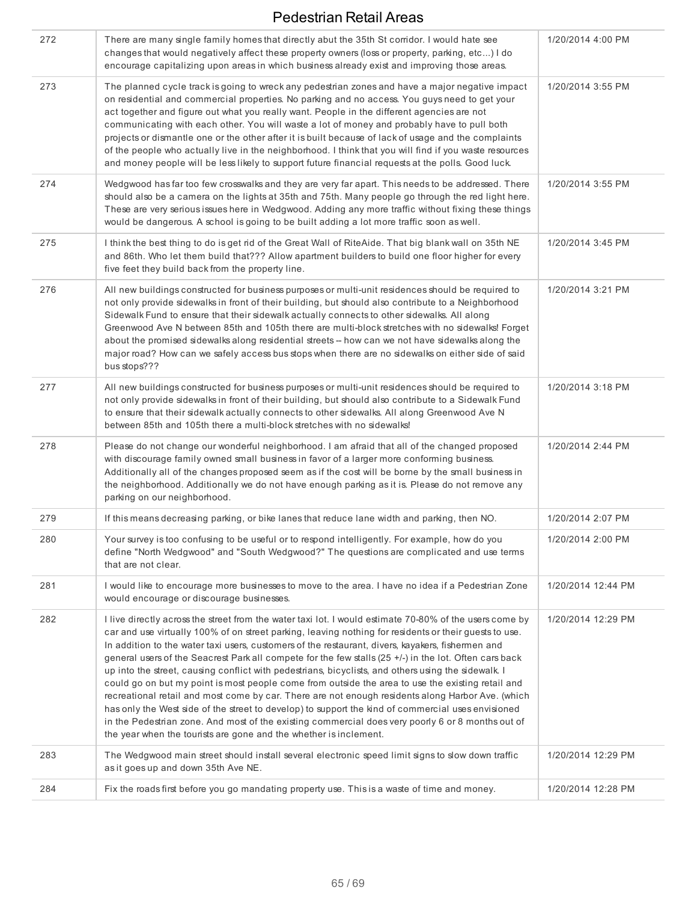# Pedestrian Retail Areas

| | | |
|---|---|---|
| 272 | There are many single family homes that directly abut the 35th St corridor. I would hate see changes that would negatively affect these property owners (loss or property, parking, etc...) I do encourage capitalizing upon areas in which business already exist and improving those areas. | 1/20/2014 4:00 PM |
| 273 | The planned cycle track is going to wreck any pedestrian zones and have a major negative impact on residential and commercial properties. No parking and no access. You guys need to get your act together and figure out what you really want. People in the different agencies are not communicating with each other. You will waste a lot of money and probably have to pull both projects or dismantle one or the other after it is built because of lack of usage and the complaints of the people who actually live in the neighborhood. I think that you will find if you waste resources and money people will be less likely to support future financial requests at the polls. Good luck. | 1/20/2014 3:55 PM |
| 274 | Wedgwood has far too few crosswalks and they are very far apart. This needs to be addressed. There should also be a camera on the lights at 35th and 75th. Many people go through the red light here. These are very serious issues here in Wedgwood. Adding any more traffic without fixing these things would be dangerous. A school is going to be built adding a lot more traffic soon as well. | 1/20/2014 3:55 PM |
| 275 | I think the best thing to do is get rid of the Great Wall of RiteAide. That big blank wall on 35th NE and 86th. Who let them build that??? Allow apartment builders to build one floor higher for every five feet they build back from the property line. | 1/20/2014 3:45 PM |
| 276 | All new buildings constructed for business purposes or multi-unit residences should be required to not only provide sidewalks in front of their building, but should also contribute to a Neighborhood Sidewalk Fund to ensure that their sidewalk actually connects to other sidewalks. All along Greenwood Ave N between 85th and 105th there are multi-block stretches with no sidewalks! Forget about the promised sidewalks along residential streets -- how can we not have sidewalks along the major road? How can we safely access bus stops when there are no sidewalks on either side of said bus stops??? | 1/20/2014 3:21 PM |
| 277 | All new buildings constructed for business purposes or multi-unit residences should be required to not only provide sidewalks in front of their building, but should also contribute to a Sidewalk Fund to ensure that their sidewalk actually connects to other sidewalks. All along Greenwood Ave N between 85th and 105th there a multi-block stretches with no sidewalks! | 1/20/2014 3:18 PM |
| 278 | Please do not change our wonderful neighborhood. I am afraid that all of the changed proposed with discourage family owned small business in favor of a larger more conforming business. Additionally all of the changes proposed seem as if the cost will be borne by the small business in the neighborhood. Additionally we do not have enough parking as it is. Please do not remove any parking on our neighborhood. | 1/20/2014 2:44 PM |
| 279 | If this means decreasing parking, or bike lanes that reduce lane width and parking, then NO. | 1/20/2014 2:07 PM |
| 280 | Your survey is too confusing to be useful or to respond intelligently. For example, how do you define "North Wedgwood" and "South Wedgwood?" The questions are complicated and use terms that are not clear. | 1/20/2014 2:00 PM |
| 281 | I would like to encourage more businesses to move to the area. I have no idea if a Pedestrian Zone would encourage or discourage businesses. | 1/20/2014 12:44 PM |
| 282 | I live directly across the street from the water taxi lot. I would estimate 70-80% of the users come by car and use virtually 100% of on street parking, leaving nothing for residents or their guests to use. In addition to the water taxi users, customers of the restaurant, divers, kayakers, fishermen and general users of the Seacrest Park all compete for the few stalls (25 +/-) in the lot. Often cars back up into the street, causing conflict with pedestrians, bicyclists, and others using the sidewalk. I could go on but my point is most people come from outside the area to use the existing retail and recreational retail and most come by car. There are not enough residents along Harbor Ave. (which has only the West side of the street to develop) to support the kind of commercial uses envisioned in the Pedestrian zone. And most of the existing commercial does very poorly 6 or 8 months out of the year when the tourists are gone and the whether is inclement. | 1/20/2014 12:29 PM |
| 283 | The Wedgwood main street should install several electronic speed limit signs to slow down traffic as it goes up and down 35th Ave NE. | 1/20/2014 12:29 PM |
| 284 | Fix the roads first before you go mandating property use. This is a waste of time and money. | 1/20/2014 12:28 PM |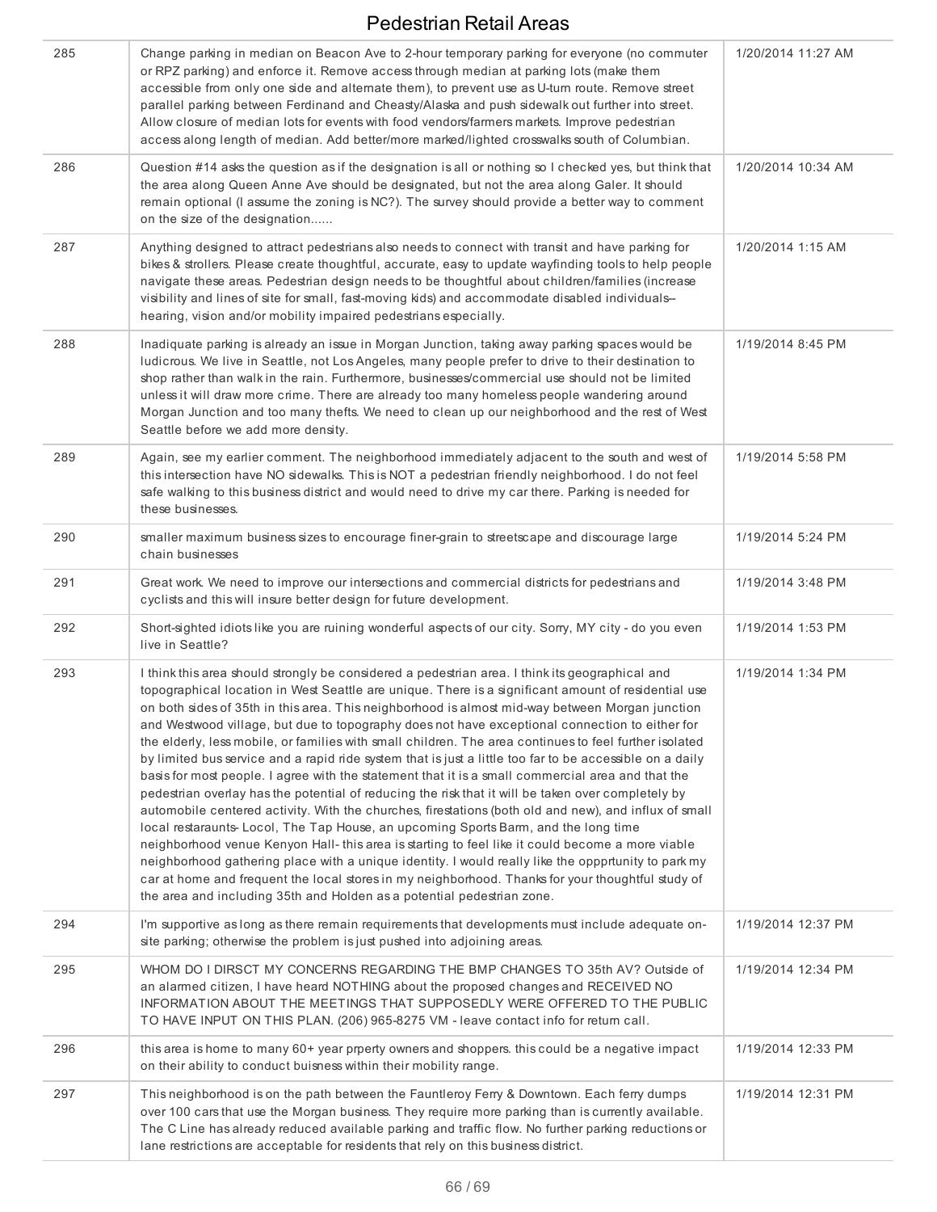# Pedestrian Retail Areas

| | | |
|---|---|---|
| 285 | Change parking in median on Beacon Ave to 2-hour temporary parking for everyone (no commuter or RPZ parking) and enforce it. Remove access through median at parking lots (make them accessible from only one side and alternate them), to prevent use as U-turn route. Remove street parallel parking between Ferdinand and Cheasty/Alaska and push sidewalk out further into street. Allow closure of median lots for events with food vendors/farmers markets. Improve pedestrian access along length of median. Add better/more marked/lighted crosswalks south of Columbian. | 1/20/2014 11:27 AM |
| 286 | Question #14 asks the question as if the designation is all or nothing so I checked yes, but think that the area along Queen Anne Ave should be designated, but not the area along Galer. It should remain optional (I assume the zoning is NC?). The survey should provide a better way to comment on the size of the designation...... | 1/20/2014 10:34 AM |
| 287 | Anything designed to attract pedestrians also needs to connect with transit and have parking for bikes & strollers. Please create thoughtful, accurate, easy to update wayfinding tools to help people navigate these areas. Pedestrian design needs to be thoughtful about children/families (increase visibility and lines of site for small, fast-moving kids) and accommodate disabled individuals-- hearing, vision and/or mobility impaired pedestrians especially. | 1/20/2014 1:15 AM |
| 288 | Inadiquate parking is already an issue in Morgan Junction, taking away parking spaces would be ludicrous. We live in Seattle, not Los Angeles, many people prefer to drive to their destination to shop rather than walk in the rain. Furthermore, businesses/commercial use should not be limited unless it will draw more crime. There are already too many homeless people wandering around Morgan Junction and too many thefts. We need to clean up our neighborhood and the rest of West Seattle before we add more density. | 1/19/2014 8:45 PM |
| 289 | Again, see my earlier comment. The neighborhood immediately adjacent to the south and west of this intersection have NO sidewalks. This is NOT a pedestrian friendly neighborhood. I do not feel safe walking to this business district and would need to drive my car there. Parking is needed for these businesses. | 1/19/2014 5:58 PM |
| 290 | smaller maximum business sizes to encourage finer-grain to streetscape and discourage large chain businesses | 1/19/2014 5:24 PM |
| 291 | Great work. We need to improve our intersections and commercial districts for pedestrians and cyclists and this will insure better design for future development. | 1/19/2014 3:48 PM |
| 292 | Short-sighted idiots like you are ruining wonderful aspects of our city. Sorry, MY city - do you even live in Seattle? | 1/19/2014 1:53 PM |
| 293 | I think this area should strongly be considered a pedestrian area. I think its geographical and topographical location in West Seattle are unique. There is a significant amount of residential use on both sides of 35th in this area. This neighborhood is almost mid-way between Morgan junction and Westwood village, but due to topography does not have exceptional connection to either for the elderly, less mobile, or families with small children. The area continues to feel further isolated by limited bus service and a rapid ride system that is just a little too far to be accessible on a daily basis for most people. I agree with the statement that it is a small commercial area and that the pedestrian overlay has the potential of reducing the risk that it will be taken over completely by automobile centered activity. With the churches, firestations (both old and new), and influx of small local restaraunts- Locol, The Tap House, an upcoming Sports Barm, and the long time neighborhood venue Kenyon Hall- this area is starting to feel like it could become a more viable neighborhood gathering place with a unique identity. I would really like the oppprtunity to park my car at home and frequent the local stores in my neighborhood. Thanks for your thoughtful study of the area and including 35th and Holden as a potential pedestrian zone. | 1/19/2014 1:34 PM |
| 294 | I'm supportive as long as there remain requirements that developments must include adequate on-site parking; otherwise the problem is just pushed into adjoining areas. | 1/19/2014 12:37 PM |
| 295 | WHOM DO I DIRSCT MY CONCERNS REGARDING THE BMP CHANGES TO 35th AV? Outside of an alarmed citizen, I have heard NOTHING about the proposed changes and RECEIVED NO INFORMATION ABOUT THE MEETINGS THAT SUPPOSEDLY WERE OFFERED TO THE PUBLIC TO HAVE INPUT ON THIS PLAN. (206) 965-8275 VM - leave contact info for return call. | 1/19/2014 12:34 PM |
| 296 | this area is home to many 60+ year prperty owners and shoppers. this could be a negative impact on their ability to conduct buisness within their mobility range. | 1/19/2014 12:33 PM |
| 297 | This neighborhood is on the path between the Fauntleroy Ferry & Downtown. Each ferry dumps over 100 cars that use the Morgan business. They require more parking than is currently available. The C Line has already reduced available parking and traffic flow. No further parking reductions or lane restrictions are acceptable for residents that rely on this business district. | 1/19/2014 12:31 PM |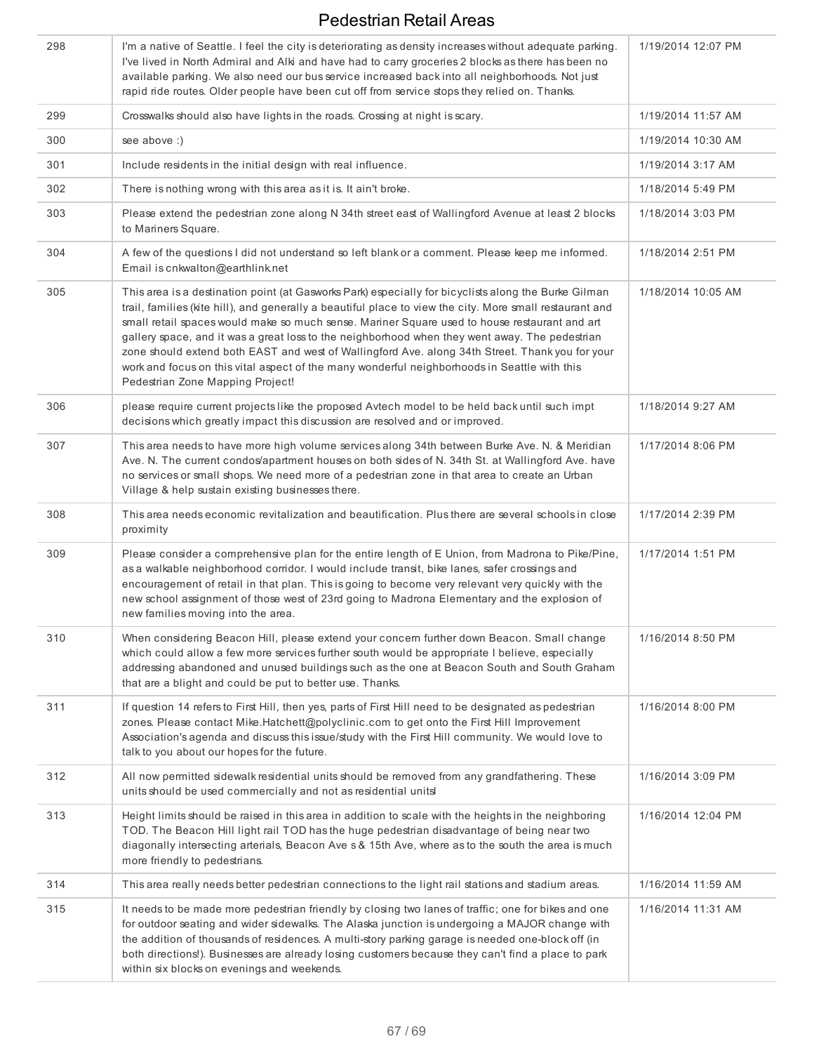| | | |
|---|---|---|
| 298 | I'm a native of Seattle. I feel the city is deteriorating as density increases without adequate parking. I've lived in North Admiral and Alki and have had to carry groceries 2 blocks as there has been no available parking. We also need our bus service increased back into all neighborhoods. Not just rapid ride routes. Older people have been cut off from service stops they relied on. Thanks. | 1/19/2014 12:07 PM |
| 299 | Crosswalks should also have lights in the roads. Crossing at night is scary. | 1/19/2014 11:57 AM |
| 300 | see above :) | 1/19/2014 10:30 AM |
| 301 | Include residents in the initial design with real influence. | 1/19/2014 3:17 AM |
| 302 | There is nothing wrong with this area as it is. It ain't broke. | 1/18/2014 5:49 PM |
| 303 | Please extend the pedestrian zone along N 34th street east of Wallingford Avenue at least 2 blocks to Mariners Square. | 1/18/2014 3:03 PM |
| 304 | A few of the questions I did not understand so left blank or a comment. Please keep me informed. Email is cnkwalton@earthlink.net | 1/18/2014 2:51 PM |
| 305 | This area is a destination point (at Gasworks Park) especially for bicyclists along the Burke Gilman trail, families (kite hill), and generally a beautiful place to view the city. More small restaurant and small retail spaces would make so much sense. Mariner Square used to house restaurant and art gallery space, and it was a great loss to the neighborhood when they went away. The pedestrian zone should extend both EAST and west of Wallingford Ave. along 34th Street. Thank you for your work and focus on this vital aspect of the many wonderful neighborhoods in Seattle with this Pedestrian Zone Mapping Project! | 1/18/2014 10:05 AM |
| 306 | please require current projects like the proposed Avtech model to be held back until such impt decisions which greatly impact this discussion are resolved and or improved. | 1/18/2014 9:27 AM |
| 307 | This area needs to have more high volume services along 34th between Burke Ave. N. & Meridian Ave. N. The current condos/apartment houses on both sides of N. 34th St. at Wallingford Ave. have no services or small shops. We need more of a pedestrian zone in that area to create an Urban Village & help sustain existing businesses there. | 1/17/2014 8:06 PM |
| 308 | This area needs economic revitalization and beautification. Plus there are several schools in close proximity | 1/17/2014 2:39 PM |
| 309 | Please consider a comprehensive plan for the entire length of E Union, from Madrona to Pike/Pine, as a walkable neighborhood corridor. I would include transit, bike lanes, safer crossings and encouragement of retail in that plan. This is going to become very relevant very quickly with the new school assignment of those west of 23rd going to Madrona Elementary and the explosion of new families moving into the area. | 1/17/2014 1:51 PM |
| 310 | When considering Beacon Hill, please extend your concern further down Beacon. Small change which could allow a few more services further south would be appropriate I believe, especially addressing abandoned and unused buildings such as the one at Beacon South and South Graham that are a blight and could be put to better use. Thanks. | 1/16/2014 8:50 PM |
| 311 | If question 14 refers to First Hill, then yes, parts of First Hill need to be designated as pedestrian zones. Please contact Mike.Hatchett@polyclinic.com to get onto the First Hill Improvement Association's agenda and discuss this issue/study with the First Hill community. We would love to talk to you about our hopes for the future. | 1/16/2014 8:00 PM |
| 312 | All now permitted sidewalk residential units should be removed from any grandfathering. These units should be used commercially and not as residential units! | 1/16/2014 3:09 PM |
| 313 | Height limits should be raised in this area in addition to scale with the heights in the neighboring TOD. The Beacon Hill light rail TOD has the huge pedestrian disadvantage of being near two diagonally intersecting arterials, Beacon Ave s & 15th Ave, where as to the south the area is much more friendly to pedestrians. | 1/16/2014 12:04 PM |
| 314 | This area really needs better pedestrian connections to the light rail stations and stadium areas. | 1/16/2014 11:59 AM |
| 315 | It needs to be made more pedestrian friendly by closing two lanes of traffic; one for bikes and one for outdoor seating and wider sidewalks. The Alaska junction is undergoing a MAJOR change with the addition of thousands of residences. A multi-story parking garage is needed one-block off (in both directions!). Businesses are already losing customers because they can't find a place to park within six blocks on evenings and weekends. | 1/16/2014 11:31 AM |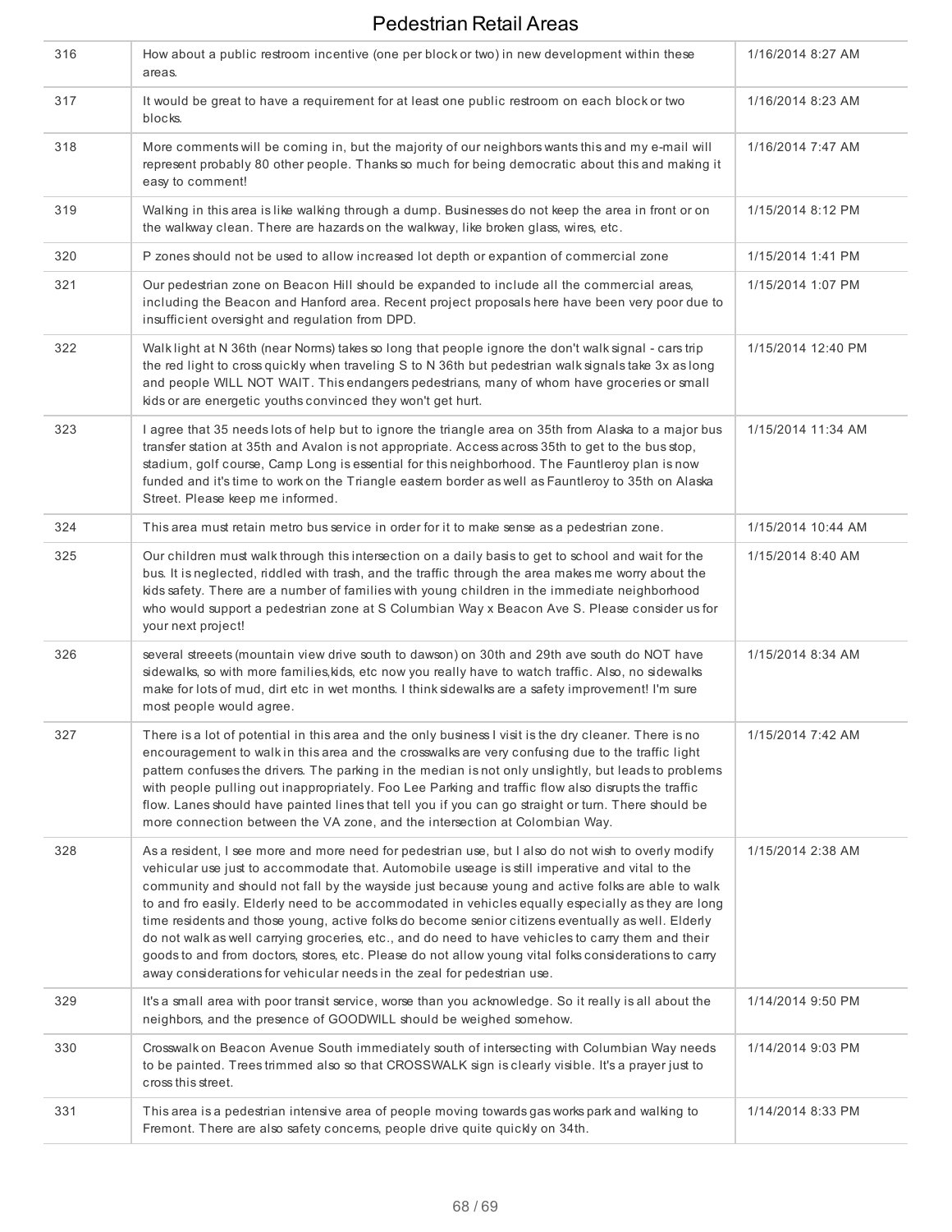| | | |
|---|---|---|
| 316 | How about a public restroom incentive (one per block or two) in new development within these areas. | 1/16/2014 8:27 AM |
| 317 | It would be great to have a requirement for at least one public restroom on each block or two blocks. | 1/16/2014 8:23 AM |
| 318 | More comments will be coming in, but the majority of our neighbors wants this and my e-mail will represent probably 80 other people. Thanks so much for being democratic about this and making it easy to comment! | 1/16/2014 7:47 AM |
| 319 | Walking in this area is like walking through a dump. Businesses do not keep the area in front or on the walkway clean. There are hazards on the walkway, like broken glass, wires, etc. | 1/15/2014 8:12 PM |
| 320 | P zones should not be used to allow increased lot depth or expantion of commercial zone | 1/15/2014 1:41 PM |
| 321 | Our pedestrian zone on Beacon Hill should be expanded to include all the commercial areas, including the Beacon and Hanford area. Recent project proposals here have been very poor due to insufficient oversight and regulation from DPD. | 1/15/2014 1:07 PM |
| 322 | Walk light at N 36th (near Norms) takes so long that people ignore the don't walk signal - cars trip the red light to cross quickly when traveling S to N 36th but pedestrian walk signals take 3x as long and people WILL NOT WAIT. This endangers pedestrians, many of whom have groceries or small kids or are energetic youths convinced they won't get hurt. | 1/15/2014 12:40 PM |
| 323 | I agree that 35 needs lots of help but to ignore the triangle area on 35th from Alaska to a major bus transfer station at 35th and Avalon is not appropriate. Access across 35th to get to the bus stop, stadium, golf course, Camp Long is essential for this neighborhood. The Fauntleroy plan is now funded and it's time to work on the Triangle eastern border as well as Fauntleroy to 35th on Alaska Street. Please keep me informed. | 1/15/2014 11:34 AM |
| 324 | This area must retain metro bus service in order for it to make sense as a pedestrian zone. | 1/15/2014 10:44 AM |
| 325 | Our children must walk through this intersection on a daily basis to get to school and wait for the bus. It is neglected, riddled with trash, and the traffic through the area makes me worry about the kids safety. There are a number of families with young children in the immediate neighborhood who would support a pedestrian zone at S Columbian Way x Beacon Ave S. Please consider us for your next project! | 1/15/2014 8:40 AM |
| 326 | several streeets (mountain view drive south to dawson) on 30th and 29th ave south do NOT have sidewalks, so with more families,kids, etc now you really have to watch traffic. Also, no sidewalks make for lots of mud, dirt etc in wet months. I think sidewalks are a safety improvement! I'm sure most people would agree. | 1/15/2014 8:34 AM |
| 327 | There is a lot of potential in this area and the only business I visit is the dry cleaner. There is no encouragement to walk in this area and the crosswalks are very confusing due to the traffic light pattern confuses the drivers. The parking in the median is not only unslightly, but leads to problems with people pulling out inappropriately. Foo Lee Parking and traffic flow also disrupts the traffic flow. Lanes should have painted lines that tell you if you can go straight or turn. There should be more connection between the VA zone, and the intersection at Colombian Way. | 1/15/2014 7:42 AM |
| 328 | As a resident, I see more and more need for pedestrian use, but I also do not wish to overly modify vehicular use just to accommodate that. Automobile useage is still imperative and vital to the community and should not fall by the wayside just because young and active folks are able to walk to and fro easily. Elderly need to be accommodated in vehicles equally especially as they are long time residents and those young, active folks do become senior citizens eventually as well. Elderly do not walk as well carrying groceries, etc., and do need to have vehicles to carry them and their goods to and from doctors, stores, etc. Please do not allow young vital folks considerations to carry away considerations for vehicular needs in the zeal for pedestrian use. | 1/15/2014 2:38 AM |
| 329 | It's a small area with poor transit service, worse than you acknowledge. So it really is all about the neighbors, and the presence of GOODWILL should be weighed somehow. | 1/14/2014 9:50 PM |
| 330 | Crosswalk on Beacon Avenue South immediately south of intersecting with Columbian Way needs to be painted. Trees trimmed also so that CROSSWALK sign is clearly visible. It's a prayer just to cross this street. | 1/14/2014 9:03 PM |
| 331 | This area is a pedestrian intensive area of people moving towards gas works park and walking to Fremont. There are also safety concerns, people drive quite quickly on 34th. | 1/14/2014 8:33 PM |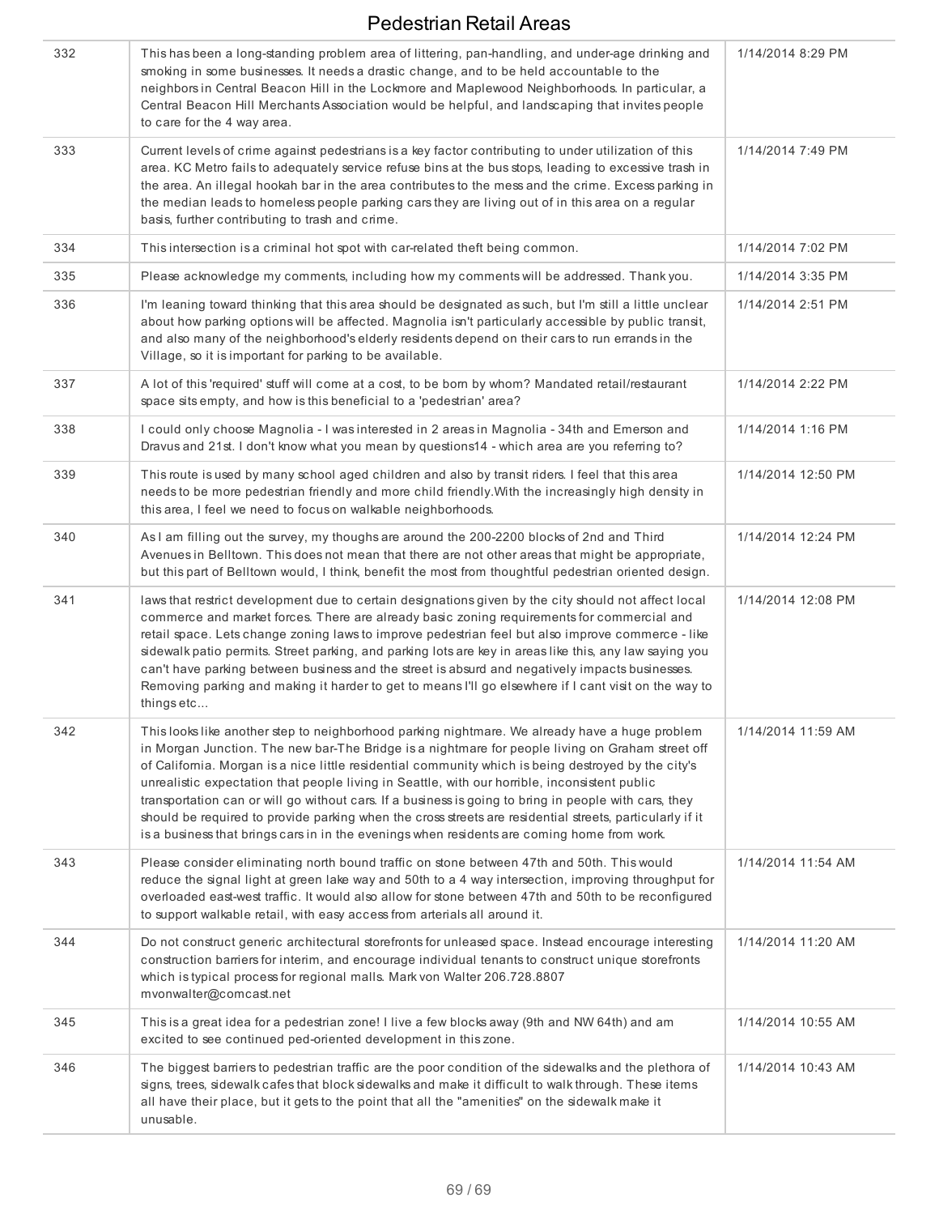# Pedestrian Retail Areas

| | | |
|---|---|---|
| 332 | This has been a long-standing problem area of littering, pan-handling, and under-age drinking and smoking in some businesses. It needs a drastic change, and to be held accountable to the neighbors in Central Beacon Hill in the Lockmore and Maplewood Neighborhoods. In particular, a Central Beacon Hill Merchants Association would be helpful, and landscaping that invites people to care for the 4 way area. | 1/14/2014 8:29 PM |
| 333 | Current levels of crime against pedestrians is a key factor contributing to under utilization of this area. KC Metro fails to adequately service refuse bins at the bus stops, leading to excessive trash in the area. An illegal hookah bar in the area contributes to the mess and the crime. Excess parking in the median leads to homeless people parking cars they are living out of in this area on a regular basis, further contributing to trash and crime. | 1/14/2014 7:49 PM |
| 334 | This intersection is a criminal hot spot with car-related theft being common. | 1/14/2014 7:02 PM |
| 335 | Please acknowledge my comments, including how my comments will be addressed. Thank you. | 1/14/2014 3:35 PM |
| 336 | I'm leaning toward thinking that this area should be designated as such, but I'm still a little unclear about how parking options will be affected. Magnolia isn't particularly accessible by public transit, and also many of the neighborhood's elderly residents depend on their cars to run errands in the Village, so it is important for parking to be available. | 1/14/2014 2:51 PM |
| 337 | A lot of this 'required' stuff will come at a cost, to be born by whom? Mandated retail/restaurant space sits empty, and how is this beneficial to a 'pedestrian' area? | 1/14/2014 2:22 PM |
| 338 | I could only choose Magnolia - I was interested in 2 areas in Magnolia - 34th and Emerson and Dravus and 21st. I don't know what you mean by questions14 - which area are you referring to? | 1/14/2014 1:16 PM |
| 339 | This route is used by many school aged children and also by transit riders. I feel that this area needs to be more pedestrian friendly and more child friendly.With the increasingly high density in this area, I feel we need to focus on walkable neighborhoods. | 1/14/2014 12:50 PM |
| 340 | As I am filling out the survey, my thoughs are around the 200-2200 blocks of 2nd and Third Avenues in Belltown. This does not mean that there are not other areas that might be appropriate, but this part of Belltown would, I think, benefit the most from thoughtful pedestrian oriented design. | 1/14/2014 12:24 PM |
| 341 | laws that restrict development due to certain designations given by the city should not affect local commerce and market forces. There are already basic zoning requirements for commercial and retail space. Lets change zoning laws to improve pedestrian feel but also improve commerce - like sidewalk patio permits. Street parking, and parking lots are key in areas like this, any law saying you can't have parking between business and the street is absurd and negatively impacts businesses. Removing parking and making it harder to get to means I'll go elsewhere if I cant visit on the way to things etc... | 1/14/2014 12:08 PM |
| 342 | This looks like another step to neighborhood parking nightmare. We already have a huge problem in Morgan Junction. The new bar-The Bridge is a nightmare for people living on Graham street off of California. Morgan is a nice little residential community which is being destroyed by the city's unrealistic expectation that people living in Seattle, with our horrible, inconsistent public transportation can or will go without cars. If a business is going to bring in people with cars, they should be required to provide parking when the cross streets are residential streets, particularly if it is a business that brings cars in in the evenings when residents are coming home from work. | 1/14/2014 11:59 AM |
| 343 | Please consider eliminating north bound traffic on stone between 47th and 50th. This would reduce the signal light at green lake way and 50th to a 4 way intersection, improving throughput for overloaded east-west traffic. It would also allow for stone between 47th and 50th to be reconfigured to support walkable retail, with easy access from arterials all around it. | 1/14/2014 11:54 AM |
| 344 | Do not construct generic architectural storefronts for unleased space. Instead encourage interesting construction barriers for interim, and encourage individual tenants to construct unique storefronts which is typical process for regional malls. Mark von Walter 206.728.8807 mvonwalter@comcast.net | 1/14/2014 11:20 AM |
| 345 | This is a great idea for a pedestrian zone! I live a few blocks away (9th and NW 64th) and am excited to see continued ped-oriented development in this zone. | 1/14/2014 10:55 AM |
| 346 | The biggest barriers to pedestrian traffic are the poor condition of the sidewalks and the plethora of signs, trees, sidewalk cafes that block sidewalks and make it difficult to walk through. These items all have their place, but it gets to the point that all the "amenities" on the sidewalk make it unusable. | 1/14/2014 10:43 AM |